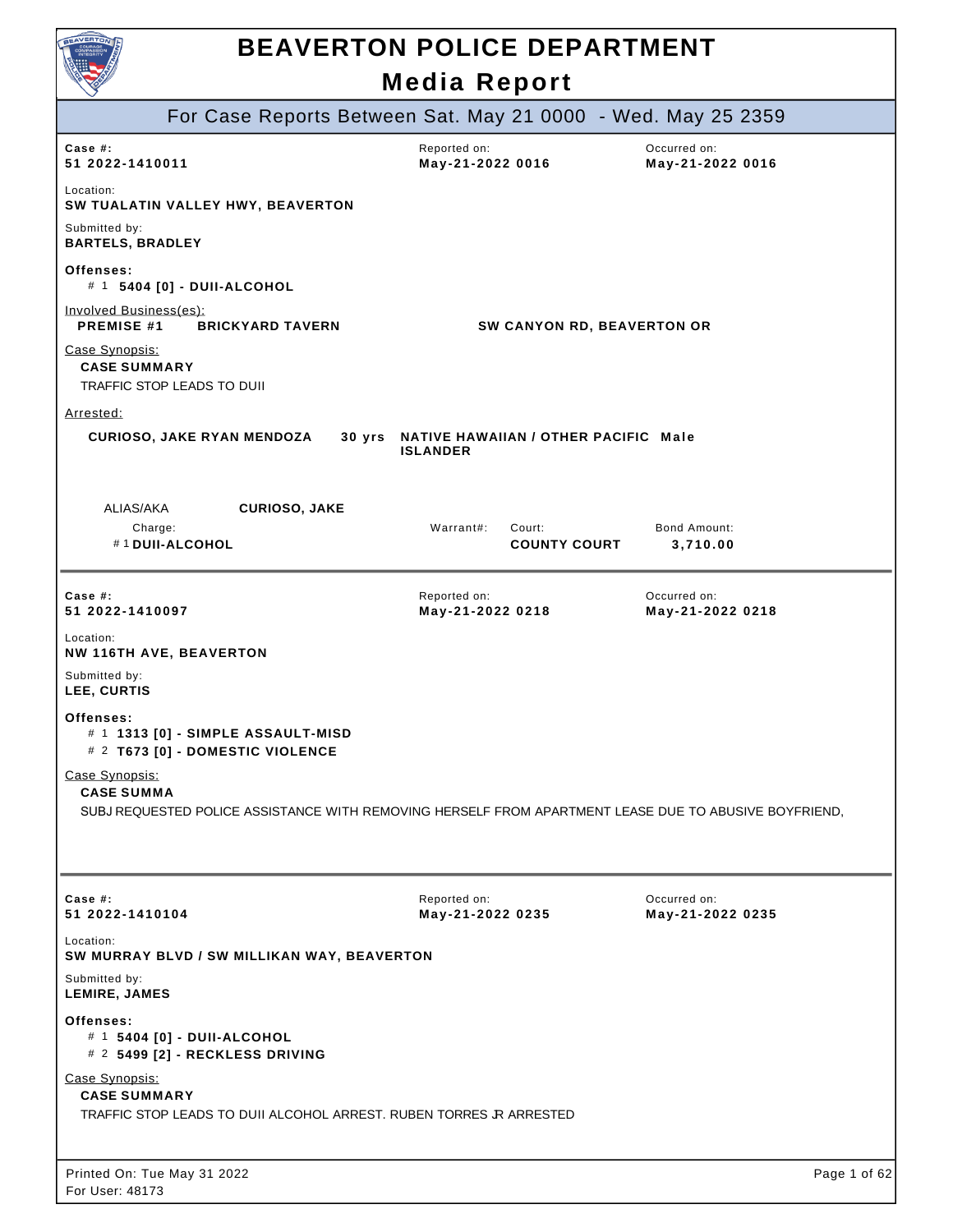# BEAVERTON POLICE DEPARTMENT

## Media Report

### For Case Reports Between Sat. May 21 0000 - Wed. May 25 2359

---

**Case #:** 51 2022-1410011
**Reported on:** May-21-2022 0016
**Occurred on:** May-21-2022 0016

**Location:**
SW TUALATIN VALLEY HWY, BEAVERTON

**Submitted by:**
BARTELS, BRADLEY

**Offenses:**
- # 1 **5404 [0] - DUII-ALCOHOL**

**Involved Business(es):**

| PREMISE #1 | BRICKYARD TAVERN | SW CANYON RD, BEAVERTON OR |
|---|---|---|

**Case Synopsis:**

**CASE SUMMARY**

TRAFFIC STOP LEADS TO DUII

**Arrested:**

**CURIOSO, JAKE RYAN MENDOZA** 30 yrs NATIVE HAWAIIAN / OTHER PACIFIC ISLANDER Male

ALIAS/AKA **CURIOSO, JAKE**

| Charge: | Warrant#: | Court: | Bond Amount: |
|---|---|---|---|
| # 1 DUII-ALCOHOL | | COUNTY COURT | 3,710.00 |

---

**Case #:** 51 2022-1410097
**Reported on:** May-21-2022 0218
**Occurred on:** May-21-2022 0218

**Location:**
NW 116TH AVE, BEAVERTON

**Submitted by:**
LEE, CURTIS

**Offenses:**
- # 1 **1313 [0] - SIMPLE ASSAULT-MISD**
- # 2 **T673 [0] - DOMESTIC VIOLENCE**

**Case Synopsis:**

**CASE SUMMA**

SUBJ REQUESTED POLICE ASSISTANCE WITH REMOVING HERSELF FROM APARTMENT LEASE DUE TO ABUSIVE BOYFRIEND,

---

**Case #:** 51 2022-1410104
**Reported on:** May-21-2022 0235
**Occurred on:** May-21-2022 0235

**Location:**
SW MURRAY BLVD / SW MILLIKAN WAY, BEAVERTON

**Submitted by:**
LEMIRE, JAMES

**Offenses:**
- # 1 **5404 [0] - DUII-ALCOHOL**
- # 2 **5499 [2] - RECKLESS DRIVING**

**Case Synopsis:**

**CASE SUMMARY**

TRAFFIC STOP LEADS TO DUII ALCOHOL ARREST. RUBEN TORRES JR ARRESTED

Printed On: Tue May 31 2022
For User: 48173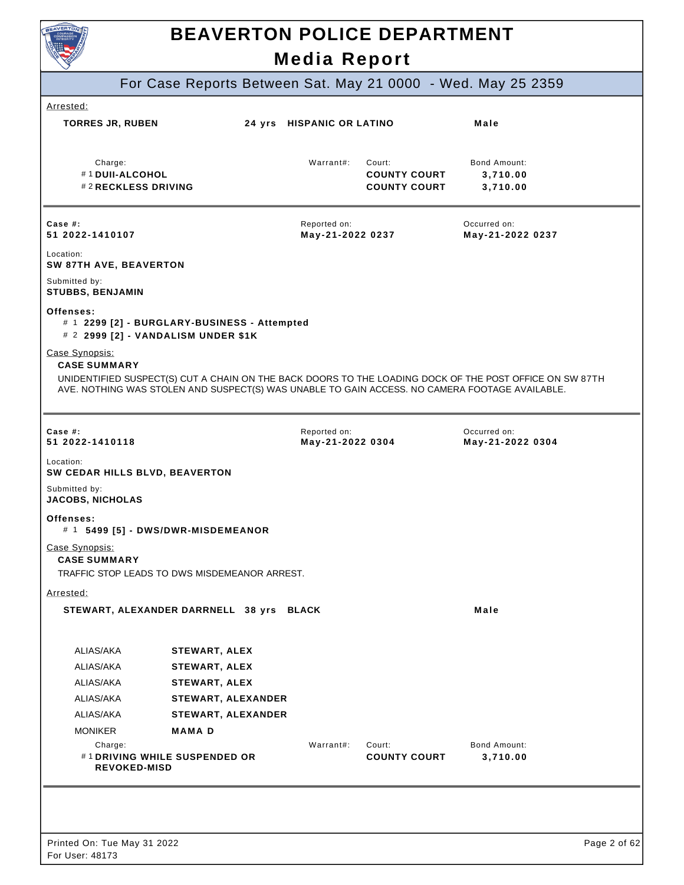# BEAVERTON POLICE DEPARTMENT

## Media Report

### For Case Reports Between Sat. May 21 0000 - Wed. May 25 2359

Arrested:

**TORRES JR, RUBEN** **24 yrs** **HISPANIC OR LATINO** **Male**

| Charge: | Warrant#: | Court: | Bond Amount: |
|---|---|---|---|
| # 1 **DUII-ALCOHOL** | | **COUNTY COURT** | **3,710.00** |
| # 2 **RECKLESS DRIVING** | | **COUNTY COURT** | **3,710.00** |

---

**Case #:** **51 2022-1410107**

Reported on: **May-21-2022 0237**

Occurred on: **May-21-2022 0237**

Location:
**SW 87TH AVE, BEAVERTON**

Submitted by:
**STUBBS, BENJAMIN**

**Offenses:**

- # 1 **2299 [2] - BURGLARY-BUSINESS - Attempted**
- # 2 **2999 [2] - VANDALISM UNDER $1K**

Case Synopsis:

**CASE SUMMARY**

UNIDENTIFIED SUSPECT(S) CUT A CHAIN ON THE BACK DOORS TO THE LOADING DOCK OF THE POST OFFICE ON SW 87TH AVE. NOTHING WAS STOLEN AND SUSPECT(S) WAS UNABLE TO GAIN ACCESS. NO CAMERA FOOTAGE AVAILABLE.

---

**Case #:** **51 2022-1410118**

Reported on: **May-21-2022 0304**

Occurred on: **May-21-2022 0304**

Location:
**SW CEDAR HILLS BLVD, BEAVERTON**

Submitted by:
**JACOBS, NICHOLAS**

**Offenses:**

- # 1 **5499 [5] - DWS/DWR-MISDEMEANOR**

Case Synopsis:

**CASE SUMMARY**

TRAFFIC STOP LEADS TO DWS MISDEMEANOR ARREST.

Arrested:

**STEWART, ALEXANDER DARRNELL** **38 yrs** **BLACK** **Male**

| | |
|---|---|
| ALIAS/AKA | **STEWART, ALEX** |
| ALIAS/AKA | **STEWART, ALEX** |
| ALIAS/AKA | **STEWART, ALEX** |
| ALIAS/AKA | **STEWART, ALEXANDER** |
| ALIAS/AKA | **STEWART, ALEXANDER** |
| MONIKER | **MAMA D** |

| Charge: | Warrant#: | Court: | Bond Amount: |
|---|---|---|---|
| # 1 **DRIVING WHILE SUSPENDED OR REVOKED-MISD** | | **COUNTY COURT** | **3,710.00** |

---

Printed On: Tue May 31 2022
For User: 48173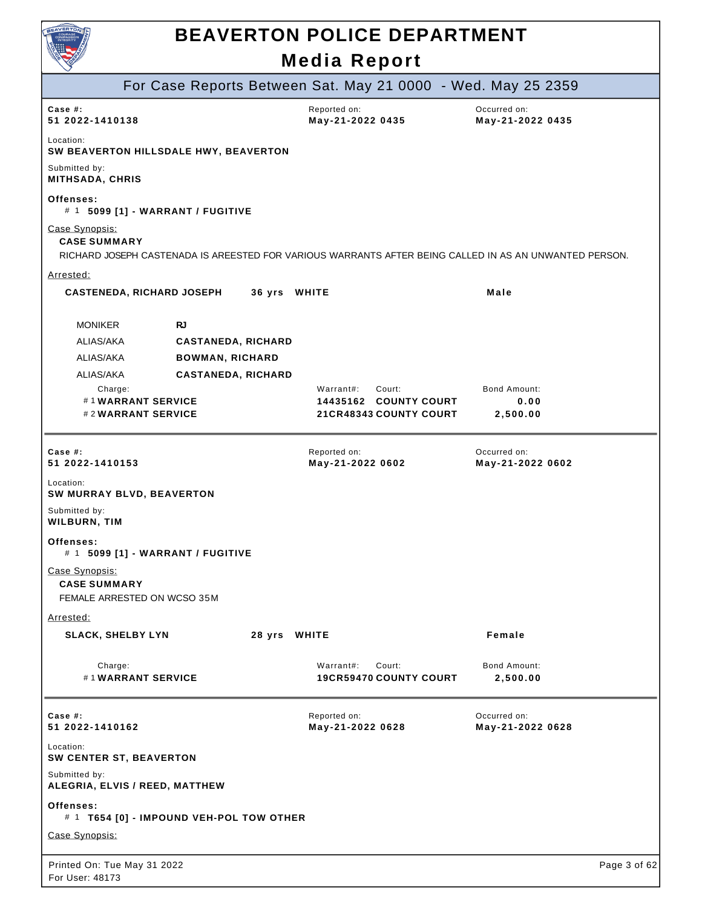# BEAVERTON POLICE DEPARTMENT

## Media Report

### For Case Reports Between Sat. May 21 0000 - Wed. May 25 2359

**Case #:** 51 2022-1410138
**Reported on:** May-21-2022 0435
**Occurred on:** May-21-2022 0435

**Location:** SW BEAVERTON HILLSDALE HWY, BEAVERTON

**Submitted by:** MITHSADA, CHRIS

**Offenses:**
# 1 **5099 [1] - WARRANT / FUGITIVE**

Case Synopsis:

**CASE SUMMARY**

RICHARD JOSEPH CASTENADA IS AREESTED FOR VARIOUS WARRANTS AFTER BEING CALLED IN AS AN UNWANTED PERSON.

Arrested:

**CASTENEDA, RICHARD JOSEPH** 36 yrs WHITE Male

| | |
|---|---|
| MONIKER | RJ |
| ALIAS/AKA | CASTANEDA, RICHARD |
| ALIAS/AKA | BOWMAN, RICHARD |
| ALIAS/AKA | CASTANEDA, RICHARD |

| Charge: | Warrant#: | Court: | Bond Amount: |
|---|---|---|---|
| # 1 WARRANT SERVICE | 14435162 | COUNTY COURT | 0.00 |
| # 2 WARRANT SERVICE | 21CR48343 | COUNTY COURT | 2,500.00 |

---

**Case #:** 51 2022-1410153
**Reported on:** May-21-2022 0602
**Occurred on:** May-21-2022 0602

**Location:** SW MURRAY BLVD, BEAVERTON

**Submitted by:** WILBURN, TIM

**Offenses:**
# 1 **5099 [1] - WARRANT / FUGITIVE**

Case Synopsis:

**CASE SUMMARY**

FEMALE ARRESTED ON WCSO 35M

Arrested:

**SLACK, SHELBY LYN** 28 yrs WHITE Female

| Charge: | Warrant#: | Court: | Bond Amount: |
|---|---|---|---|
| # 1 WARRANT SERVICE | 19CR59470 | COUNTY COURT | 2,500.00 |

---

**Case #:** 51 2022-1410162
**Reported on:** May-21-2022 0628
**Occurred on:** May-21-2022 0628

**Location:** SW CENTER ST, BEAVERTON

**Submitted by:** ALEGRIA, ELVIS / REED, MATTHEW

**Offenses:**
# 1 **T654 [0] - IMPOUND VEH-POL TOW OTHER**

Case Synopsis: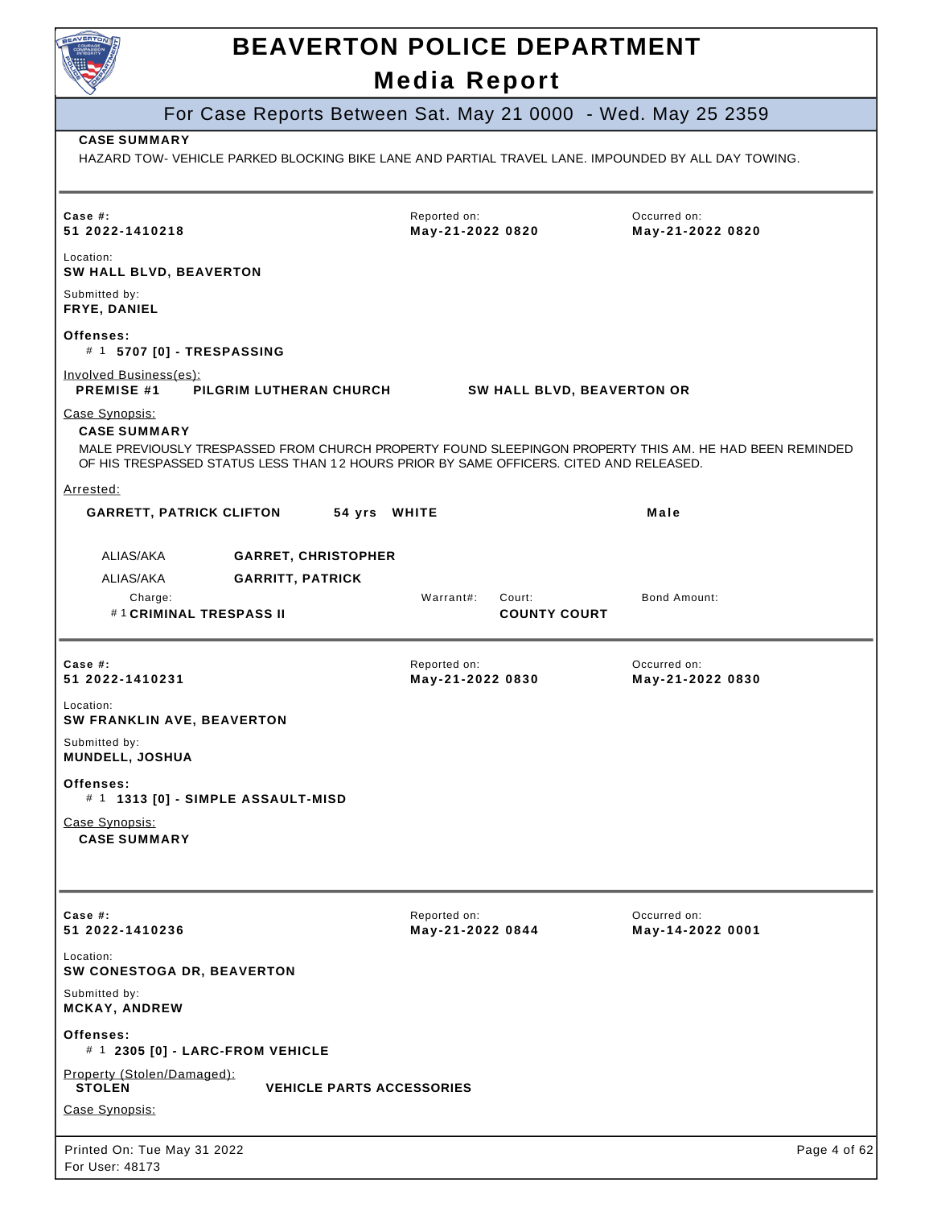# BEAVERTON POLICE DEPARTMENT

## Media Report

### For Case Reports Between Sat. May 21 0000 - Wed. May 25 2359

**CASE SUMMARY**

HAZARD TOW- VEHICLE PARKED BLOCKING BIKE LANE AND PARTIAL TRAVEL LANE. IMPOUNDED BY ALL DAY TOWING.

---

| Case #: | Reported on: | Occurred on: |
|---|---|---|
| **51 2022-1410218** | **May-21-2022 0820** | **May-21-2022 0820** |

Location:
**SW HALL BLVD, BEAVERTON**

Submitted by:
**FRYE, DANIEL**

**Offenses:**
\# 1 **5707 [0] - TRESPASSING**

Involved Business(es):
**PREMISE #1** **PILGRIM LUTHERAN CHURCH** **SW HALL BLVD, BEAVERTON OR**

Case Synopsis:
**CASE SUMMARY**
MALE PREVIOUSLY TRESPASSED FROM CHURCH PROPERTY FOUND SLEEPINGON PROPERTY THIS AM. HE HAD BEEN REMINDED OF HIS TRESPASSED STATUS LESS THAN 12 HOURS PRIOR BY SAME OFFICERS. CITED AND RELEASED.

Arrested:
**GARRETT, PATRICK CLIFTON** **54 yrs** **WHITE** **Male**

ALIAS/AKA **GARRET, CHRISTOPHER**
ALIAS/AKA **GARRITT, PATRICK**

| Charge: | Warrant#: | Court: | Bond Amount: |
|---|---|---|---|
| # 1 **CRIMINAL TRESPASS II** | | **COUNTY COURT** | |

---

| Case #: | Reported on: | Occurred on: |
|---|---|---|
| **51 2022-1410231** | **May-21-2022 0830** | **May-21-2022 0830** |

Location:
**SW FRANKLIN AVE, BEAVERTON**

Submitted by:
**MUNDELL, JOSHUA**

**Offenses:**
\# 1 **1313 [0] - SIMPLE ASSAULT-MISD**

Case Synopsis:
**CASE SUMMARY**

---

| Case #: | Reported on: | Occurred on: |
|---|---|---|
| **51 2022-1410236** | **May-21-2022 0844** | **May-14-2022 0001** |

Location:
**SW CONESTOGA DR, BEAVERTON**

Submitted by:
**MCKAY, ANDREW**

**Offenses:**
\# 1 **2305 [0] - LARC-FROM VEHICLE**

Property (Stolen/Damaged):
**STOLEN** **VEHICLE PARTS ACCESSORIES**

Case Synopsis: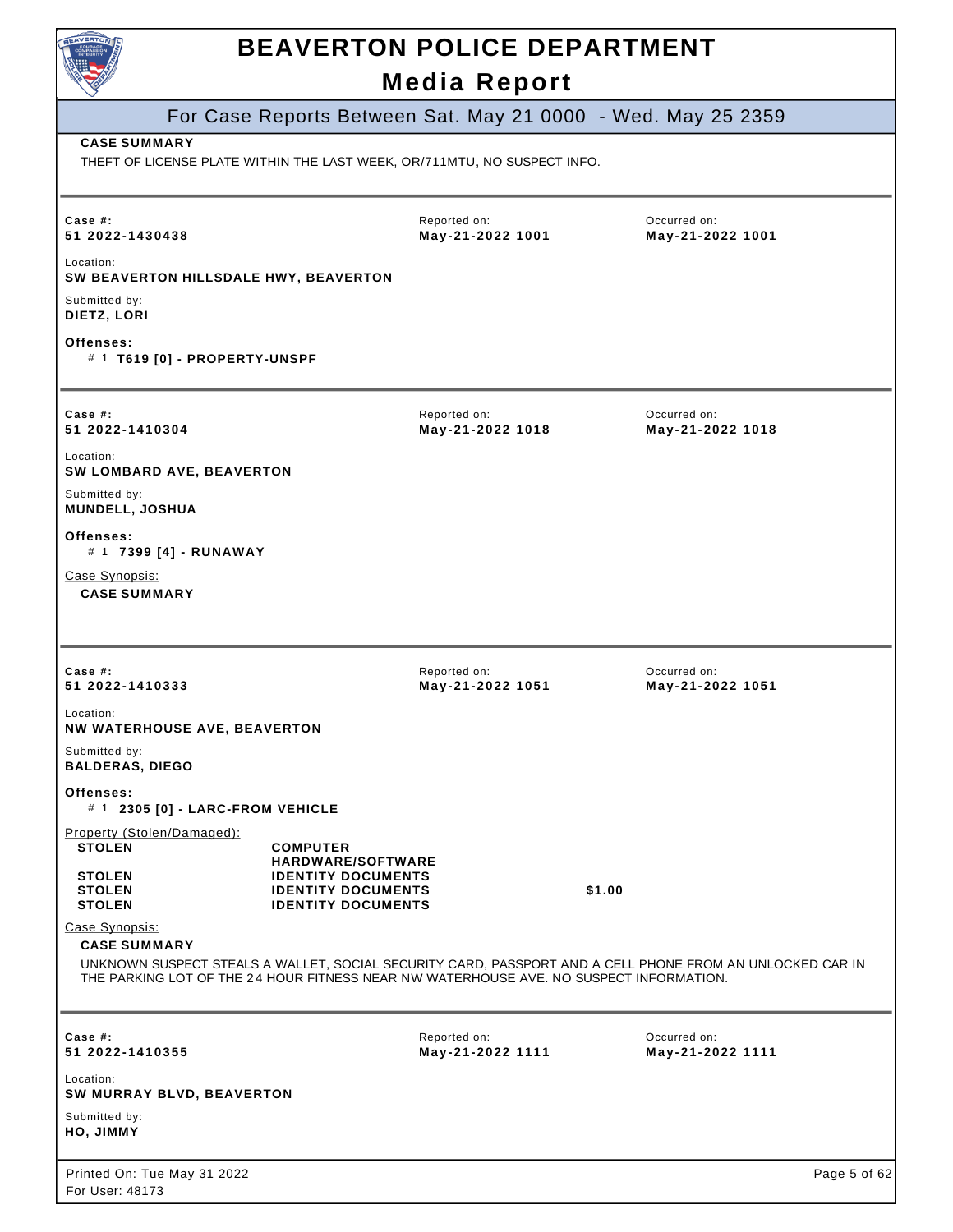**CASE SUMMARY**

THEFT OF LICENSE PLATE WITHIN THE LAST WEEK, OR/711MTU, NO SUSPECT INFO.

---

| Case #: | Reported on: | Occurred on: |
|---|---|---|
| **51 2022-1430438** | **May-21-2022 1001** | **May-21-2022 1001** |

Location:
**SW BEAVERTON HILLSDALE HWY, BEAVERTON**

Submitted by:
**DIETZ, LORI**

**Offenses:**
# 1 **T619 [0] - PROPERTY-UNSPF**

---

| Case #: | Reported on: | Occurred on: |
|---|---|---|
| **51 2022-1410304** | **May-21-2022 1018** | **May-21-2022 1018** |

Location:
**SW LOMBARD AVE, BEAVERTON**

Submitted by:
**MUNDELL, JOSHUA**

**Offenses:**
# 1 **7399 [4] - RUNAWAY**

Case Synopsis:
**CASE SUMMARY**

---

| Case #: | Reported on: | Occurred on: |
|---|---|---|
| **51 2022-1410333** | **May-21-2022 1051** | **May-21-2022 1051** |

Location:
**NW WATERHOUSE AVE, BEAVERTON**

Submitted by:
**BALDERAS, DIEGO**

**Offenses:**
# 1 **2305 [0] - LARC-FROM VEHICLE**

Property (Stolen/Damaged):

| | | |
|---|---|---|
| **STOLEN** | **COMPUTER HARDWARE/SOFTWARE** | |
| **STOLEN** | **IDENTITY DOCUMENTS** | |
| **STOLEN** | **IDENTITY DOCUMENTS** | **$1.00** |
| **STOLEN** | **IDENTITY DOCUMENTS** | |

Case Synopsis:
**CASE SUMMARY**

UNKNOWN SUSPECT STEALS A WALLET, SOCIAL SECURITY CARD, PASSPORT AND A CELL PHONE FROM AN UNLOCKED CAR IN THE PARKING LOT OF THE 24 HOUR FITNESS NEAR NW WATERHOUSE AVE. NO SUSPECT INFORMATION.

---

| Case #: | Reported on: | Occurred on: |
|---|---|---|
| **51 2022-1410355** | **May-21-2022 1111** | **May-21-2022 1111** |

Location:
**SW MURRAY BLVD, BEAVERTON**

Submitted by:
**HO, JIMMY**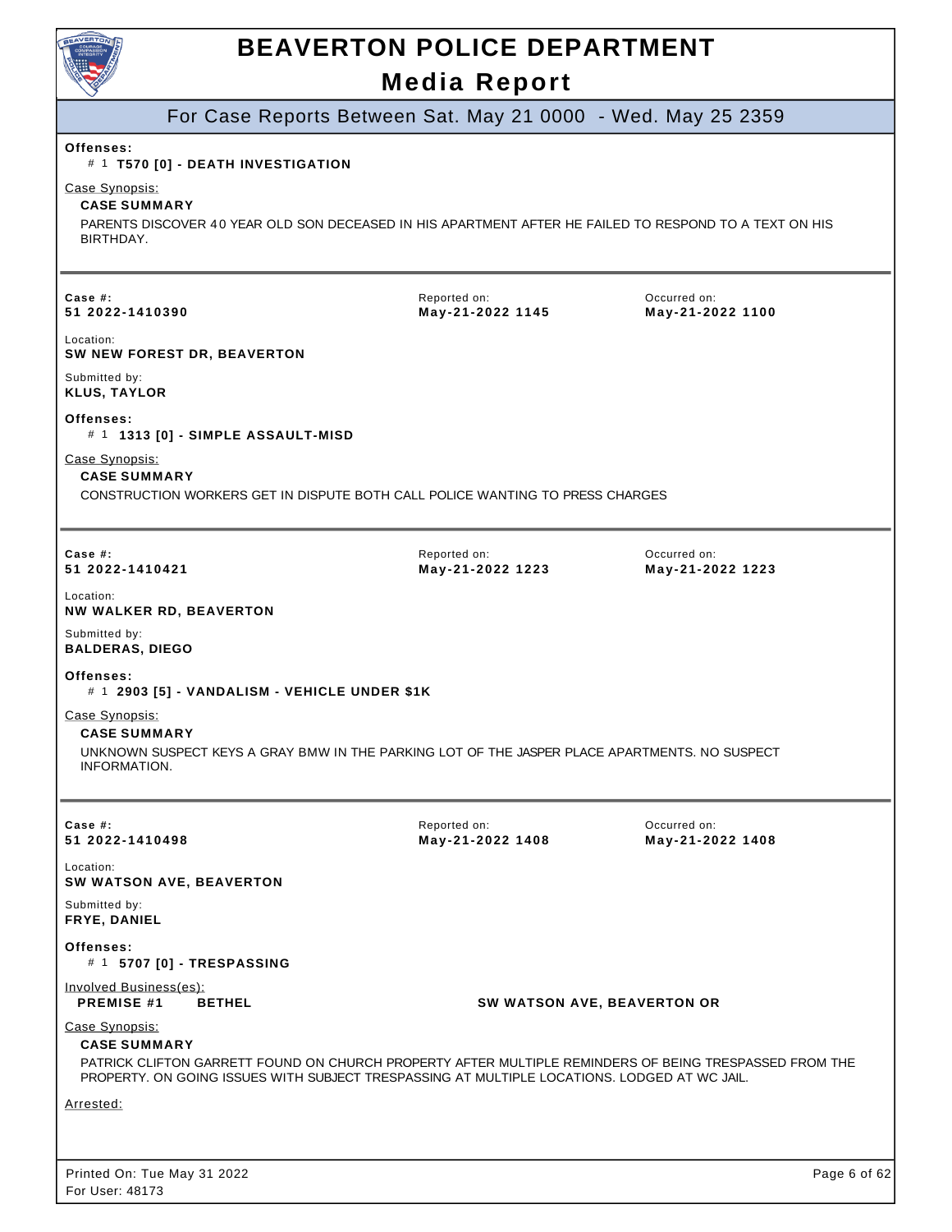# BEAVERTON POLICE DEPARTMENT

## Media Report

### For Case Reports Between Sat. May 21 0000 - Wed. May 25 2359

**Offenses:**
# 1 **T570 [0] - DEATH INVESTIGATION**

Case Synopsis:

**CASE SUMMARY**

PARENTS DISCOVER 40 YEAR OLD SON DECEASED IN HIS APARTMENT AFTER HE FAILED TO RESPOND TO A TEXT ON HIS BIRTHDAY.

---

| Case #: | Reported on: | Occurred on: |
|---|---|---|
| **51 2022-1410390** | **May-21-2022 1145** | **May-21-2022 1100** |

Location:
**SW NEW FOREST DR, BEAVERTON**

Submitted by:
**KLUS, TAYLOR**

**Offenses:**
# 1 **1313 [0] - SIMPLE ASSAULT-MISD**

Case Synopsis:

**CASE SUMMARY**

CONSTRUCTION WORKERS GET IN DISPUTE BOTH CALL POLICE WANTING TO PRESS CHARGES

---

| Case #: | Reported on: | Occurred on: |
|---|---|---|
| **51 2022-1410421** | **May-21-2022 1223** | **May-21-2022 1223** |

Location:
**NW WALKER RD, BEAVERTON**

Submitted by:
**BALDERAS, DIEGO**

**Offenses:**
# 1 **2903 [5] - VANDALISM - VEHICLE UNDER $1K**

Case Synopsis:

**CASE SUMMARY**

UNKNOWN SUSPECT KEYS A GRAY BMW IN THE PARKING LOT OF THE JASPER PLACE APARTMENTS. NO SUSPECT INFORMATION.

---

| Case #: | Reported on: | Occurred on: |
|---|---|---|
| **51 2022-1410498** | **May-21-2022 1408** | **May-21-2022 1408** |

Location:
**SW WATSON AVE, BEAVERTON**

Submitted by:
**FRYE, DANIEL**

**Offenses:**
# 1 **5707 [0] - TRESPASSING**

Involved Business(es):
**PREMISE #1** **BETHEL** **SW WATSON AVE, BEAVERTON OR**

Case Synopsis:

**CASE SUMMARY**

PATRICK CLIFTON GARRETT FOUND ON CHURCH PROPERTY AFTER MULTIPLE REMINDERS OF BEING TRESPASSED FROM THE PROPERTY. ON GOING ISSUES WITH SUBJECT TRESPASSING AT MULTIPLE LOCATIONS. LODGED AT WC JAIL.

Arrested: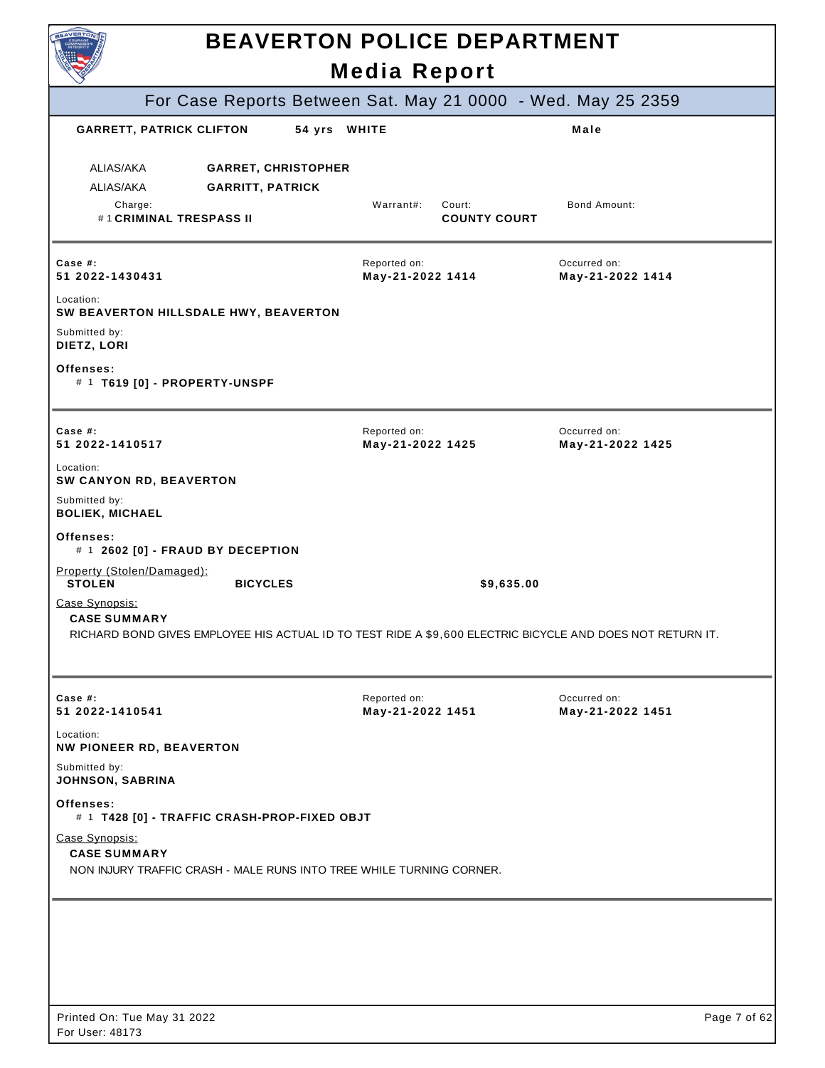# BEAVERTON POLICE DEPARTMENT

## Media Report

### For Case Reports Between Sat. May 21 0000 - Wed. May 25 2359

**GARRETT, PATRICK CLIFTON** **54 yrs** **WHITE** **Male**

ALIAS/AKA **GARRET, CHRISTOPHER**

ALIAS/AKA **GARRITT, PATRICK**

| Charge: | Warrant#: | Court: | Bond Amount: |
|---|---|---|---|
| # 1 **CRIMINAL TRESPASS II** | | **COUNTY COURT** | |

---

**Case #:** 51 2022-1430431
Reported on: **May-21-2022 1414**
Occurred on: **May-21-2022 1414**

Location:
**SW BEAVERTON HILLSDALE HWY, BEAVERTON**

Submitted by:
**DIETZ, LORI**

**Offenses:**
# 1 **T619 [0] - PROPERTY-UNSPF**

---

**Case #:** 51 2022-1410517
Reported on: **May-21-2022 1425**
Occurred on: **May-21-2022 1425**

Location:
**SW CANYON RD, BEAVERTON**

Submitted by:
**BOLIEK, MICHAEL**

**Offenses:**
# 1 **2602 [0] - FRAUD BY DECEPTION**

Property (Stolen/Damaged):

| | | |
|---|---|---|
| **STOLEN** | **BICYCLES** | **$9,635.00** |

Case Synopsis:

**CASE SUMMARY**

RICHARD BOND GIVES EMPLOYEE HIS ACTUAL ID TO TEST RIDE A $9,600 ELECTRIC BICYCLE AND DOES NOT RETURN IT.

---

**Case #:** 51 2022-1410541
Reported on: **May-21-2022 1451**
Occurred on: **May-21-2022 1451**

Location:
**NW PIONEER RD, BEAVERTON**

Submitted by:
**JOHNSON, SABRINA**

**Offenses:**
# 1 **T428 [0] - TRAFFIC CRASH-PROP-FIXED OBJT**

Case Synopsis:

**CASE SUMMARY**

NON INJURY TRAFFIC CRASH - MALE RUNS INTO TREE WHILE TURNING CORNER.

Printed On: Tue May 31 2022
For User: 48173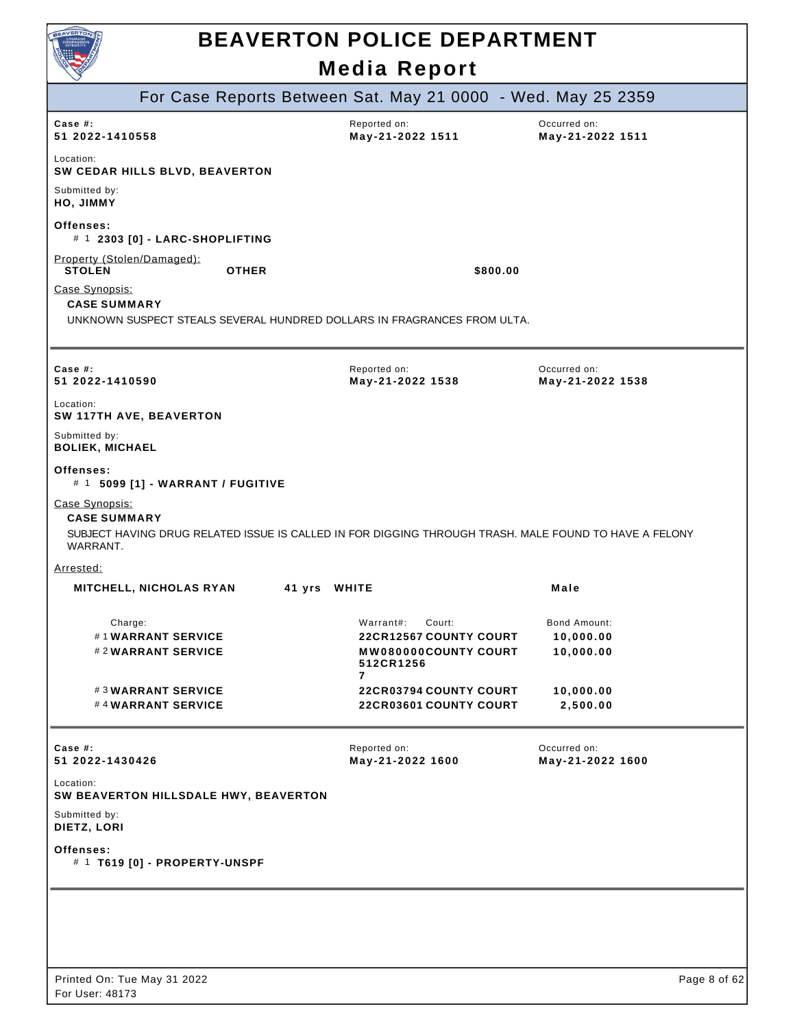# BEAVERTON POLICE DEPARTMENT

## Media Report

### For Case Reports Between Sat. May 21 0000 - Wed. May 25 2359

---

**Case #:** 51 2022-1410558
**Reported on:** May-21-2022 1511
**Occurred on:** May-21-2022 1511

**Location:**
SW CEDAR HILLS BLVD, BEAVERTON

**Submitted by:**
HO, JIMMY

**Offenses:**
# 1 **2303 [0] - LARC-SHOPLIFTING**

Property (Stolen/Damaged):

| | | |
|---|---|---|
| **STOLEN** | **OTHER** | **$800.00** |

Case Synopsis:

**CASE SUMMARY**

UNKNOWN SUSPECT STEALS SEVERAL HUNDRED DOLLARS IN FRAGRANCES FROM ULTA.

---

**Case #:** 51 2022-1410590
**Reported on:** May-21-2022 1538
**Occurred on:** May-21-2022 1538

**Location:**
SW 117TH AVE, BEAVERTON

**Submitted by:**
BOLIEK, MICHAEL

**Offenses:**
# 1 **5099 [1] - WARRANT / FUGITIVE**

Case Synopsis:

**CASE SUMMARY**

SUBJECT HAVING DRUG RELATED ISSUE IS CALLED IN FOR DIGGING THROUGH TRASH. MALE FOUND TO HAVE A FELONY WARRANT.

Arrested:

**MITCHELL, NICHOLAS RYAN** — 41 yrs — WHITE — Male

| Charge | Warrant# | Court | Bond Amount |
|---|---|---|---|
| # 1 WARRANT SERVICE | 22CR12567 | COUNTY COURT | 10,000.00 |
| # 2 WARRANT SERVICE | MW080000512CR12567 | COUNTY COURT | 10,000.00 |
| # 3 WARRANT SERVICE | 22CR03794 | COUNTY COURT | 10,000.00 |
| # 4 WARRANT SERVICE | 22CR03601 | COUNTY COURT | 2,500.00 |

---

**Case #:** 51 2022-1430426
**Reported on:** May-21-2022 1600
**Occurred on:** May-21-2022 1600

**Location:**
SW BEAVERTON HILLSDALE HWY, BEAVERTON

**Submitted by:**
DIETZ, LORI

**Offenses:**
# 1 **T619 [0] - PROPERTY-UNSPF**

---

Printed On: Tue May 31 2022
For User: 48173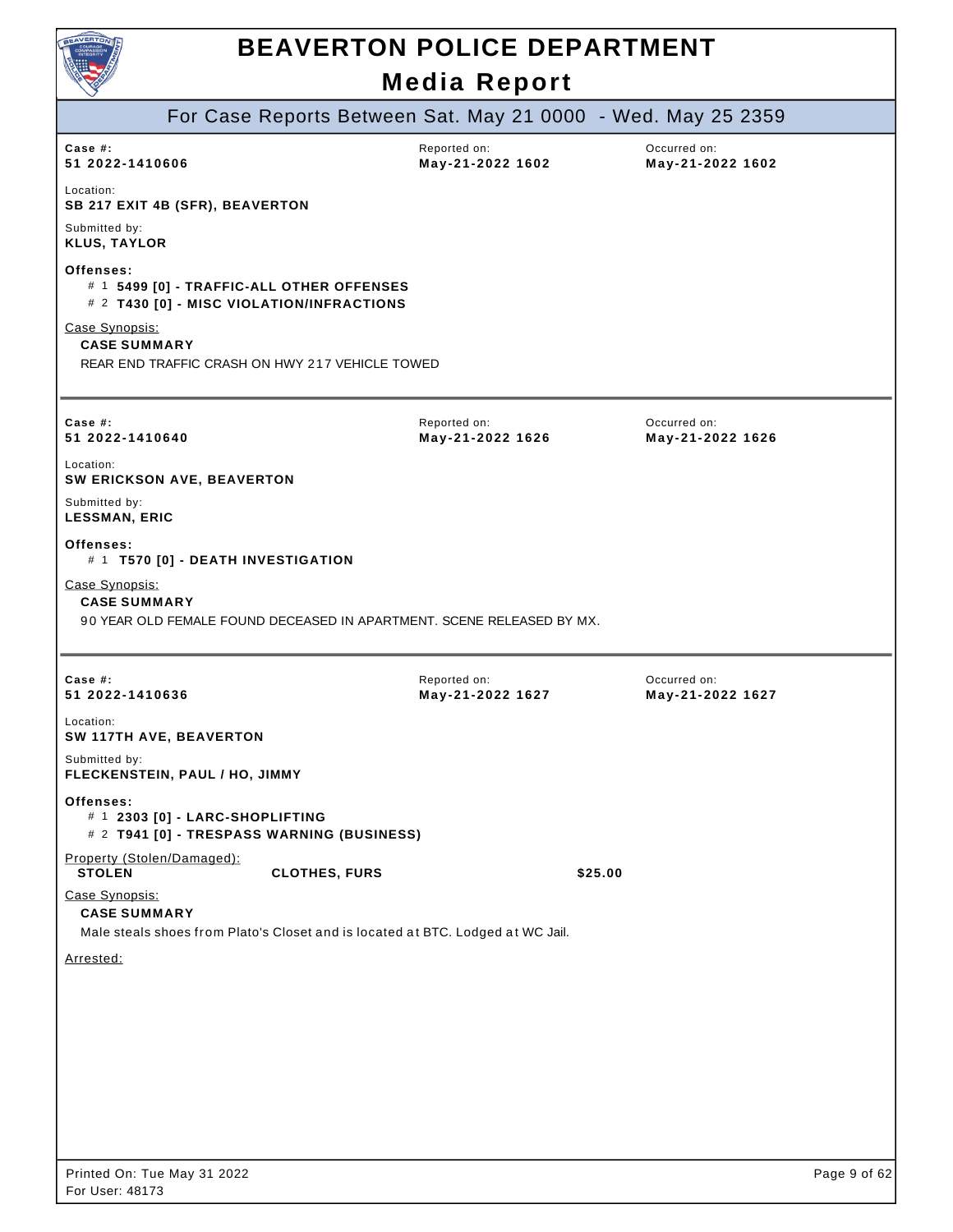# BEAVERTON POLICE DEPARTMENT

## Media Report

### For Case Reports Between Sat. May 21 0000 - Wed. May 25 2359

**Case #:** 51 2022-1410606
**Reported on:** May-21-2022 1602
**Occurred on:** May-21-2022 1602

Location:
**SB 217 EXIT 4B (SFR), BEAVERTON**

Submitted by:
**KLUS, TAYLOR**

**Offenses:**
- # 1 **5499 [0] - TRAFFIC-ALL OTHER OFFENSES**
- # 2 **T430 [0] - MISC VIOLATION/INFRACTIONS**

Case Synopsis:
**CASE SUMMARY**
REAR END TRAFFIC CRASH ON HWY 217 VEHICLE TOWED

---

**Case #:** 51 2022-1410640
**Reported on:** May-21-2022 1626
**Occurred on:** May-21-2022 1626

Location:
**SW ERICKSON AVE, BEAVERTON**

Submitted by:
**LESSMAN, ERIC**

**Offenses:**
- # 1 **T570 [0] - DEATH INVESTIGATION**

Case Synopsis:
**CASE SUMMARY**
90 YEAR OLD FEMALE FOUND DECEASED IN APARTMENT. SCENE RELEASED BY MX.

---

**Case #:** 51 2022-1410636
**Reported on:** May-21-2022 1627
**Occurred on:** May-21-2022 1627

Location:
**SW 117TH AVE, BEAVERTON**

Submitted by:
**FLECKENSTEIN, PAUL / HO, JIMMY**

**Offenses:**
- # 1 **2303 [0] - LARC-SHOPLIFTING**
- # 2 **T941 [0] - TRESPASS WARNING (BUSINESS)**

Property (Stolen/Damaged):

| | | |
|---|---|---|
| **STOLEN** | **CLOTHES, FURS** | **$25.00** |

Case Synopsis:
**CASE SUMMARY**
Male steals shoes from Plato's Closet and is located at BTC. Lodged at WC Jail.

Arrested:

Printed On: Tue May 31 2022
For User: 48173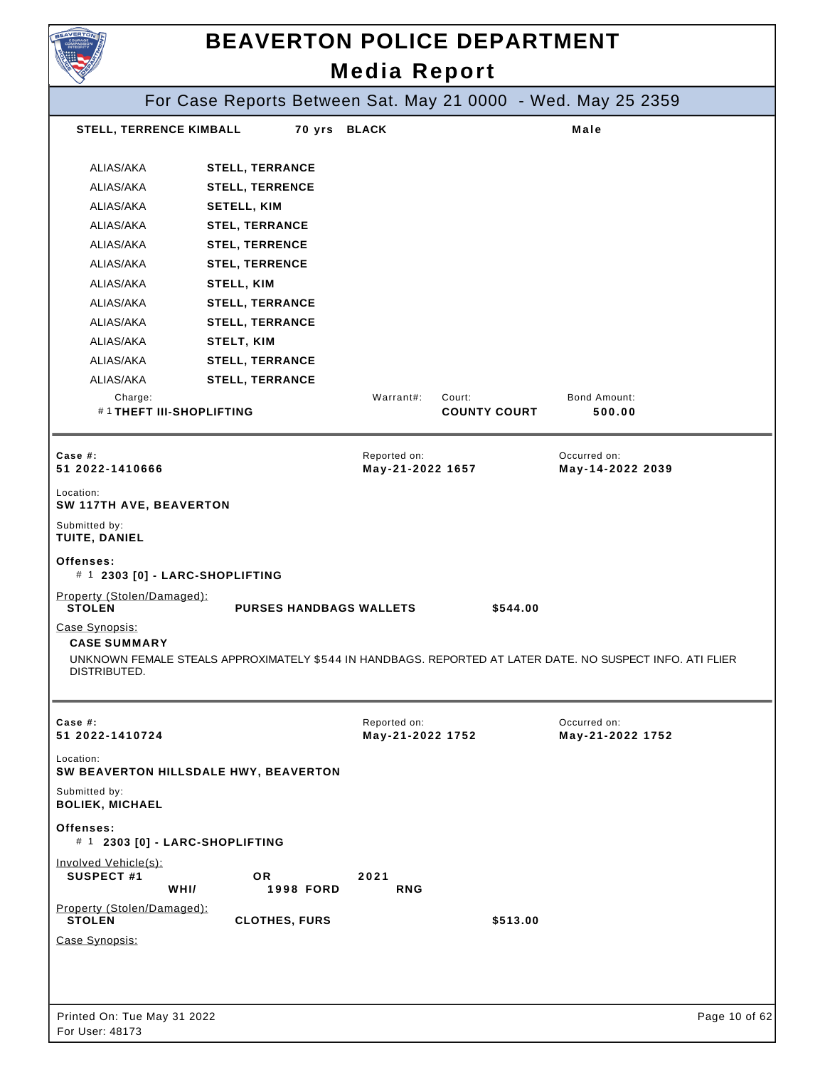# BEAVERTON POLICE DEPARTMENT

## Media Report

For Case Reports Between Sat. May 21 0000 - Wed. May 25 2359

**STELL, TERRENCE KIMBALL** **70 yrs** **BLACK** **Male**

| | |
|---|---|
| ALIAS/AKA | **STELL, TERRANCE** |
| ALIAS/AKA | **STELL, TERRENCE** |
| ALIAS/AKA | **SETELL, KIM** |
| ALIAS/AKA | **STEL, TERRANCE** |
| ALIAS/AKA | **STEL, TERRENCE** |
| ALIAS/AKA | **STEL, TERRENCE** |
| ALIAS/AKA | **STELL, KIM** |
| ALIAS/AKA | **STELL, TERRANCE** |
| ALIAS/AKA | **STELL, TERRANCE** |
| ALIAS/AKA | **STELT, KIM** |
| ALIAS/AKA | **STELL, TERRANCE** |
| ALIAS/AKA | **STELL, TERRANCE** |

| Charge: | Warrant#: | Court: | Bond Amount: |
|---|---|---|---|
| # 1 **THEFT III-SHOPLIFTING** | | **COUNTY COURT** | **500.00** |

---

| Case #: | Reported on: | Occurred on: |
|---|---|---|
| **51 2022-1410666** | **May-21-2022 1657** | **May-14-2022 2039** |

Location:
**SW 117TH AVE, BEAVERTON**

Submitted by:
**TUITE, DANIEL**

**Offenses:**
# 1 **2303 [0] - LARC-SHOPLIFTING**

Property (Stolen/Damaged):

| | | |
|---|---|---|
| **STOLEN** | **PURSES HANDBAGS WALLETS** | **$544.00** |

Case Synopsis:

**CASE SUMMARY**

UNKNOWN FEMALE STEALS APPROXIMATELY $544 IN HANDBAGS. REPORTED AT LATER DATE. NO SUSPECT INFO. ATI FLIER DISTRIBUTED.

---

| Case #: | Reported on: | Occurred on: |
|---|---|---|
| **51 2022-1410724** | **May-21-2022 1752** | **May-21-2022 1752** |

Location:
**SW BEAVERTON HILLSDALE HWY, BEAVERTON**

Submitted by:
**BOLIEK, MICHAEL**

**Offenses:**
# 1 **2303 [0] - LARC-SHOPLIFTING**

Involved Vehicle(s):

| | | |
|---|---|---|
| **SUSPECT #1** | **OR** | **2021** |
| **WHI/** | **1998 FORD** | **RNG** |

Property (Stolen/Damaged):

| | | |
|---|---|---|
| **STOLEN** | **CLOTHES, FURS** | **$513.00** |

Case Synopsis:

Printed On: Tue May 31 2022
For User: 48173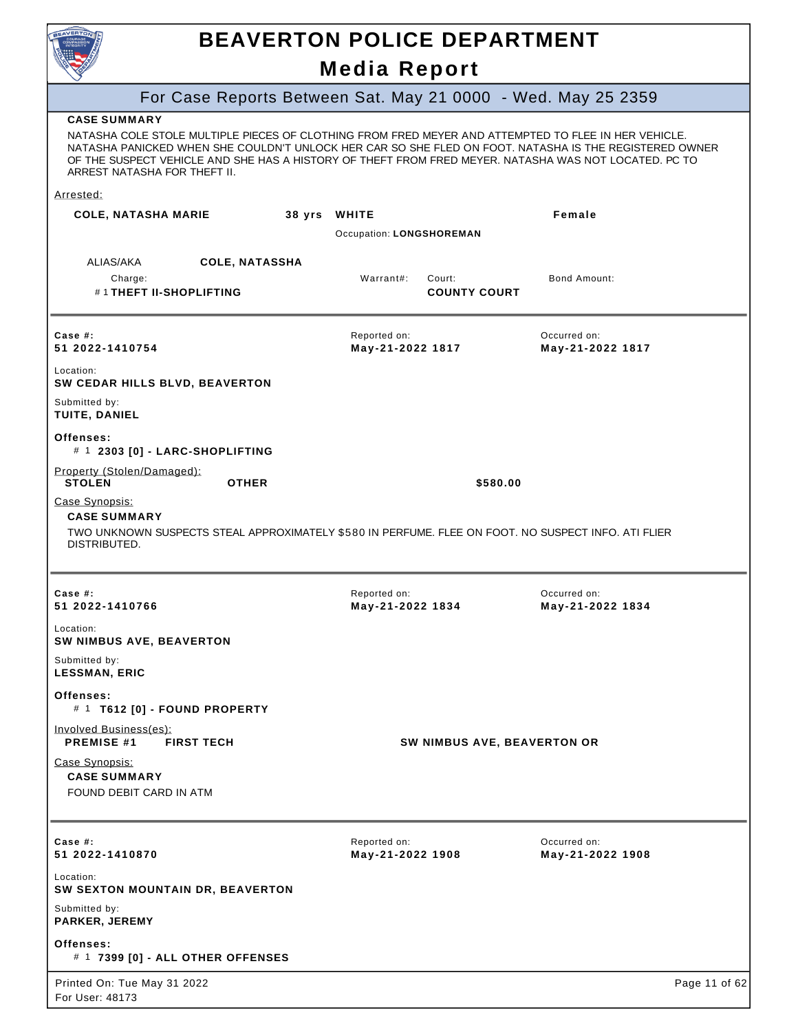# BEAVERTON POLICE DEPARTMENT

## Media Report

### For Case Reports Between Sat. May 21 0000 - Wed. May 25 2359

**CASE SUMMARY**

NATASHA COLE STOLE MULTIPLE PIECES OF CLOTHING FROM FRED MEYER AND ATTEMPTED TO FLEE IN HER VEHICLE. NATASHA PANICKED WHEN SHE COULDN'T UNLOCK HER CAR SO SHE FLED ON FOOT. NATASHA IS THE REGISTERED OWNER OF THE SUSPECT VEHICLE AND SHE HAS A HISTORY OF THEFT FROM FRED MEYER. NATASHA WAS NOT LOCATED. PC TO ARREST NATASHA FOR THEFT II.

Arrested:

**COLE, NATASHA MARIE** 38 yrs **WHITE** **Female**

Occupation: **LONGSHOREMAN**

ALIAS/AKA **COLE, NATASSHA**

| Charge: | Warrant#: | Court: | Bond Amount: |
|---|---|---|---|
| # 1 **THEFT II-SHOPLIFTING** | | **COUNTY COURT** | |

---

**Case #:** 51 2022-1410754

Reported on: **May-21-2022 1817**

Occurred on: **May-21-2022 1817**

Location: **SW CEDAR HILLS BLVD, BEAVERTON**

Submitted by: **TUITE, DANIEL**

**Offenses:**
# 1 **2303 [0] - LARC-SHOPLIFTING**

Property (Stolen/Damaged):
**STOLEN** **OTHER** **$580.00**

Case Synopsis:

**CASE SUMMARY**

TWO UNKNOWN SUSPECTS STEAL APPROXIMATELY $580 IN PERFUME. FLEE ON FOOT. NO SUSPECT INFO. ATI FLIER DISTRIBUTED.

---

**Case #:** 51 2022-1410766

Reported on: **May-21-2022 1834**

Occurred on: **May-21-2022 1834**

Location: **SW NIMBUS AVE, BEAVERTON**

Submitted by: **LESSMAN, ERIC**

**Offenses:**
# 1 **T612 [0] - FOUND PROPERTY**

Involved Business(es):
**PREMISE #1** **FIRST TECH** **SW NIMBUS AVE, BEAVERTON OR**

Case Synopsis:

**CASE SUMMARY**

FOUND DEBIT CARD IN ATM

---

**Case #:** 51 2022-1410870

Reported on: **May-21-2022 1908**

Occurred on: **May-21-2022 1908**

Location: **SW SEXTON MOUNTAIN DR, BEAVERTON**

Submitted by: **PARKER, JEREMY**

**Offenses:**
# 1 **7399 [0] - ALL OTHER OFFENSES**

Printed On: Tue May 31 2022
For User: 48173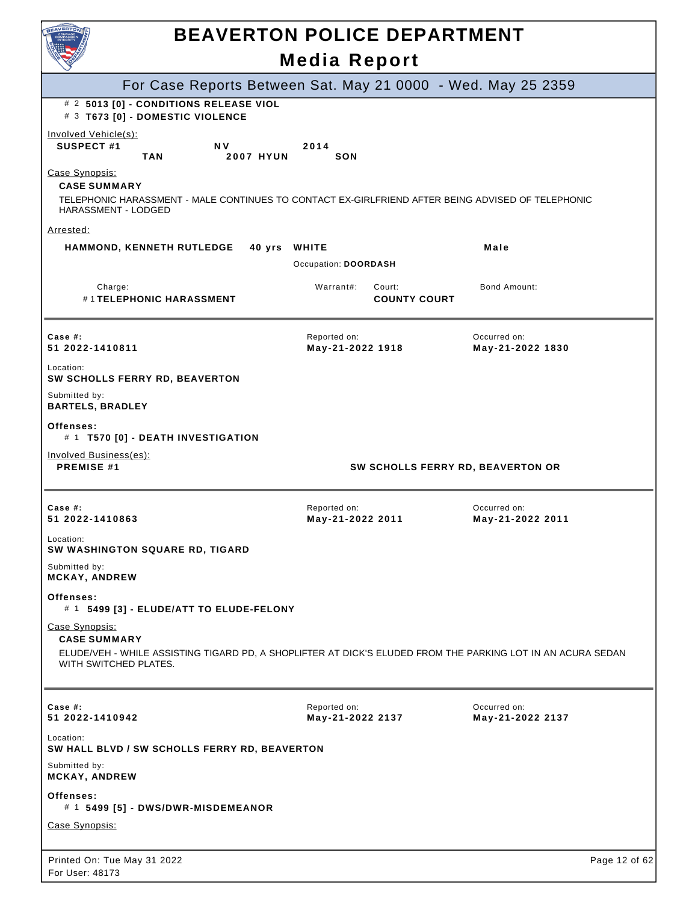# BEAVERTON POLICE DEPARTMENT

## Media Report

### For Case Reports Between Sat. May 21 0000 - Wed. May 25 2359

\# 2 **5013 [0] - CONDITIONS RELEASE VIOL**
\# 3 **T673 [0] - DOMESTIC VIOLENCE**

Involved Vehicle(s):

| | | | |
|---|---|---|---|
| **SUSPECT #1** | **NV** | **2014** | |
| **TAN** | **2007 HYUN** | **SON** | |

Case Synopsis:

**CASE SUMMARY**

TELEPHONIC HARASSMENT - MALE CONTINUES TO CONTACT EX-GIRLFRIEND AFTER BEING ADVISED OF TELEPHONIC HARASSMENT - LODGED

Arrested:

**HAMMOND, KENNETH RUTLEDGE** **40 yrs** **WHITE** **Male**

Occupation: **DOORDASH**

| Charge: | Warrant#: | Court: | Bond Amount: |
|---|---|---|---|
| # 1 **TELEPHONIC HARASSMENT** | | **COUNTY COURT** | |

---

| Case #: | Reported on: | Occurred on: |
|---|---|---|
| **51 2022-1410811** | **May-21-2022 1918** | **May-21-2022 1830** |

Location:
**SW SCHOLLS FERRY RD, BEAVERTON**

Submitted by:
**BARTELS, BRADLEY**

**Offenses:**
\# 1 **T570 [0] - DEATH INVESTIGATION**

Involved Business(es):
**PREMISE #1** **SW SCHOLLS FERRY RD, BEAVERTON OR**

---

| Case #: | Reported on: | Occurred on: |
|---|---|---|
| **51 2022-1410863** | **May-21-2022 2011** | **May-21-2022 2011** |

Location:
**SW WASHINGTON SQUARE RD, TIGARD**

Submitted by:
**MCKAY, ANDREW**

**Offenses:**
\# 1 **5499 [3] - ELUDE/ATT TO ELUDE-FELONY**

Case Synopsis:

**CASE SUMMARY**

ELUDE/VEH - WHILE ASSISTING TIGARD PD, A SHOPLIFTER AT DICK'S ELUDED FROM THE PARKING LOT IN AN ACURA SEDAN WITH SWITCHED PLATES.

---

| Case #: | Reported on: | Occurred on: |
|---|---|---|
| **51 2022-1410942** | **May-21-2022 2137** | **May-21-2022 2137** |

Location:
**SW HALL BLVD / SW SCHOLLS FERRY RD, BEAVERTON**

Submitted by:
**MCKAY, ANDREW**

**Offenses:**
\# 1 **5499 [5] - DWS/DWR-MISDEMEANOR**

Case Synopsis: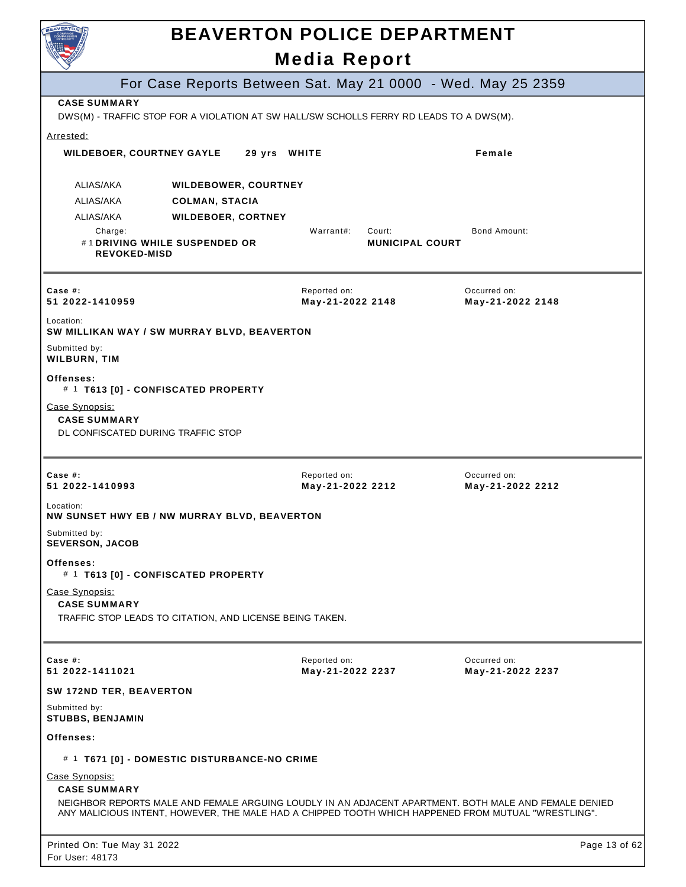**CASE SUMMARY**

DWS(M) - TRAFFIC STOP FOR A VIOLATION AT SW HALL/SW SCHOLLS FERRY RD LEADS TO A DWS(M).

Arrested:

**WILDEBOER, COURTNEY GAYLE** **29 yrs** **WHITE** **Female**

| | |
|---|---|
| ALIAS/AKA | **WILDEBOWER, COURTNEY** |
| ALIAS/AKA | **COLMAN, STACIA** |
| ALIAS/AKA | **WILDEBOER, CORTNEY** |

| Charge: | Warrant#: | Court: | Bond Amount: |
|---|---|---|---|
| #1 **DRIVING WHILE SUSPENDED OR REVOKED-MISD** | | **MUNICIPAL COURT** | |

---

| Case #: | Reported on: | Occurred on: |
|---|---|---|
| **51 2022-1410959** | **May-21-2022 2148** | **May-21-2022 2148** |

Location:
**SW MILLIKAN WAY / SW MURRAY BLVD, BEAVERTON**

Submitted by:
**WILBURN, TIM**

**Offenses:**

# 1 **T613 [0] - CONFISCATED PROPERTY**

Case Synopsis:

**CASE SUMMARY**

DL CONFISCATED DURING TRAFFIC STOP

---

| Case #: | Reported on: | Occurred on: |
|---|---|---|
| **51 2022-1410993** | **May-21-2022 2212** | **May-21-2022 2212** |

Location:
**NW SUNSET HWY EB / NW MURRAY BLVD, BEAVERTON**

Submitted by:
**SEVERSON, JACOB**

**Offenses:**

# 1 **T613 [0] - CONFISCATED PROPERTY**

Case Synopsis:

**CASE SUMMARY**

TRAFFIC STOP LEADS TO CITATION, AND LICENSE BEING TAKEN.

---

| Case #: | Reported on: | Occurred on: |
|---|---|---|
| **51 2022-1411021** | **May-21-2022 2237** | **May-21-2022 2237** |

**SW 172ND TER, BEAVERTON**

Submitted by:
**STUBBS, BENJAMIN**

**Offenses:**

# 1 **T671 [0] - DOMESTIC DISTURBANCE-NO CRIME**

Case Synopsis:

**CASE SUMMARY**

NEIGHBOR REPORTS MALE AND FEMALE ARGUING LOUDLY IN AN ADJACENT APARTMENT. BOTH MALE AND FEMALE DENIED ANY MALICIOUS INTENT, HOWEVER, THE MALE HAD A CHIPPED TOOTH WHICH HAPPENED FROM MUTUAL "WRESTLING".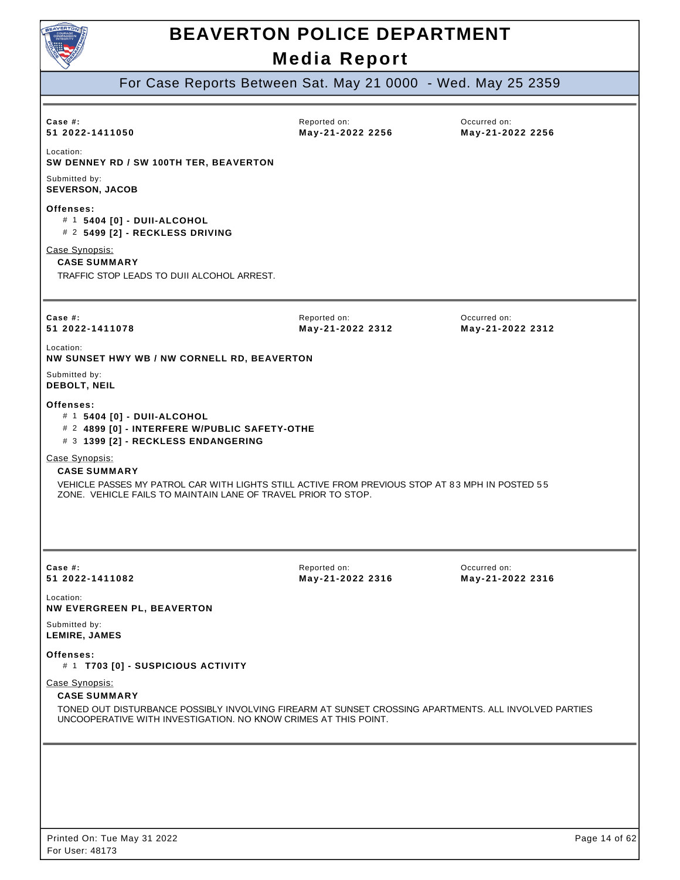# BEAVERTON POLICE DEPARTMENT

## Media Report

For Case Reports Between Sat. May 21 0000 - Wed. May 25 2359

---

**Case #:** 51 2022-1411050
Reported on: **May-21-2022 2256**
Occurred on: **May-21-2022 2256**

Location:
**SW DENNEY RD / SW 100TH TER, BEAVERTON**

Submitted by:
**SEVERSON, JACOB**

**Offenses:**
- # 1 **5404 [0] - DUII-ALCOHOL**
- # 2 **5499 [2] - RECKLESS DRIVING**

Case Synopsis:

**CASE SUMMARY**

TRAFFIC STOP LEADS TO DUII ALCOHOL ARREST.

---

**Case #:** 51 2022-1411078
Reported on: **May-21-2022 2312**
Occurred on: **May-21-2022 2312**

Location:
**NW SUNSET HWY WB / NW CORNELL RD, BEAVERTON**

Submitted by:
**DEBOLT, NEIL**

**Offenses:**
- # 1 **5404 [0] - DUII-ALCOHOL**
- # 2 **4899 [0] - INTERFERE W/PUBLIC SAFETY-OTHE**
- # 3 **1399 [2] - RECKLESS ENDANGERING**

Case Synopsis:

**CASE SUMMARY**

VEHICLE PASSES MY PATROL CAR WITH LIGHTS STILL ACTIVE FROM PREVIOUS STOP AT 83 MPH IN POSTED 55 ZONE. VEHICLE FAILS TO MAINTAIN LANE OF TRAVEL PRIOR TO STOP.

---

**Case #:** 51 2022-1411082
Reported on: **May-21-2022 2316**
Occurred on: **May-21-2022 2316**

Location:
**NW EVERGREEN PL, BEAVERTON**

Submitted by:
**LEMIRE, JAMES**

**Offenses:**
- # 1 **T703 [0] - SUSPICIOUS ACTIVITY**

Case Synopsis:

**CASE SUMMARY**

TONED OUT DISTURBANCE POSSIBLY INVOLVING FIREARM AT SUNSET CROSSING APARTMENTS. ALL INVOLVED PARTIES UNCOOPERATIVE WITH INVESTIGATION. NO KNOW CRIMES AT THIS POINT.

---

Printed On: Tue May 31 2022
For User: 48173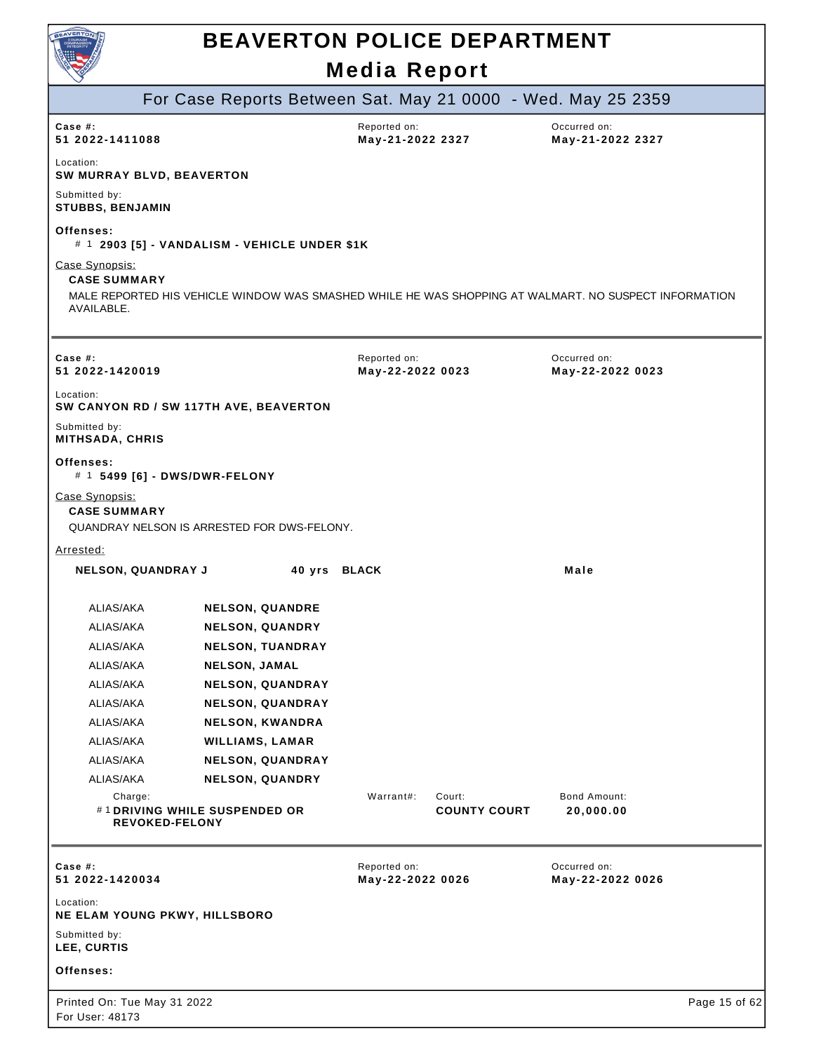# BEAVERTON POLICE DEPARTMENT

## Media Report

### For Case Reports Between Sat. May 21 0000 - Wed. May 25 2359

**Case #:** 51 2022-1411088
**Reported on:** May-21-2022 2327
**Occurred on:** May-21-2022 2327

Location:
**SW MURRAY BLVD, BEAVERTON**

Submitted by:
**STUBBS, BENJAMIN**

**Offenses:**
# 1 **2903 [5] - VANDALISM - VEHICLE UNDER $1K**

Case Synopsis:
**CASE SUMMARY**
MALE REPORTED HIS VEHICLE WINDOW WAS SMASHED WHILE HE WAS SHOPPING AT WALMART. NO SUSPECT INFORMATION AVAILABLE.

---

**Case #:** 51 2022-1420019
**Reported on:** May-22-2022 0023
**Occurred on:** May-22-2022 0023

Location:
**SW CANYON RD / SW 117TH AVE, BEAVERTON**

Submitted by:
**MITHSADA, CHRIS**

**Offenses:**
# 1 **5499 [6] - DWS/DWR-FELONY**

Case Synopsis:
**CASE SUMMARY**
QUANDRAY NELSON IS ARRESTED FOR DWS-FELONY.

Arrested:

**NELSON, QUANDRAY J** — 40 yrs — BLACK — Male

| | |
|---|---|
| ALIAS/AKA | NELSON, QUANDRE |
| ALIAS/AKA | NELSON, QUANDRY |
| ALIAS/AKA | NELSON, TUANDRAY |
| ALIAS/AKA | NELSON, JAMAL |
| ALIAS/AKA | NELSON, QUANDRAY |
| ALIAS/AKA | NELSON, QUANDRAY |
| ALIAS/AKA | NELSON, KWANDRA |
| ALIAS/AKA | WILLIAMS, LAMAR |
| ALIAS/AKA | NELSON, QUANDRAY |
| ALIAS/AKA | NELSON, QUANDRY |

| Charge: | Warrant#: | Court: | Bond Amount: |
|---|---|---|---|
| # 1 DRIVING WHILE SUSPENDED OR REVOKED-FELONY | | COUNTY COURT | 20,000.00 |

---

**Case #:** 51 2022-1420034
**Reported on:** May-22-2022 0026
**Occurred on:** May-22-2022 0026

Location:
**NE ELAM YOUNG PKWY, HILLSBORO**

Submitted by:
**LEE, CURTIS**

**Offenses:**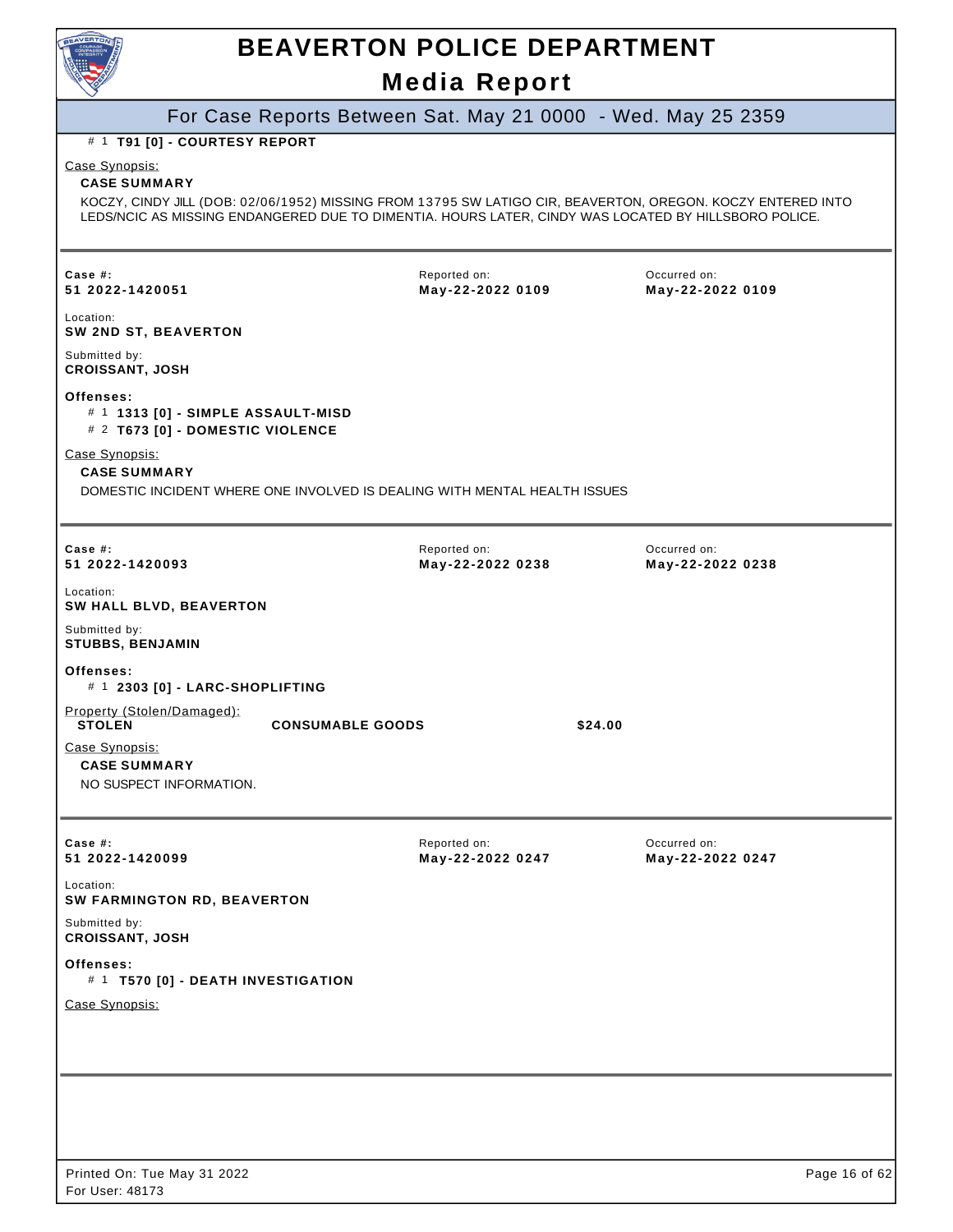# BEAVERTON POLICE DEPARTMENT

## Media Report

### For Case Reports Between Sat. May 21 0000 - Wed. May 25 2359

# 1 **T91 [0] - COURTESY REPORT**

Case Synopsis:

**CASE SUMMARY**

KOCZY, CINDY JILL (DOB: 02/06/1952) MISSING FROM 13795 SW LATIGO CIR, BEAVERTON, OREGON. KOCZY ENTERED INTO LEDS/NCIC AS MISSING ENDANGERED DUE TO DIMENTIA. HOURS LATER, CINDY WAS LOCATED BY HILLSBORO POLICE.

---

| Case #: | Reported on: | Occurred on: |
|---|---|---|
| **51 2022-1420051** | **May-22-2022 0109** | **May-22-2022 0109** |

Location:
**SW 2ND ST, BEAVERTON**

Submitted by:
**CROISSANT, JOSH**

**Offenses:**

# 1 **1313 [0] - SIMPLE ASSAULT-MISD**
# 2 **T673 [0] - DOMESTIC VIOLENCE**

Case Synopsis:

**CASE SUMMARY**

DOMESTIC INCIDENT WHERE ONE INVOLVED IS DEALING WITH MENTAL HEALTH ISSUES

---

| Case #: | Reported on: | Occurred on: |
|---|---|---|
| **51 2022-1420093** | **May-22-2022 0238** | **May-22-2022 0238** |

Location:
**SW HALL BLVD, BEAVERTON**

Submitted by:
**STUBBS, BENJAMIN**

**Offenses:**

# 1 **2303 [0] - LARC-SHOPLIFTING**

Property (Stolen/Damaged):

| | | |
|---|---|---|
| **STOLEN** | **CONSUMABLE GOODS** | **$24.00** |

Case Synopsis:

**CASE SUMMARY**

NO SUSPECT INFORMATION.

---

| Case #: | Reported on: | Occurred on: |
|---|---|---|
| **51 2022-1420099** | **May-22-2022 0247** | **May-22-2022 0247** |

Location:
**SW FARMINGTON RD, BEAVERTON**

Submitted by:
**CROISSANT, JOSH**

**Offenses:**

# 1 **T570 [0] - DEATH INVESTIGATION**

Case Synopsis:

---

Printed On: Tue May 31 2022
For User: 48173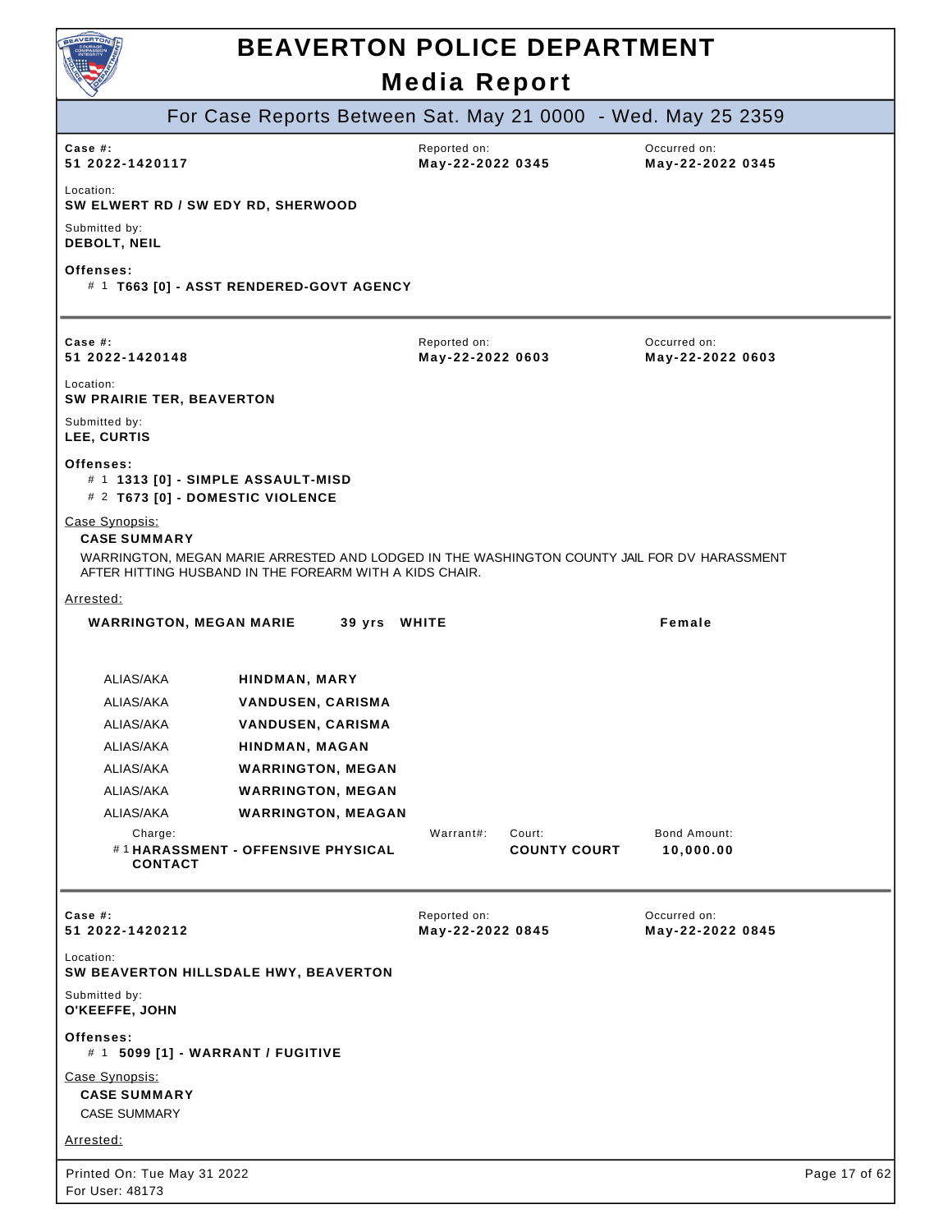# BEAVERTON POLICE DEPARTMENT

## Media Report

### For Case Reports Between Sat. May 21 0000 - Wed. May 25 2359

---

**Case #:** 51 2022-1420117
**Reported on:** May-22-2022 0345
**Occurred on:** May-22-2022 0345

**Location:** SW ELWERT RD / SW EDY RD, SHERWOOD

**Submitted by:** DEBOLT, NEIL

**Offenses:**
- # 1 **T663 [0] - ASST RENDERED-GOVT AGENCY**

---

**Case #:** 51 2022-1420148
**Reported on:** May-22-2022 0603
**Occurred on:** May-22-2022 0603

**Location:** SW PRAIRIE TER, BEAVERTON

**Submitted by:** LEE, CURTIS

**Offenses:**
- # 1 **1313 [0] - SIMPLE ASSAULT-MISD**
- # 2 **T673 [0] - DOMESTIC VIOLENCE**

Case Synopsis:

**CASE SUMMARY**

WARRINGTON, MEGAN MARIE ARRESTED AND LODGED IN THE WASHINGTON COUNTY JAIL FOR DV HARASSMENT AFTER HITTING HUSBAND IN THE FOREARM WITH A KIDS CHAIR.

Arrested:

**WARRINGTON, MEGAN MARIE** 39 yrs WHITE Female

| | |
|---|---|
| ALIAS/AKA | HINDMAN, MARY |
| ALIAS/AKA | VANDUSEN, CARISMA |
| ALIAS/AKA | VANDUSEN, CARISMA |
| ALIAS/AKA | HINDMAN, MAGAN |
| ALIAS/AKA | WARRINGTON, MEGAN |
| ALIAS/AKA | WARRINGTON, MEGAN |
| ALIAS/AKA | WARRINGTON, MEAGAN |

| Charge: | Warrant#: | Court: | Bond Amount: |
|---|---|---|---|
| # 1 HARASSMENT - OFFENSIVE PHYSICAL CONTACT | | COUNTY COURT | 10,000.00 |

---

**Case #:** 51 2022-1420212
**Reported on:** May-22-2022 0845
**Occurred on:** May-22-2022 0845

**Location:** SW BEAVERTON HILLSDALE HWY, BEAVERTON

**Submitted by:** O'KEEFFE, JOHN

**Offenses:**
- # 1 **5099 [1] - WARRANT / FUGITIVE**

Case Synopsis:

**CASE SUMMARY**

CASE SUMMARY

Arrested: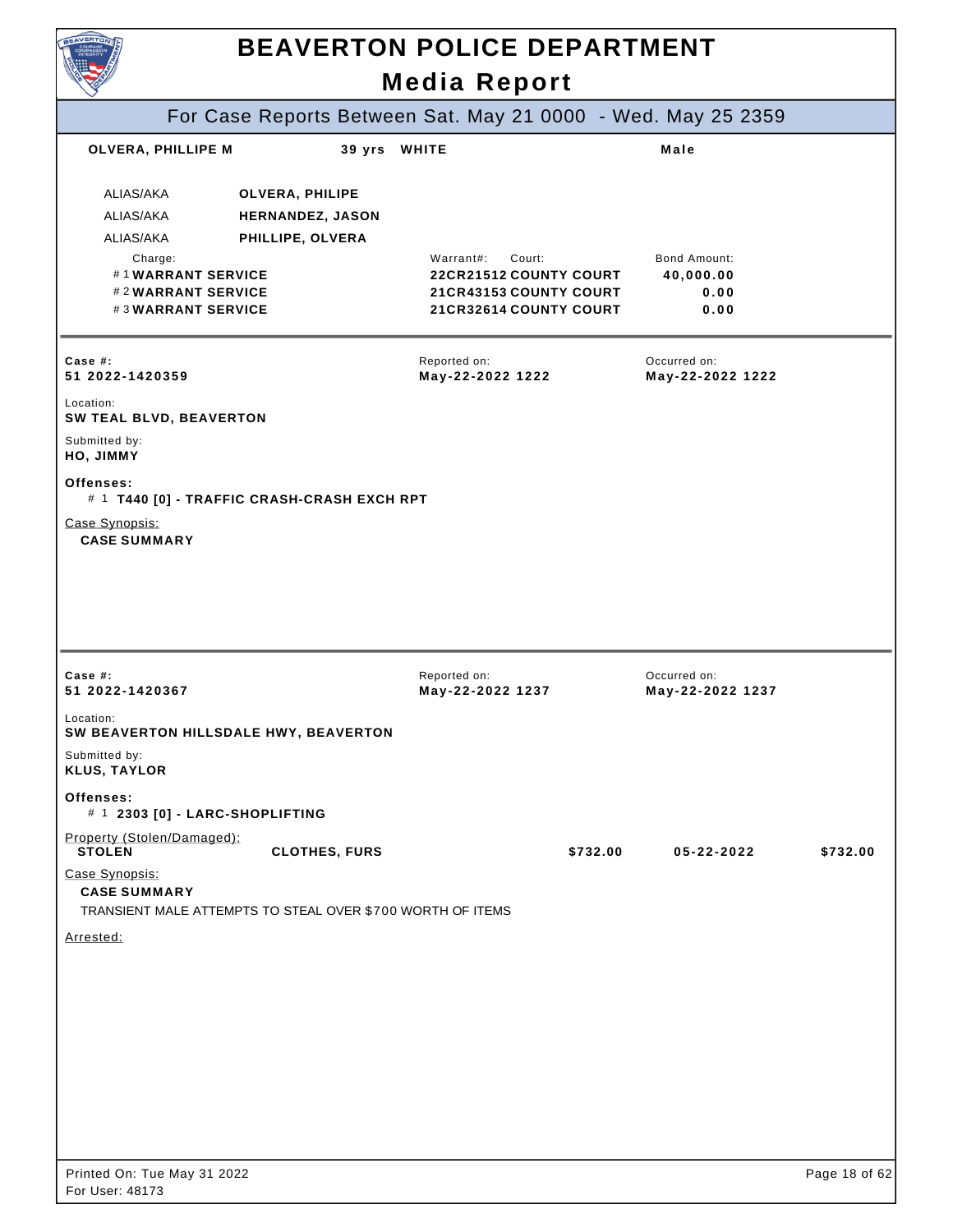# BEAVERTON POLICE DEPARTMENT

## Media Report

### For Case Reports Between Sat. May 21 0000 - Wed. May 25 2359

**OLVERA, PHILLIPE M** 39 yrs **WHITE** **Male**

| | |
|---|---|
| ALIAS/AKA | **OLVERA, PHILIPE** |
| ALIAS/AKA | **HERNANDEZ, JASON** |
| ALIAS/AKA | **PHILLIPE, OLVERA** |

| Charge: | Warrant#: | Court: | Bond Amount: |
|---|---|---|---|
| # 1 **WARRANT SERVICE** | **22CR21512** | **COUNTY COURT** | **40,000.00** |
| # 2 **WARRANT SERVICE** | **21CR43153** | **COUNTY COURT** | **0.00** |
| # 3 **WARRANT SERVICE** | **21CR32614** | **COUNTY COURT** | **0.00** |

---

| Case #: | Reported on: | Occurred on: |
|---|---|---|
| **51 2022-1420359** | **May-22-2022 1222** | **May-22-2022 1222** |

Location:
**SW TEAL BLVD, BEAVERTON**

Submitted by:
**HO, JIMMY**

**Offenses:**
# 1 **T440 [0] - TRAFFIC CRASH-CRASH EXCH RPT**

Case Synopsis:
**CASE SUMMARY**

---

| Case #: | Reported on: | Occurred on: |
|---|---|---|
| **51 2022-1420367** | **May-22-2022 1237** | **May-22-2022 1237** |

Location:
**SW BEAVERTON HILLSDALE HWY, BEAVERTON**

Submitted by:
**KLUS, TAYLOR**

**Offenses:**
# 1 **2303 [0] - LARC-SHOPLIFTING**

Property (Stolen/Damaged):

| | | | | |
|---|---|---|---|---|
| **STOLEN** | **CLOTHES, FURS** | **$732.00** | **05-22-2022** | **$732.00** |

Case Synopsis:
**CASE SUMMARY**
TRANSIENT MALE ATTEMPTS TO STEAL OVER $700 WORTH OF ITEMS

Arrested:

Printed On: Tue May 31 2022
For User: 48173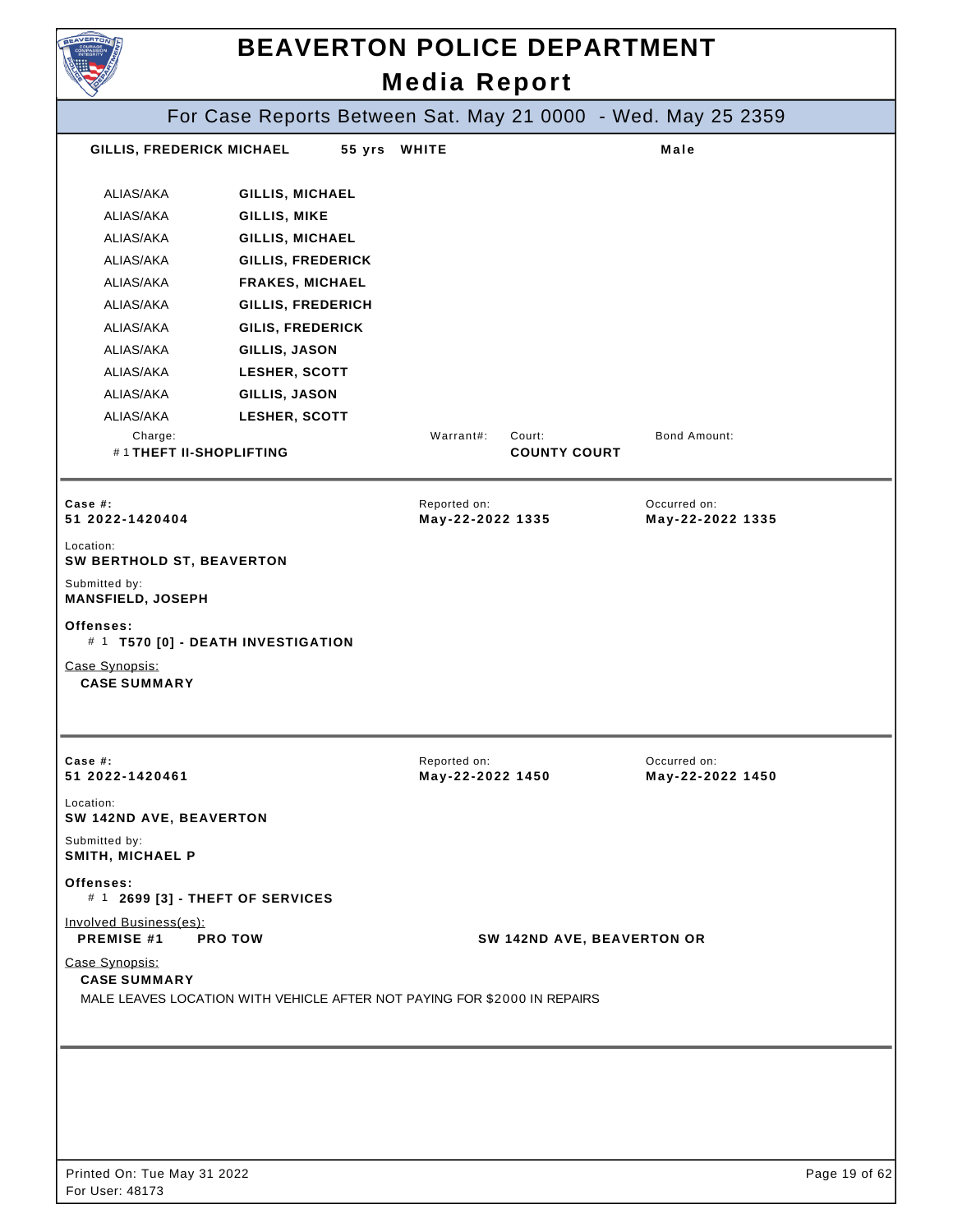# BEAVERTON POLICE DEPARTMENT

## Media Report

### For Case Reports Between Sat. May 21 0000 - Wed. May 25 2359

**GILLIS, FREDERICK MICHAEL** **55 yrs** **WHITE** **Male**

| | |
|---|---|
| ALIAS/AKA | **GILLIS, MICHAEL** |
| ALIAS/AKA | **GILLIS, MIKE** |
| ALIAS/AKA | **GILLIS, MICHAEL** |
| ALIAS/AKA | **GILLIS, FREDERICK** |
| ALIAS/AKA | **FRAKES, MICHAEL** |
| ALIAS/AKA | **GILLIS, FREDERICH** |
| ALIAS/AKA | **GILIS, FREDERICK** |
| ALIAS/AKA | **GILLIS, JASON** |
| ALIAS/AKA | **LESHER, SCOTT** |
| ALIAS/AKA | **GILLIS, JASON** |
| ALIAS/AKA | **LESHER, SCOTT** |

| Charge: | Warrant#: | Court: | Bond Amount: |
|---|---|---|---|
| # 1 **THEFT II-SHOPLIFTING** | | **COUNTY COURT** | |

---

**Case #:** **51 2022-1420404**
Reported on: **May-22-2022 1335**
Occurred on: **May-22-2022 1335**

Location:
**SW BERTHOLD ST, BEAVERTON**

Submitted by:
**MANSFIELD, JOSEPH**

**Offenses:**
# 1 **T570 [0] - DEATH INVESTIGATION**

Case Synopsis:
**CASE SUMMARY**

---

**Case #:** **51 2022-1420461**
Reported on: **May-22-2022 1450**
Occurred on: **May-22-2022 1450**

Location:
**SW 142ND AVE, BEAVERTON**

Submitted by:
**SMITH, MICHAEL P**

**Offenses:**
# 1 **2699 [3] - THEFT OF SERVICES**

Involved Business(es):
**PREMISE #1** **PRO TOW** **SW 142ND AVE, BEAVERTON OR**

Case Synopsis:
**CASE SUMMARY**
MALE LEAVES LOCATION WITH VEHICLE AFTER NOT PAYING FOR $2000 IN REPAIRS

---

Printed On: Tue May 31 2022
For User: 48173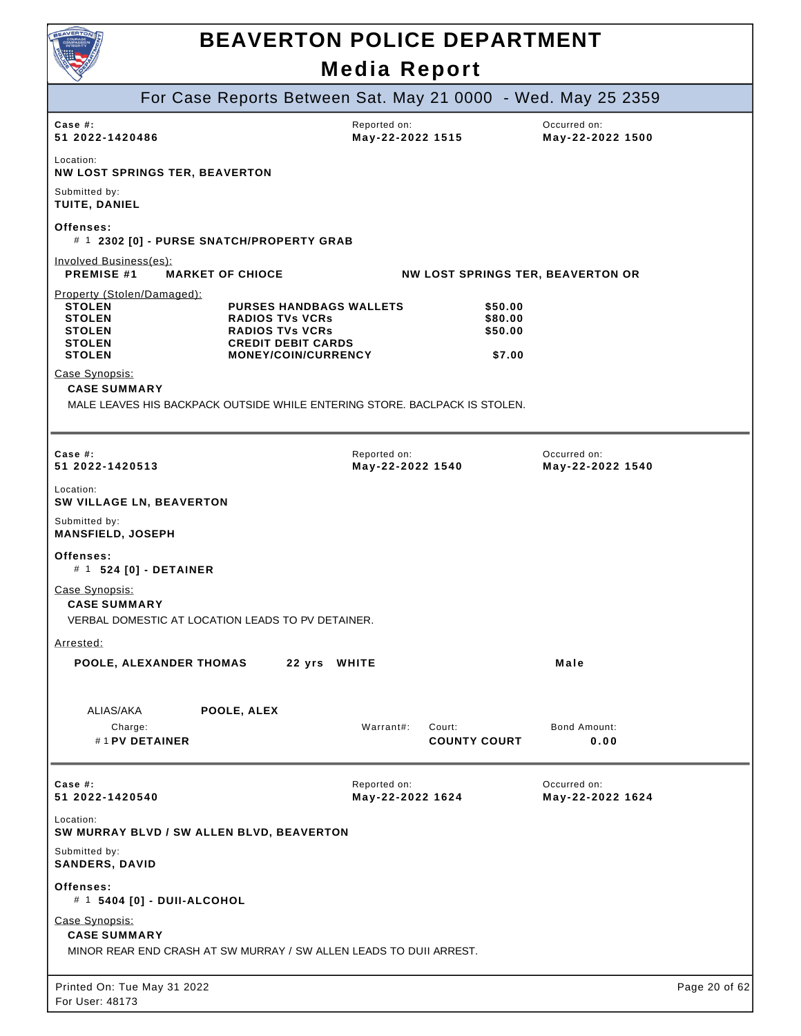# BEAVERTON POLICE DEPARTMENT

## Media Report

### For Case Reports Between Sat. May 21 0000 - Wed. May 25 2359

**Case #:** 51 2022-1420486
**Reported on:** May-22-2022 1515
**Occurred on:** May-22-2022 1500

**Location:**
NW LOST SPRINGS TER, BEAVERTON

**Submitted by:**
TUITE, DANIEL

**Offenses:**
# 1 **2302 [0] - PURSE SNATCH/PROPERTY GRAB**

Involved Business(es):

| | | |
|---|---|---|
| **PREMISE #1** | **MARKET OF CHIOCE** | **NW LOST SPRINGS TER, BEAVERTON OR** |

Property (Stolen/Damaged):

| | | |
|---|---|---|
| STOLEN | PURSES HANDBAGS WALLETS | $50.00 |
| STOLEN | RADIOS TVs VCRs | $80.00 |
| STOLEN | RADIOS TVs VCRs | $50.00 |
| STOLEN | CREDIT DEBIT CARDS | |
| STOLEN | MONEY/COIN/CURRENCY | $7.00 |

Case Synopsis:

**CASE SUMMARY**

MALE LEAVES HIS BACKPACK OUTSIDE WHILE ENTERING STORE. BACLPACK IS STOLEN.

---

**Case #:** 51 2022-1420513
**Reported on:** May-22-2022 1540
**Occurred on:** May-22-2022 1540

**Location:**
SW VILLAGE LN, BEAVERTON

**Submitted by:**
MANSFIELD, JOSEPH

**Offenses:**
# 1 **524 [0] - DETAINER**

Case Synopsis:

**CASE SUMMARY**

VERBAL DOMESTIC AT LOCATION LEADS TO PV DETAINER.

Arrested:

**POOLE, ALEXANDER THOMAS** 22 yrs WHITE Male

ALIAS/AKA **POOLE, ALEX**

| Charge: | Warrant#: | Court: | Bond Amount: |
|---|---|---|---|
| # 1 **PV DETAINER** | | **COUNTY COURT** | **0.00** |

---

**Case #:** 51 2022-1420540
**Reported on:** May-22-2022 1624
**Occurred on:** May-22-2022 1624

**Location:**
SW MURRAY BLVD / SW ALLEN BLVD, BEAVERTON

**Submitted by:**
SANDERS, DAVID

**Offenses:**
# 1 **5404 [0] - DUII-ALCOHOL**

Case Synopsis:

**CASE SUMMARY**

MINOR REAR END CRASH AT SW MURRAY / SW ALLEN LEADS TO DUII ARREST.

Printed On: Tue May 31 2022
For User: 48173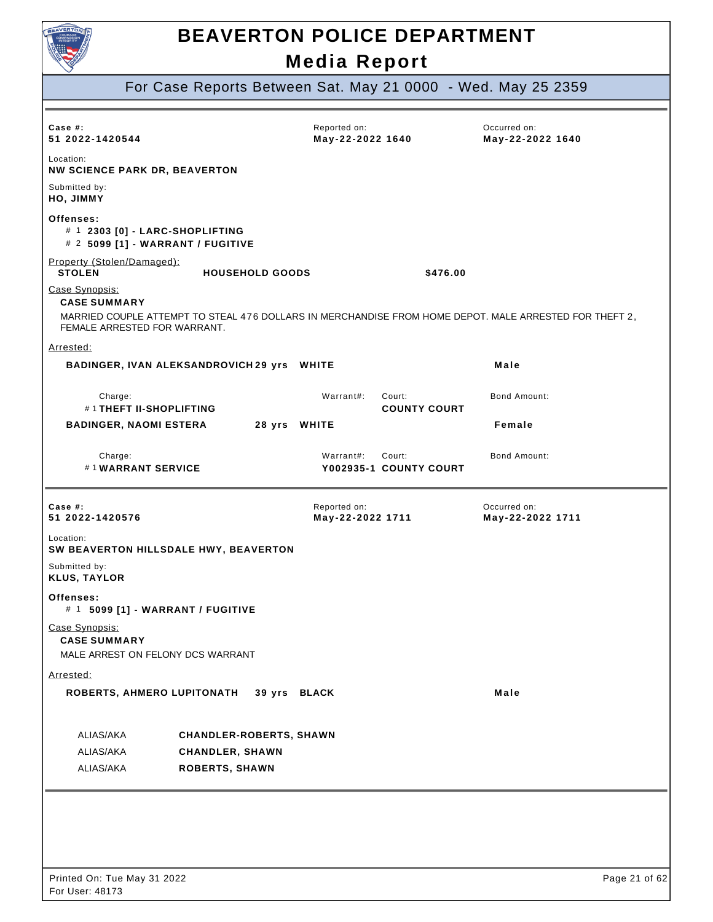# BEAVERTON POLICE DEPARTMENT

## Media Report

### For Case Reports Between Sat. May 21 0000 - Wed. May 25 2359

---

**Case #:** 51 2022-1420544
**Reported on:** May-22-2022 1640
**Occurred on:** May-22-2022 1640

**Location:**
NW SCIENCE PARK DR, BEAVERTON

**Submitted by:**
HO, JIMMY

**Offenses:**
- # 1 **2303 [0] - LARC-SHOPLIFTING**
- # 2 **5099 [1] - WARRANT / FUGITIVE**

Property (Stolen/Damaged):

| | | |
|---|---|---|
| **STOLEN** | **HOUSEHOLD GOODS** | **$476.00** |

Case Synopsis:

**CASE SUMMARY**

MARRIED COUPLE ATTEMPT TO STEAL 476 DOLLARS IN MERCHANDISE FROM HOME DEPOT. MALE ARRESTED FOR THEFT 2, FEMALE ARRESTED FOR WARRANT.

Arrested:

**BADINGER, IVAN ALEKSANDROVICH** 29 yrs WHITE Male

| Charge: | Warrant#: | Court: | Bond Amount: |
|---|---|---|---|
| # 1 **THEFT II-SHOPLIFTING** | | **COUNTY COURT** | |

**BADINGER, NAOMI ESTERA** 28 yrs WHITE Female

| Charge: | Warrant#: | Court: | Bond Amount: |
|---|---|---|---|
| # 1 **WARRANT SERVICE** | **Y002935-1** | **COUNTY COURT** | |

---

**Case #:** 51 2022-1420576
**Reported on:** May-22-2022 1711
**Occurred on:** May-22-2022 1711

**Location:**
SW BEAVERTON HILLSDALE HWY, BEAVERTON

**Submitted by:**
KLUS, TAYLOR

**Offenses:**
- # 1 **5099 [1] - WARRANT / FUGITIVE**

Case Synopsis:

**CASE SUMMARY**

MALE ARREST ON FELONY DCS WARRANT

Arrested:

**ROBERTS, AHMERO LUPITONATH** 39 yrs BLACK Male

| | |
|---|---|
| ALIAS/AKA | **CHANDLER-ROBERTS, SHAWN** |
| ALIAS/AKA | **CHANDLER, SHAWN** |
| ALIAS/AKA | **ROBERTS, SHAWN** |

---

Printed On: Tue May 31 2022
For User: 48173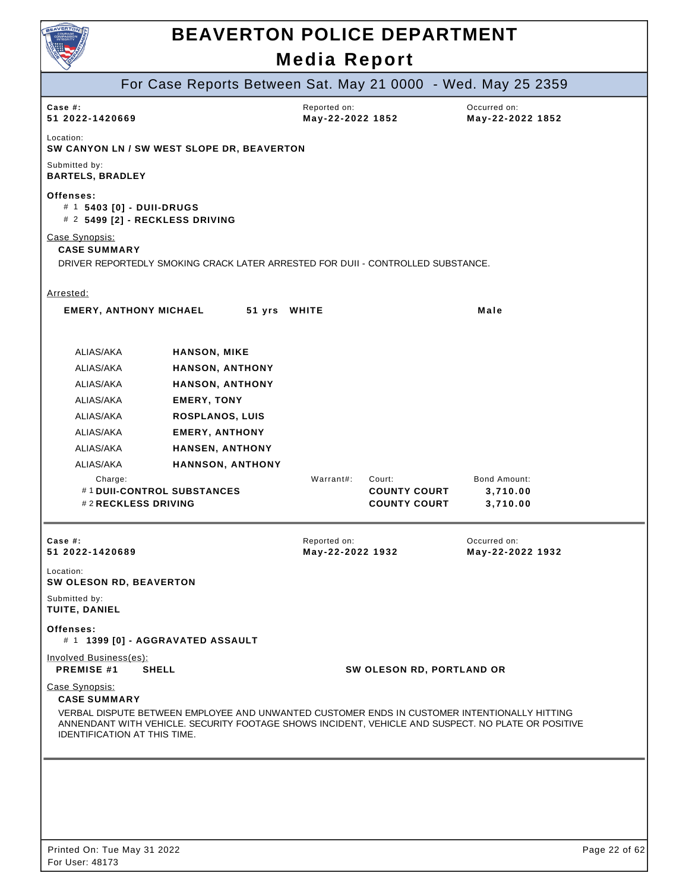# BEAVERTON POLICE DEPARTMENT

## Media Report

### For Case Reports Between Sat. May 21 0000 - Wed. May 25 2359

**Case #:** 51 2022-1420669
**Reported on:** May-22-2022 1852
**Occurred on:** May-22-2022 1852

**Location:**
SW CANYON LN / SW WEST SLOPE DR, BEAVERTON

**Submitted by:**
BARTELS, BRADLEY

**Offenses:**
- # 1 **5403 [0] - DUII-DRUGS**
- # 2 **5499 [2] - RECKLESS DRIVING**

Case Synopsis:

**CASE SUMMARY**

DRIVER REPORTEDLY SMOKING CRACK LATER ARRESTED FOR DUII - CONTROLLED SUBSTANCE.

Arrested:

**EMERY, ANTHONY MICHAEL** 51 yrs WHITE Male

| | |
|---|---|
| ALIAS/AKA | HANSON, MIKE |
| ALIAS/AKA | HANSON, ANTHONY |
| ALIAS/AKA | HANSON, ANTHONY |
| ALIAS/AKA | EMERY, TONY |
| ALIAS/AKA | ROSPLANOS, LUIS |
| ALIAS/AKA | EMERY, ANTHONY |
| ALIAS/AKA | HANSEN, ANTHONY |
| ALIAS/AKA | HANNSON, ANTHONY |

| Charge: | Warrant#: | Court: | Bond Amount: |
|---|---|---|---|
| # 1 DUII-CONTROL SUBSTANCES | | COUNTY COURT | 3,710.00 |
| # 2 RECKLESS DRIVING | | COUNTY COURT | 3,710.00 |

---

**Case #:** 51 2022-1420689
**Reported on:** May-22-2022 1932
**Occurred on:** May-22-2022 1932

**Location:**
SW OLESON RD, BEAVERTON

**Submitted by:**
TUITE, DANIEL

**Offenses:**
- # 1 **1399 [0] - AGGRAVATED ASSAULT**

Involved Business(es):

**PREMISE #1** **SHELL** **SW OLESON RD, PORTLAND OR**

Case Synopsis:

**CASE SUMMARY**

VERBAL DISPUTE BETWEEN EMPLOYEE AND UNWANTED CUSTOMER ENDS IN CUSTOMER INTENTIONALLY HITTING ANNENDANT WITH VEHICLE. SECURITY FOOTAGE SHOWS INCIDENT, VEHICLE AND SUSPECT. NO PLATE OR POSITIVE IDENTIFICATION AT THIS TIME.

Printed On: Tue May 31 2022
For User: 48173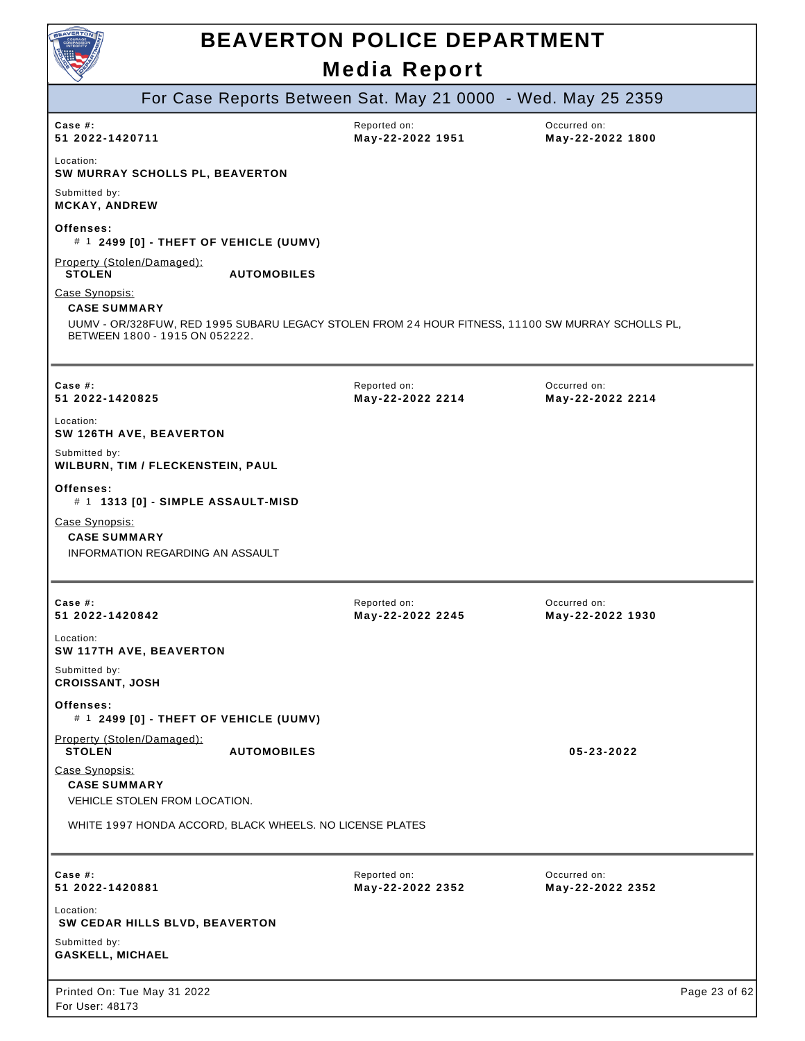# BEAVERTON POLICE DEPARTMENT

## Media Report

### For Case Reports Between Sat. May 21 0000 - Wed. May 25 2359

---

**Case #:** 51 2022-1420711
Reported on: **May-22-2022 1951**
Occurred on: **May-22-2022 1800**

Location:
**SW MURRAY SCHOLLS PL, BEAVERTON**

Submitted by:
**MCKAY, ANDREW**

**Offenses:**
# 1 **2499 [0] - THEFT OF VEHICLE (UUMV)**

Property (Stolen/Damaged):
**STOLEN** **AUTOMOBILES**

Case Synopsis:
**CASE SUMMARY**
UUMV - OR/328FUW, RED 1995 SUBARU LEGACY STOLEN FROM 24 HOUR FITNESS, 11100 SW MURRAY SCHOLLS PL, BETWEEN 1800 - 1915 ON 052222.

---

**Case #:** 51 2022-1420825
Reported on: **May-22-2022 2214**
Occurred on: **May-22-2022 2214**

Location:
**SW 126TH AVE, BEAVERTON**

Submitted by:
**WILBURN, TIM / FLECKENSTEIN, PAUL**

**Offenses:**
# 1 **1313 [0] - SIMPLE ASSAULT-MISD**

Case Synopsis:
**CASE SUMMARY**
INFORMATION REGARDING AN ASSAULT

---

**Case #:** 51 2022-1420842
Reported on: **May-22-2022 2245**
Occurred on: **May-22-2022 1930**

Location:
**SW 117TH AVE, BEAVERTON**

Submitted by:
**CROISSANT, JOSH**

**Offenses:**
# 1 **2499 [0] - THEFT OF VEHICLE (UUMV)**

Property (Stolen/Damaged):
**STOLEN** **AUTOMOBILES** **05-23-2022**

Case Synopsis:
**CASE SUMMARY**
VEHICLE STOLEN FROM LOCATION.

WHITE 1997 HONDA ACCORD, BLACK WHEELS. NO LICENSE PLATES

---

**Case #:** 51 2022-1420881
Reported on: **May-22-2022 2352**
Occurred on: **May-22-2022 2352**

Location:
**SW CEDAR HILLS BLVD, BEAVERTON**

Submitted by:
**GASKELL, MICHAEL**

Printed On: Tue May 31 2022
For User: 48173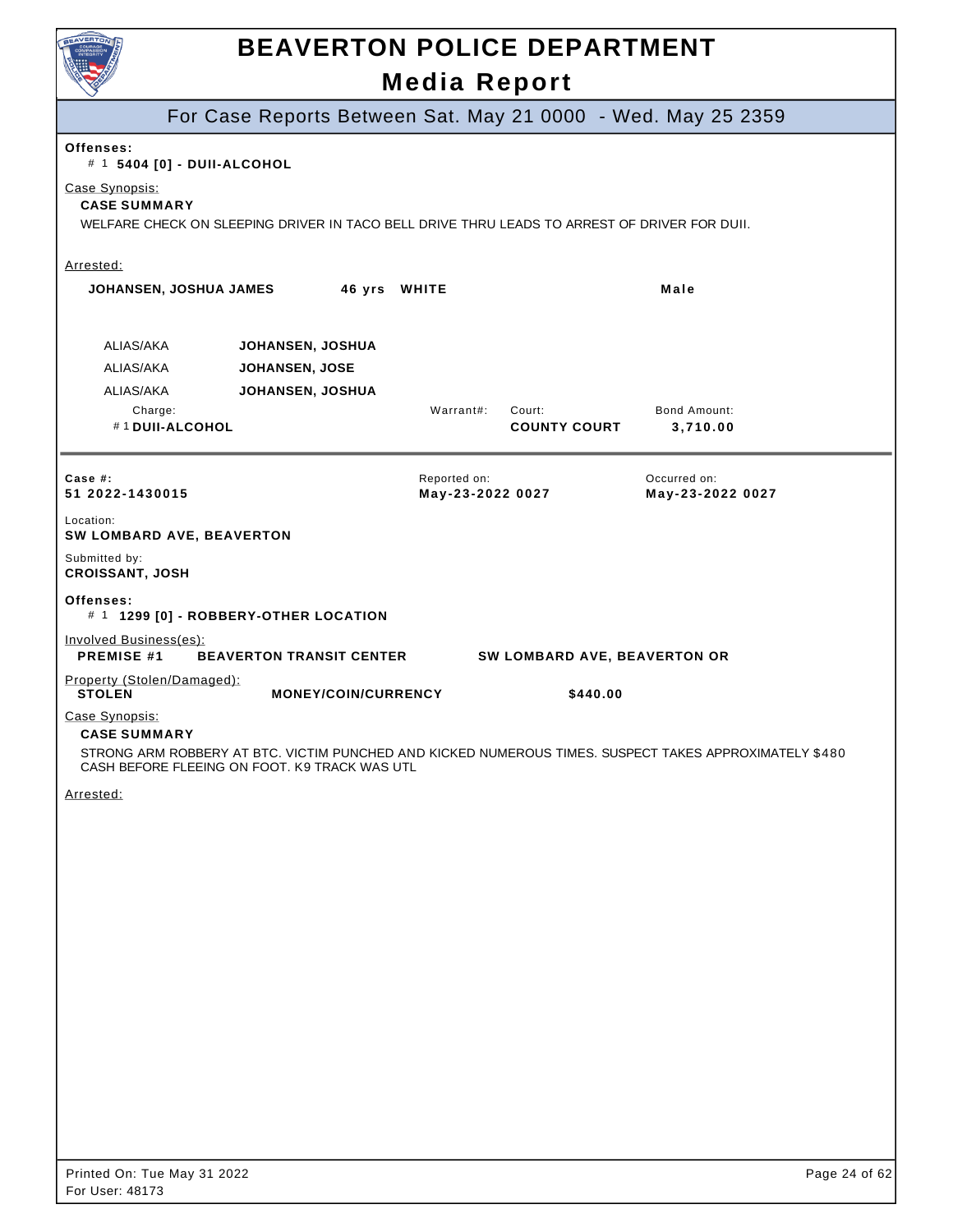# BEAVERTON POLICE DEPARTMENT

## Media Report

### For Case Reports Between Sat. May 21 0000 - Wed. May 25 2359

**Offenses:**
\# 1 **5404 [0] - DUII-ALCOHOL**

Case Synopsis:
**CASE SUMMARY**
WELFARE CHECK ON SLEEPING DRIVER IN TACO BELL DRIVE THRU LEADS TO ARREST OF DRIVER FOR DUII.

Arrested:

**JOHANSEN, JOSHUA JAMES** **46 yrs** **WHITE** **Male**

| ALIAS/AKA | |
|---|---|
| ALIAS/AKA | **JOHANSEN, JOSHUA** |
| ALIAS/AKA | **JOHANSEN, JOSE** |
| ALIAS/AKA | **JOHANSEN, JOSHUA** |

| Charge: | Warrant#: | Court: | Bond Amount: |
|---|---|---|---|
| # 1 **DUII-ALCOHOL** | | **COUNTY COURT** | **3,710.00** |

---

| Case #: | Reported on: | Occurred on: |
|---|---|---|
| **51 2022-1430015** | **May-23-2022 0027** | **May-23-2022 0027** |

Location:
**SW LOMBARD AVE, BEAVERTON**

Submitted by:
**CROISSANT, JOSH**

**Offenses:**
\# 1 **1299 [0] - ROBBERY-OTHER LOCATION**

Involved Business(es):
**PREMISE #1** **BEAVERTON TRANSIT CENTER** **SW LOMBARD AVE, BEAVERTON OR**

Property (Stolen/Damaged):
**STOLEN** **MONEY/COIN/CURRENCY** **$440.00**

Case Synopsis:
**CASE SUMMARY**
STRONG ARM ROBBERY AT BTC. VICTIM PUNCHED AND KICKED NUMEROUS TIMES. SUSPECT TAKES APPROXIMATELY $480 CASH BEFORE FLEEING ON FOOT. K9 TRACK WAS UTL

Arrested:

Printed On: Tue May 31 2022
For User: 48173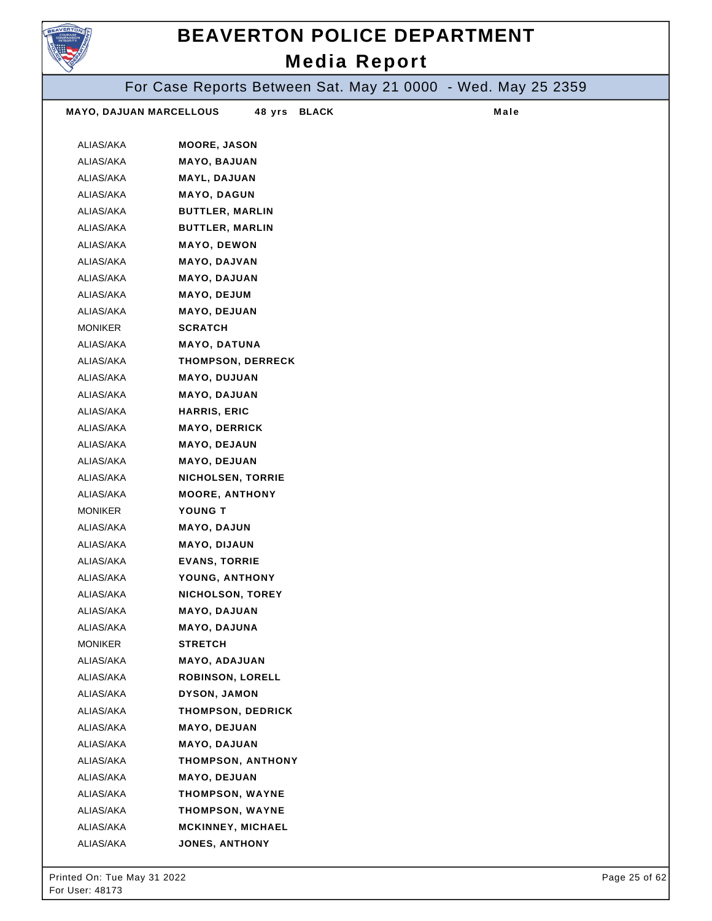# BEAVERTON POLICE DEPARTMENT

## Media Report

### For Case Reports Between Sat. May 21 0000 - Wed. May 25 2359

**MAYO, DAJUAN MARCELLOUS** **48 yrs** **BLACK** **Male**

| | |
|---|---|
| ALIAS/AKA | **MOORE, JASON** |
| ALIAS/AKA | **MAYO, BAJUAN** |
| ALIAS/AKA | **MAYL, DAJUAN** |
| ALIAS/AKA | **MAYO, DAGUN** |
| ALIAS/AKA | **BUTTLER, MARLIN** |
| ALIAS/AKA | **BUTTLER, MARLIN** |
| ALIAS/AKA | **MAYO, DEWON** |
| ALIAS/AKA | **MAYO, DAJVAN** |
| ALIAS/AKA | **MAYO, DAJUAN** |
| ALIAS/AKA | **MAYO, DEJUM** |
| ALIAS/AKA | **MAYO, DEJUAN** |
| MONIKER | **SCRATCH** |
| ALIAS/AKA | **MAYO, DATUNA** |
| ALIAS/AKA | **THOMPSON, DERRECK** |
| ALIAS/AKA | **MAYO, DUJUAN** |
| ALIAS/AKA | **MAYO, DAJUAN** |
| ALIAS/AKA | **HARRIS, ERIC** |
| ALIAS/AKA | **MAYO, DERRICK** |
| ALIAS/AKA | **MAYO, DEJAUN** |
| ALIAS/AKA | **MAYO, DEJUAN** |
| ALIAS/AKA | **NICHOLSEN, TORRIE** |
| ALIAS/AKA | **MOORE, ANTHONY** |
| MONIKER | **YOUNG T** |
| ALIAS/AKA | **MAYO, DAJUN** |
| ALIAS/AKA | **MAYO, DIJAUN** |
| ALIAS/AKA | **EVANS, TORRIE** |
| ALIAS/AKA | **YOUNG, ANTHONY** |
| ALIAS/AKA | **NICHOLSON, TOREY** |
| ALIAS/AKA | **MAYO, DAJUAN** |
| ALIAS/AKA | **MAYO, DAJUNA** |
| MONIKER | **STRETCH** |
| ALIAS/AKA | **MAYO, ADAJUAN** |
| ALIAS/AKA | **ROBINSON, LORELL** |
| ALIAS/AKA | **DYSON, JAMON** |
| ALIAS/AKA | **THOMPSON, DEDRICK** |
| ALIAS/AKA | **MAYO, DEJUAN** |
| ALIAS/AKA | **MAYO, DAJUAN** |
| ALIAS/AKA | **THOMPSON, ANTHONY** |
| ALIAS/AKA | **MAYO, DEJUAN** |
| ALIAS/AKA | **THOMPSON, WAYNE** |
| ALIAS/AKA | **THOMPSON, WAYNE** |
| ALIAS/AKA | **MCKINNEY, MICHAEL** |
| ALIAS/AKA | **JONES, ANTHONY** |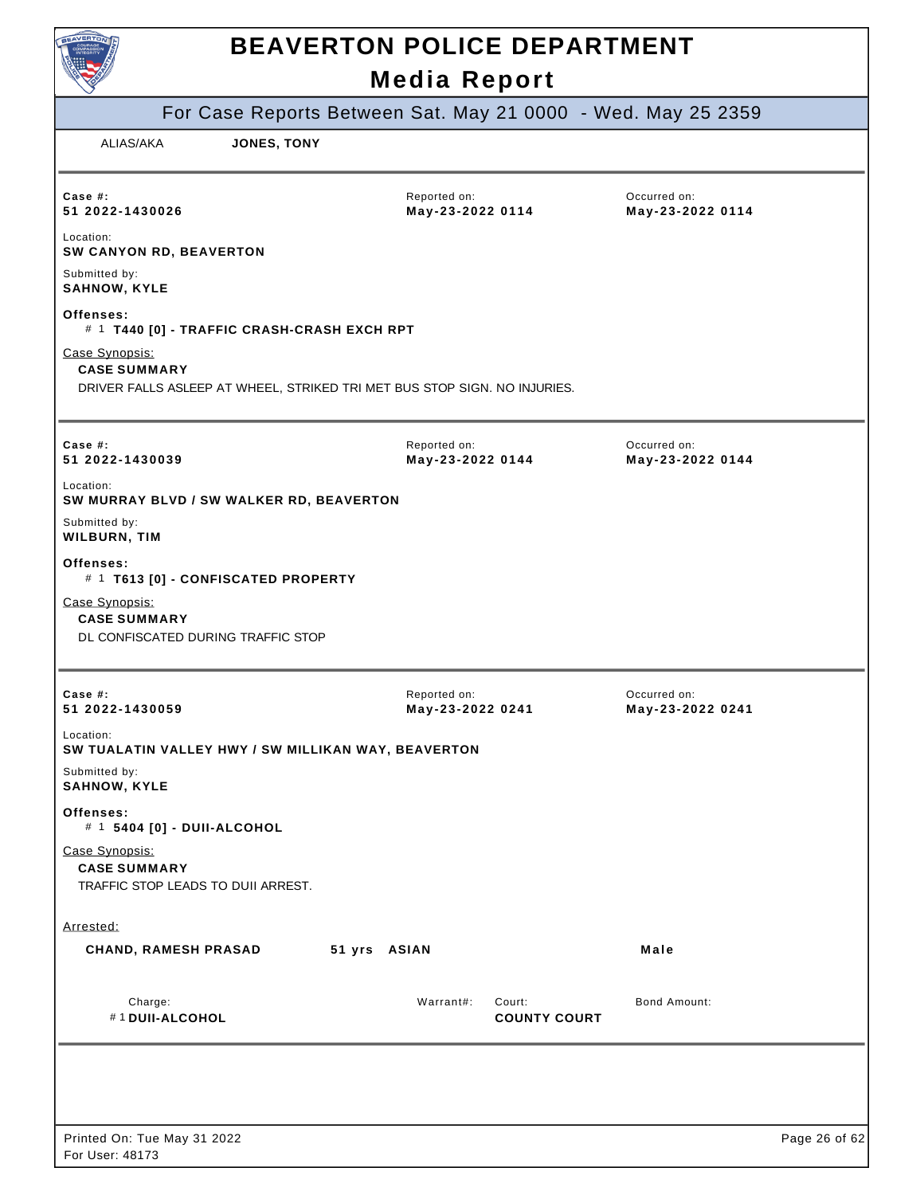# BEAVERTON POLICE DEPARTMENT

## Media Report

### For Case Reports Between Sat. May 21 0000 - Wed. May 25 2359

ALIAS/AKA **JONES, TONY**

---

**Case #:** 51 2022-1430026 | **Reported on:** May-23-2022 0114 | **Occurred on:** May-23-2022 0114

Location:
**SW CANYON RD, BEAVERTON**

Submitted by:
**SAHNOW, KYLE**

**Offenses:**
# 1 **T440 [0] - TRAFFIC CRASH-CRASH EXCH RPT**

Case Synopsis:
**CASE SUMMARY**
DRIVER FALLS ASLEEP AT WHEEL, STRIKED TRI MET BUS STOP SIGN. NO INJURIES.

---

**Case #:** 51 2022-1430039 | **Reported on:** May-23-2022 0144 | **Occurred on:** May-23-2022 0144

Location:
**SW MURRAY BLVD / SW WALKER RD, BEAVERTON**

Submitted by:
**WILBURN, TIM**

**Offenses:**
# 1 **T613 [0] - CONFISCATED PROPERTY**

Case Synopsis:
**CASE SUMMARY**
DL CONFISCATED DURING TRAFFIC STOP

---

**Case #:** 51 2022-1430059 | **Reported on:** May-23-2022 0241 | **Occurred on:** May-23-2022 0241

Location:
**SW TUALATIN VALLEY HWY / SW MILLIKAN WAY, BEAVERTON**

Submitted by:
**SAHNOW, KYLE**

**Offenses:**
# 1 **5404 [0] - DUII-ALCOHOL**

Case Synopsis:
**CASE SUMMARY**
TRAFFIC STOP LEADS TO DUII ARREST.

Arrested:

**CHAND, RAMESH PRASAD** 51 yrs ASIAN **Male**

| Charge: | Warrant#: | Court: | Bond Amount: |
|---|---|---|---|
| # 1 **DUII-ALCOHOL** | | **COUNTY COURT** | |

---

Printed On: Tue May 31 2022
For User: 48173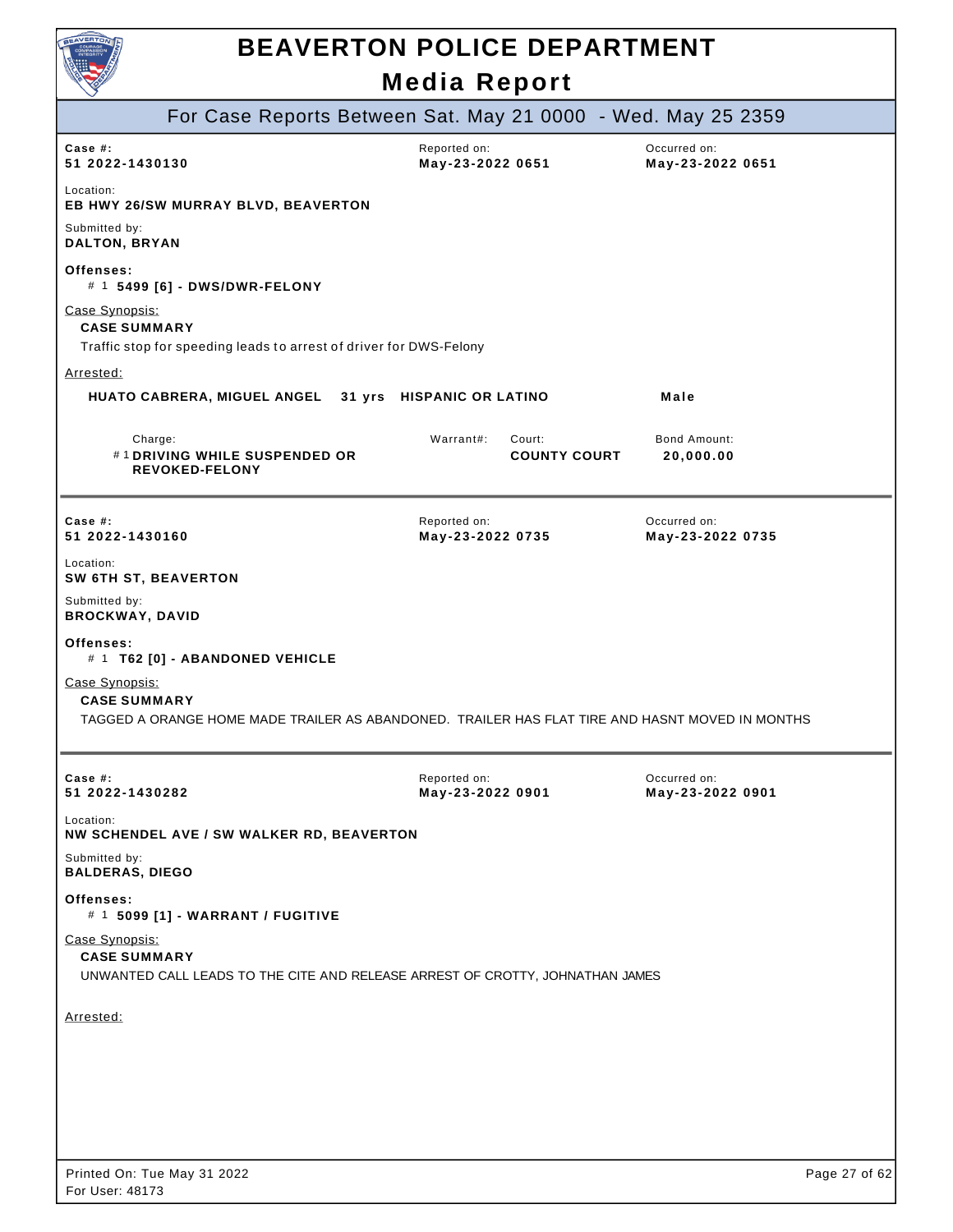# BEAVERTON POLICE DEPARTMENT

## Media Report

### For Case Reports Between Sat. May 21 0000 - Wed. May 25 2359

| Case #: | Reported on: | Occurred on: |
|---|---|---|
| **51 2022-1430130** | **May-23-2022 0651** | **May-23-2022 0651** |

Location:
**EB HWY 26/SW MURRAY BLVD, BEAVERTON**

Submitted by:
**DALTON, BRYAN**

**Offenses:**
\# 1 **5499 [6] - DWS/DWR-FELONY**

Case Synopsis:
**CASE SUMMARY**
Traffic stop for speeding leads to arrest of driver for DWS-Felony

Arrested:
**HUATO CABRERA, MIGUEL ANGEL 31 yrs HISPANIC OR LATINO Male**

| Charge: | Warrant#: | Court: | Bond Amount: |
|---|---|---|---|
| # 1 **DRIVING WHILE SUSPENDED OR REVOKED-FELONY** | | **COUNTY COURT** | **20,000.00** |

---

| Case #: | Reported on: | Occurred on: |
|---|---|---|
| **51 2022-1430160** | **May-23-2022 0735** | **May-23-2022 0735** |

Location:
**SW 6TH ST, BEAVERTON**

Submitted by:
**BROCKWAY, DAVID**

**Offenses:**
\# 1 **T62 [0] - ABANDONED VEHICLE**

Case Synopsis:
**CASE SUMMARY**
TAGGED A ORANGE HOME MADE TRAILER AS ABANDONED. TRAILER HAS FLAT TIRE AND HASNT MOVED IN MONTHS

---

| Case #: | Reported on: | Occurred on: |
|---|---|---|
| **51 2022-1430282** | **May-23-2022 0901** | **May-23-2022 0901** |

Location:
**NW SCHENDEL AVE / SW WALKER RD, BEAVERTON**

Submitted by:
**BALDERAS, DIEGO**

**Offenses:**
\# 1 **5099 [1] - WARRANT / FUGITIVE**

Case Synopsis:
**CASE SUMMARY**
UNWANTED CALL LEADS TO THE CITE AND RELEASE ARREST OF CROTTY, JOHNATHAN JAMES

Arrested:

Printed On: Tue May 31 2022
For User: 48173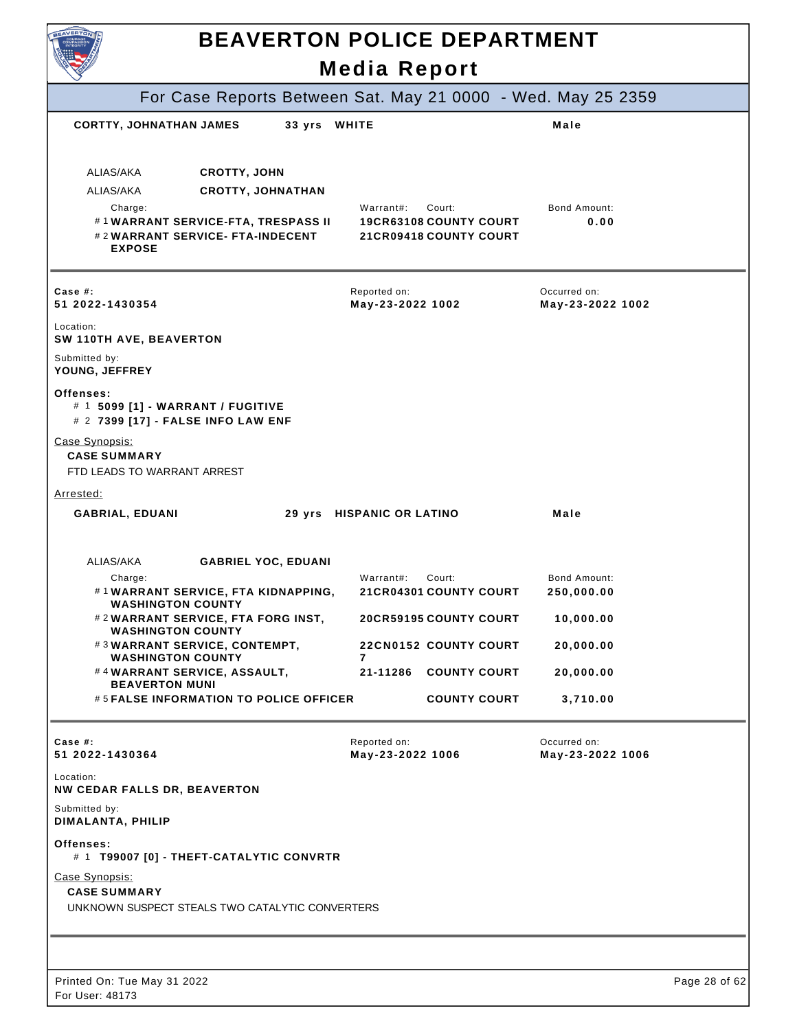# BEAVERTON POLICE DEPARTMENT

## Media Report

### For Case Reports Between Sat. May 21 0000 - Wed. May 25 2359

**CORTTY, JOHNATHAN JAMES** — 33 yrs — WHITE — Male

ALIAS/AKA **CROTTY, JOHN**

ALIAS/AKA **CROTTY, JOHNATHAN**

| Charge: | Warrant#: | Court: | Bond Amount: |
|---|---|---|---|
| # 1 **WARRANT SERVICE-FTA, TRESPASS II** | **19CR63108** | **COUNTY COURT** | **0.00** |
| # 2 **WARRANT SERVICE- FTA-INDECENT EXPOSE** | **21CR09418** | **COUNTY COURT** | |

---

**Case #:** 51 2022-1430354
**Reported on:** May-23-2022 1002
**Occurred on:** May-23-2022 1002

**Location:**
SW 110TH AVE, BEAVERTON

**Submitted by:**
YOUNG, JEFFREY

**Offenses:**
- # 1 **5099 [1] - WARRANT / FUGITIVE**
- # 2 **7399 [17] - FALSE INFO LAW ENF**

Case Synopsis:

**CASE SUMMARY**

FTD LEADS TO WARRANT ARREST

Arrested:

**GABRIAL, EDUANI** — 29 yrs — HISPANIC OR LATINO — Male

ALIAS/AKA **GABRIEL YOC, EDUANI**

| Charge: | Warrant#: | Court: | Bond Amount: |
|---|---|---|---|
| # 1 **WARRANT SERVICE, FTA KIDNAPPING, WASHINGTON COUNTY** | **21CR04301** | **COUNTY COURT** | **250,000.00** |
| # 2 **WARRANT SERVICE, FTA FORG INST, WASHINGTON COUNTY** | **20CR59195** | **COUNTY COURT** | **10,000.00** |
| # 3 **WARRANT SERVICE, CONTEMPT, WASHINGTON COUNTY** | **22CN01527** | **COUNTY COURT** | **20,000.00** |
| # 4 **WARRANT SERVICE, ASSAULT, BEAVERTON MUNI** | **21-11286** | **COUNTY COURT** | **20,000.00** |
| # 5 **FALSE INFORMATION TO POLICE OFFICER** | | **COUNTY COURT** | **3,710.00** |

---

**Case #:** 51 2022-1430364
**Reported on:** May-23-2022 1006
**Occurred on:** May-23-2022 1006

**Location:**
NW CEDAR FALLS DR, BEAVERTON

**Submitted by:**
DIMALANTA, PHILIP

**Offenses:**
- # 1 **T99007 [0] - THEFT-CATALYTIC CONVRTR**

Case Synopsis:

**CASE SUMMARY**

UNKNOWN SUSPECT STEALS TWO CATALYTIC CONVERTERS

---

Printed On: Tue May 31 2022
For User: 48173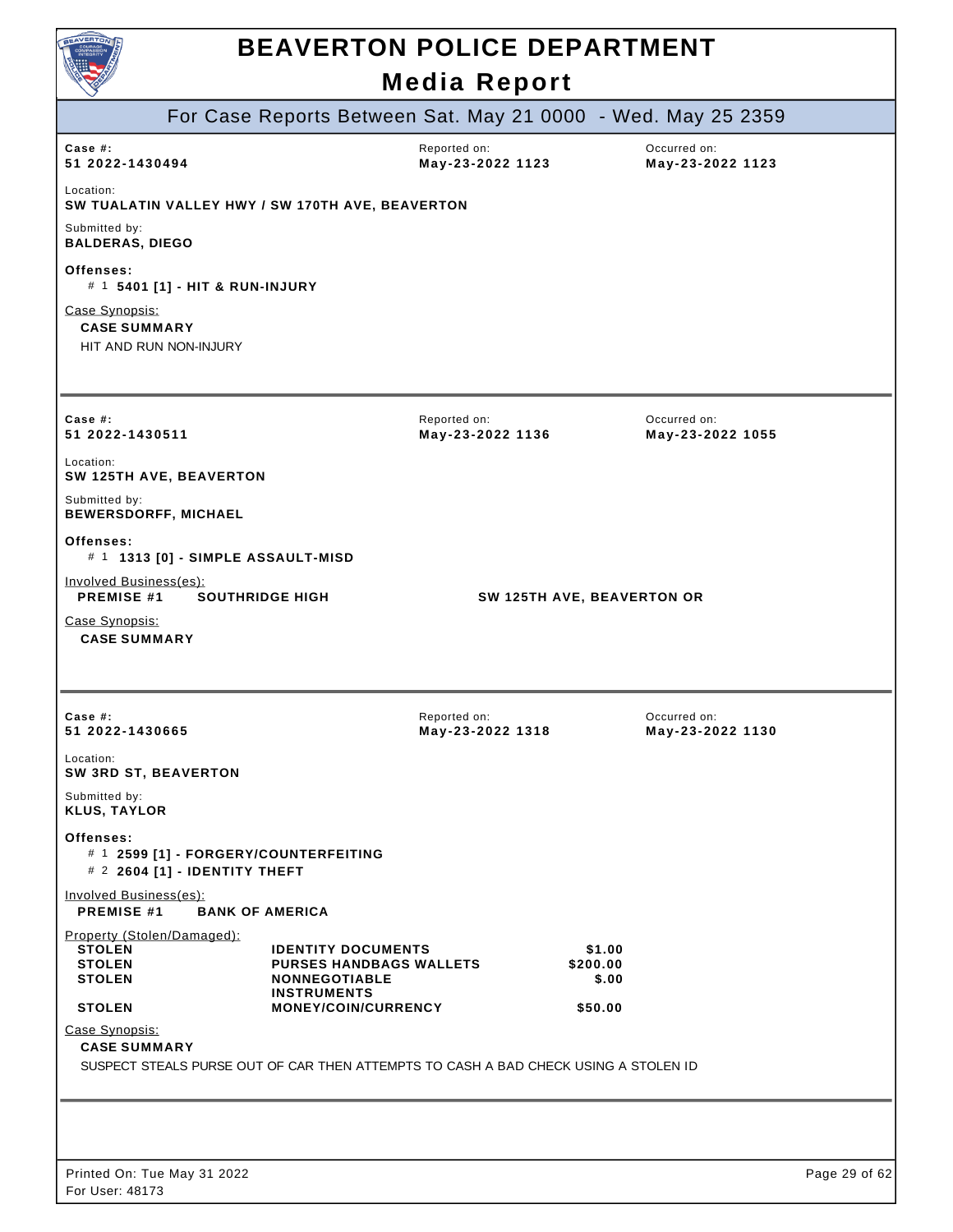# BEAVERTON POLICE DEPARTMENT

## Media Report

### For Case Reports Between Sat. May 21 0000 - Wed. May 25 2359

**Case #:** 51 2022-1430494
Reported on: **May-23-2022 1123**
Occurred on: **May-23-2022 1123**

Location:
**SW TUALATIN VALLEY HWY / SW 170TH AVE, BEAVERTON**

Submitted by:
**BALDERAS, DIEGO**

**Offenses:**
- # 1 **5401 [1] - HIT & RUN-INJURY**

Case Synopsis:
**CASE SUMMARY**
HIT AND RUN NON-INJURY

---

**Case #:** 51 2022-1430511
Reported on: **May-23-2022 1136**
Occurred on: **May-23-2022 1055**

Location:
**SW 125TH AVE, BEAVERTON**

Submitted by:
**BEWERSDORFF, MICHAEL**

**Offenses:**
- # 1 **1313 [0] - SIMPLE ASSAULT-MISD**

Involved Business(es):
**PREMISE #1** **SOUTHRIDGE HIGH** **SW 125TH AVE, BEAVERTON OR**

Case Synopsis:
**CASE SUMMARY**

---

**Case #:** 51 2022-1430665
Reported on: **May-23-2022 1318**
Occurred on: **May-23-2022 1130**

Location:
**SW 3RD ST, BEAVERTON**

Submitted by:
**KLUS, TAYLOR**

**Offenses:**
- # 1 **2599 [1] - FORGERY/COUNTERFEITING**
- # 2 **2604 [1] - IDENTITY THEFT**

Involved Business(es):
**PREMISE #1** **BANK OF AMERICA**

Property (Stolen/Damaged):

| | | |
|---|---|---|
| STOLEN | IDENTITY DOCUMENTS | $1.00 |
| STOLEN | PURSES HANDBAGS WALLETS | $200.00 |
| STOLEN | NONNEGOTIABLE INSTRUMENTS | $.00 |
| STOLEN | MONEY/COIN/CURRENCY | $50.00 |

Case Synopsis:
**CASE SUMMARY**
SUSPECT STEALS PURSE OUT OF CAR THEN ATTEMPTS TO CASH A BAD CHECK USING A STOLEN ID

---

Printed On: Tue May 31 2022
For User: 48173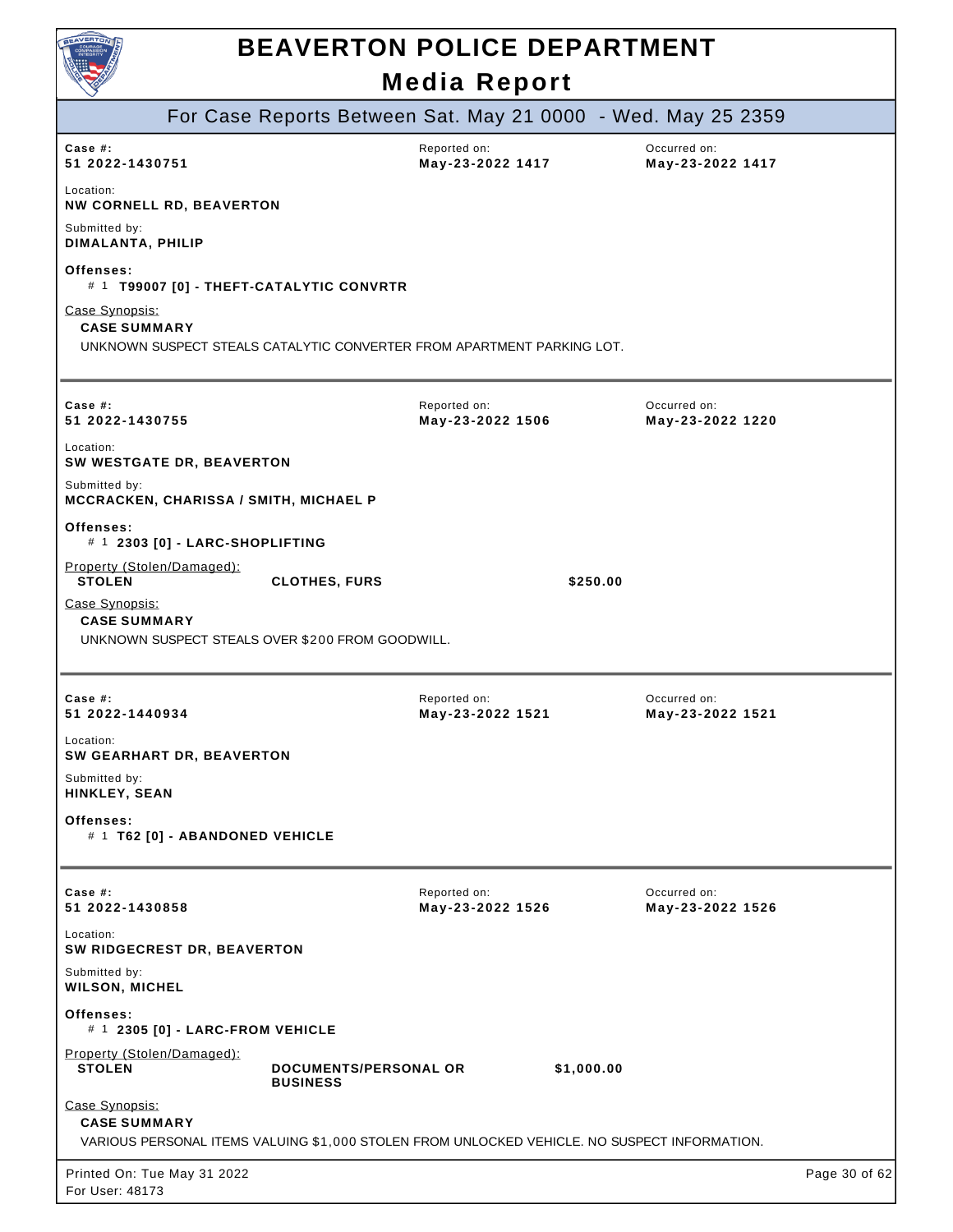# BEAVERTON POLICE DEPARTMENT

## Media Report

### For Case Reports Between Sat. May 21 0000 - Wed. May 25 2359

---

**Case #:** 51 2022-1430751
**Reported on:** May-23-2022 1417
**Occurred on:** May-23-2022 1417

Location:
**NW CORNELL RD, BEAVERTON**

Submitted by:
**DIMALANTA, PHILIP**

**Offenses:**
# 1 **T99007 [0] - THEFT-CATALYTIC CONVRTR**

Case Synopsis:
**CASE SUMMARY**
UNKNOWN SUSPECT STEALS CATALYTIC CONVERTER FROM APARTMENT PARKING LOT.

---

**Case #:** 51 2022-1430755
**Reported on:** May-23-2022 1506
**Occurred on:** May-23-2022 1220

Location:
**SW WESTGATE DR, BEAVERTON**

Submitted by:
**MCCRACKEN, CHARISSA / SMITH, MICHAEL P**

**Offenses:**
# 1 **2303 [0] - LARC-SHOPLIFTING**

Property (Stolen/Damaged):

| | | |
|---|---|---|
| **STOLEN** | **CLOTHES, FURS** | **$250.00** |

Case Synopsis:
**CASE SUMMARY**
UNKNOWN SUSPECT STEALS OVER $200 FROM GOODWILL.

---

**Case #:** 51 2022-1440934
**Reported on:** May-23-2022 1521
**Occurred on:** May-23-2022 1521

Location:
**SW GEARHART DR, BEAVERTON**

Submitted by:
**HINKLEY, SEAN**

**Offenses:**
# 1 **T62 [0] - ABANDONED VEHICLE**

---

**Case #:** 51 2022-1430858
**Reported on:** May-23-2022 1526
**Occurred on:** May-23-2022 1526

Location:
**SW RIDGECREST DR, BEAVERTON**

Submitted by:
**WILSON, MICHEL**

**Offenses:**
# 1 **2305 [0] - LARC-FROM VEHICLE**

Property (Stolen/Damaged):

| | | |
|---|---|---|
| **STOLEN** | **DOCUMENTS/PERSONAL OR BUSINESS** | **$1,000.00** |

Case Synopsis:
**CASE SUMMARY**
VARIOUS PERSONAL ITEMS VALUING $1,000 STOLEN FROM UNLOCKED VEHICLE. NO SUSPECT INFORMATION.

Printed On: Tue May 31 2022
For User: 48173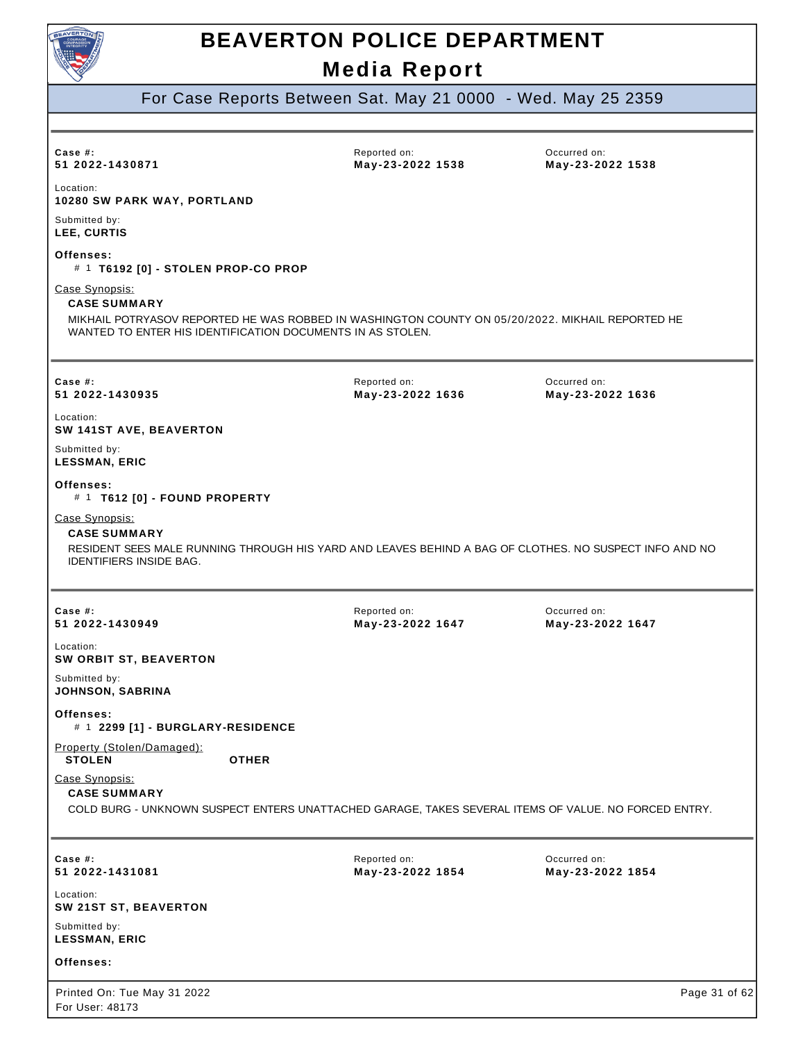# BEAVERTON POLICE DEPARTMENT

## Media Report

### For Case Reports Between Sat. May 21 0000 - Wed. May 25 2359

---

**Case #:** 51 2022-1430871
**Reported on:** May-23-2022 1538
**Occurred on:** May-23-2022 1538

Location:
**10280 SW PARK WAY, PORTLAND**

Submitted by:
**LEE, CURTIS**

**Offenses:**
# 1 **T6192 [0] - STOLEN PROP-CO PROP**

Case Synopsis:
**CASE SUMMARY**
MIKHAIL POTRYASOV REPORTED HE WAS ROBBED IN WASHINGTON COUNTY ON 05/20/2022. MIKHAIL REPORTED HE WANTED TO ENTER HIS IDENTIFICATION DOCUMENTS IN AS STOLEN.

---

**Case #:** 51 2022-1430935
**Reported on:** May-23-2022 1636
**Occurred on:** May-23-2022 1636

Location:
**SW 141ST AVE, BEAVERTON**

Submitted by:
**LESSMAN, ERIC**

**Offenses:**
# 1 **T612 [0] - FOUND PROPERTY**

Case Synopsis:
**CASE SUMMARY**
RESIDENT SEES MALE RUNNING THROUGH HIS YARD AND LEAVES BEHIND A BAG OF CLOTHES. NO SUSPECT INFO AND NO IDENTIFIERS INSIDE BAG.

---

**Case #:** 51 2022-1430949
**Reported on:** May-23-2022 1647
**Occurred on:** May-23-2022 1647

Location:
**SW ORBIT ST, BEAVERTON**

Submitted by:
**JOHNSON, SABRINA**

**Offenses:**
# 1 **2299 [1] - BURGLARY-RESIDENCE**

Property (Stolen/Damaged):
**STOLEN** **OTHER**

Case Synopsis:
**CASE SUMMARY**
COLD BURG - UNKNOWN SUSPECT ENTERS UNATTACHED GARAGE, TAKES SEVERAL ITEMS OF VALUE. NO FORCED ENTRY.

---

**Case #:** 51 2022-1431081
**Reported on:** May-23-2022 1854
**Occurred on:** May-23-2022 1854

Location:
**SW 21ST ST, BEAVERTON**

Submitted by:
**LESSMAN, ERIC**

**Offenses:**

Printed On: Tue May 31 2022
For User: 48173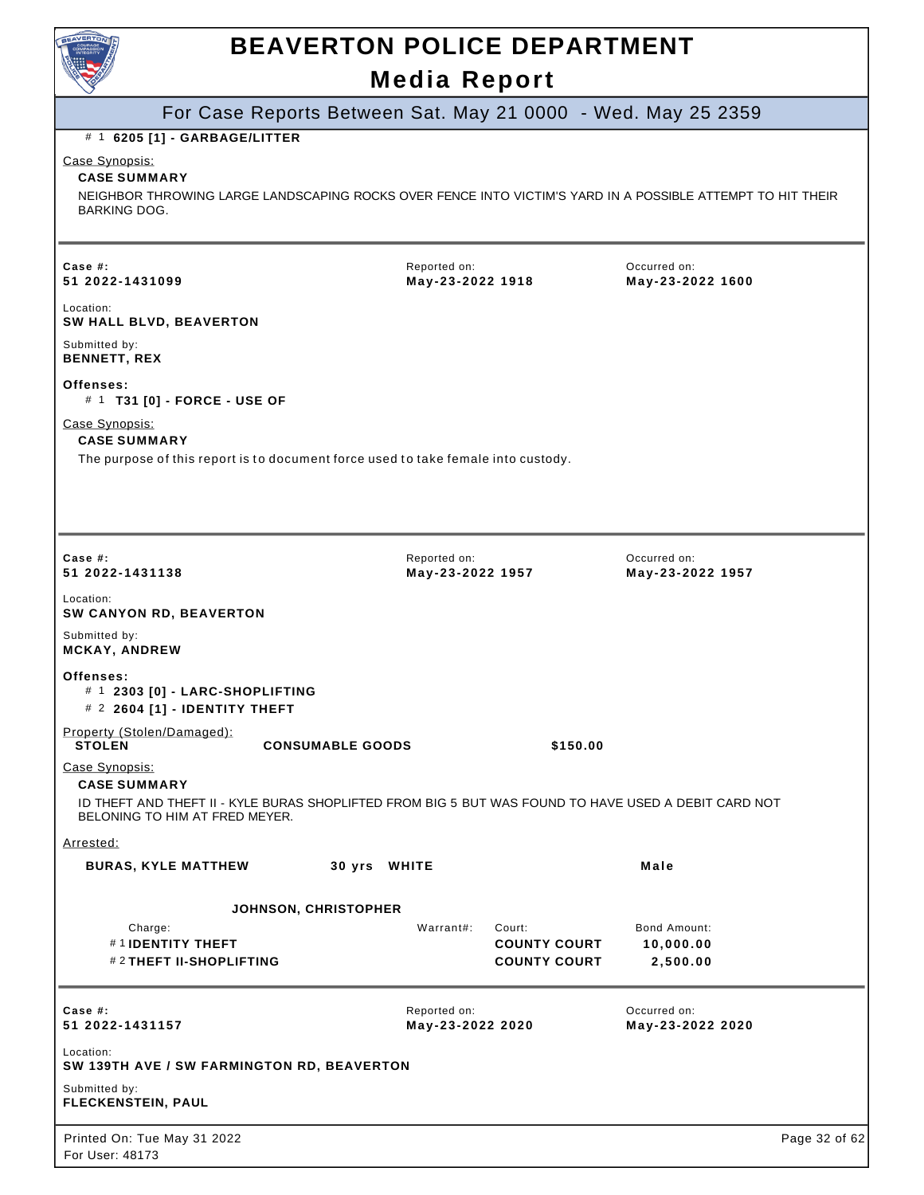# BEAVERTON POLICE DEPARTMENT

## Media Report

### For Case Reports Between Sat. May 21 0000 - Wed. May 25 2359

# 1 **6205 [1] - GARBAGE/LITTER**

Case Synopsis:

**CASE SUMMARY**

NEIGHBOR THROWING LARGE LANDSCAPING ROCKS OVER FENCE INTO VICTIM'S YARD IN A POSSIBLE ATTEMPT TO HIT THEIR BARKING DOG.

---

| Case #: | Reported on: | Occurred on: |
|---|---|---|
| **51 2022-1431099** | **May-23-2022 1918** | **May-23-2022 1600** |

Location:
**SW HALL BLVD, BEAVERTON**

Submitted by:
**BENNETT, REX**

**Offenses:**

# 1 **T31 [0] - FORCE - USE OF**

Case Synopsis:

**CASE SUMMARY**

The purpose of this report is to document force used to take female into custody.

---

| Case #: | Reported on: | Occurred on: |
|---|---|---|
| **51 2022-1431138** | **May-23-2022 1957** | **May-23-2022 1957** |

Location:
**SW CANYON RD, BEAVERTON**

Submitted by:
**MCKAY, ANDREW**

**Offenses:**

# 1 **2303 [0] - LARC-SHOPLIFTING**
# 2 **2604 [1] - IDENTITY THEFT**

Property (Stolen/Damaged):

| | | |
|---|---|---|
| **STOLEN** | **CONSUMABLE GOODS** | **$150.00** |

Case Synopsis:

**CASE SUMMARY**

ID THEFT AND THEFT II - KYLE BURAS SHOPLIFTED FROM BIG 5 BUT WAS FOUND TO HAVE USED A DEBIT CARD NOT BELONGING TO HIM AT FRED MEYER.

Arrested:

**BURAS, KYLE MATTHEW** **30 yrs** **WHITE** **Male**

**JOHNSON, CHRISTOPHER**

| Charge: | Warrant#: | Court: | Bond Amount: |
|---|---|---|---|
| # 1 **IDENTITY THEFT** | | **COUNTY COURT** | **10,000.00** |
| # 2 **THEFT II-SHOPLIFTING** | | **COUNTY COURT** | **2,500.00** |

---

| Case #: | Reported on: | Occurred on: |
|---|---|---|
| **51 2022-1431157** | **May-23-2022 2020** | **May-23-2022 2020** |

Location:
**SW 139TH AVE / SW FARMINGTON RD, BEAVERTON**

Submitted by:
**FLECKENSTEIN, PAUL**

Printed On: Tue May 31 2022
For User: 48173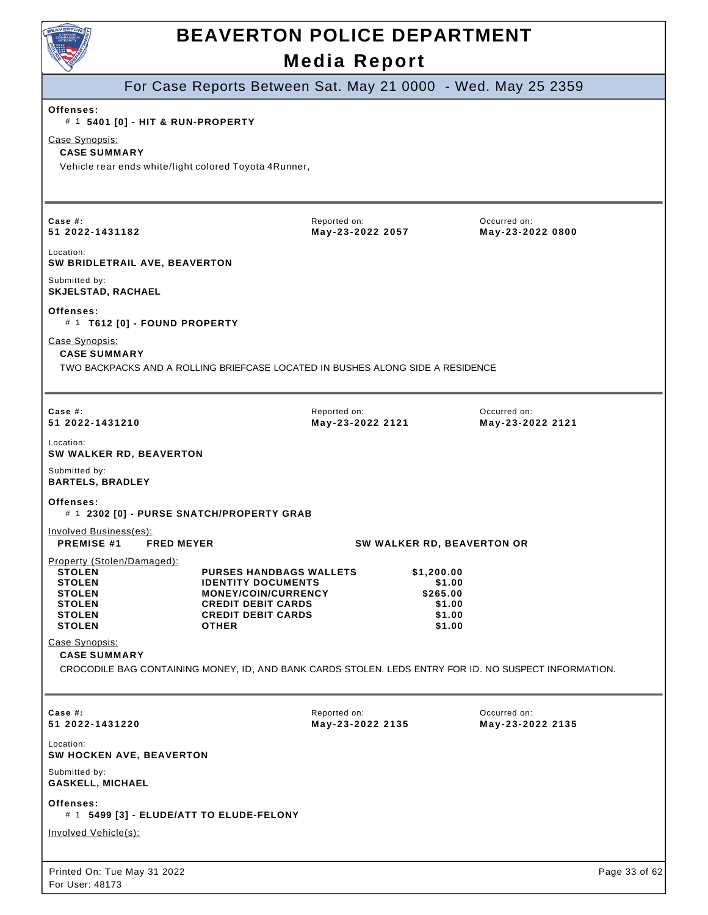**Offenses:**
# 1 **5401 [0] - HIT & RUN-PROPERTY**

Case Synopsis:

**CASE SUMMARY**

Vehicle rear ends white/light colored Toyota 4Runner,

---

| Case #: | Reported on: | Occurred on: |
|---|---|---|
| **51 2022-1431182** | **May-23-2022 2057** | **May-23-2022 0800** |

Location:
**SW BRIDLETRAIL AVE, BEAVERTON**

Submitted by:
**SKJELSTAD, RACHAEL**

**Offenses:**
# 1 **T612 [0] - FOUND PROPERTY**

Case Synopsis:

**CASE SUMMARY**

TWO BACKPACKS AND A ROLLING BRIEFCASE LOCATED IN BUSHES ALONG SIDE A RESIDENCE

---

| Case #: | Reported on: | Occurred on: |
|---|---|---|
| **51 2022-1431210** | **May-23-2022 2121** | **May-23-2022 2121** |

Location:
**SW WALKER RD, BEAVERTON**

Submitted by:
**BARTELS, BRADLEY**

**Offenses:**
# 1 **2302 [0] - PURSE SNATCH/PROPERTY GRAB**

Involved Business(es):

**PREMISE #1 FRED MEYER SW WALKER RD, BEAVERTON OR**

Property (Stolen/Damaged):

| | | |
|---|---|---|
| **STOLEN** | **PURSES HANDBAGS WALLETS** | **$1,200.00** |
| **STOLEN** | **IDENTITY DOCUMENTS** | **$1.00** |
| **STOLEN** | **MONEY/COIN/CURRENCY** | **$265.00** |
| **STOLEN** | **CREDIT DEBIT CARDS** | **$1.00** |
| **STOLEN** | **CREDIT DEBIT CARDS** | **$1.00** |
| **STOLEN** | **OTHER** | **$1.00** |

Case Synopsis:

**CASE SUMMARY**

CROCODILE BAG CONTAINING MONEY, ID, AND BANK CARDS STOLEN. LEDS ENTRY FOR ID. NO SUSPECT INFORMATION.

---

| Case #: | Reported on: | Occurred on: |
|---|---|---|
| **51 2022-1431220** | **May-23-2022 2135** | **May-23-2022 2135** |

Location:
**SW HOCKEN AVE, BEAVERTON**

Submitted by:
**GASKELL, MICHAEL**

**Offenses:**
# 1 **5499 [3] - ELUDE/ATT TO ELUDE-FELONY**

Involved Vehicle(s):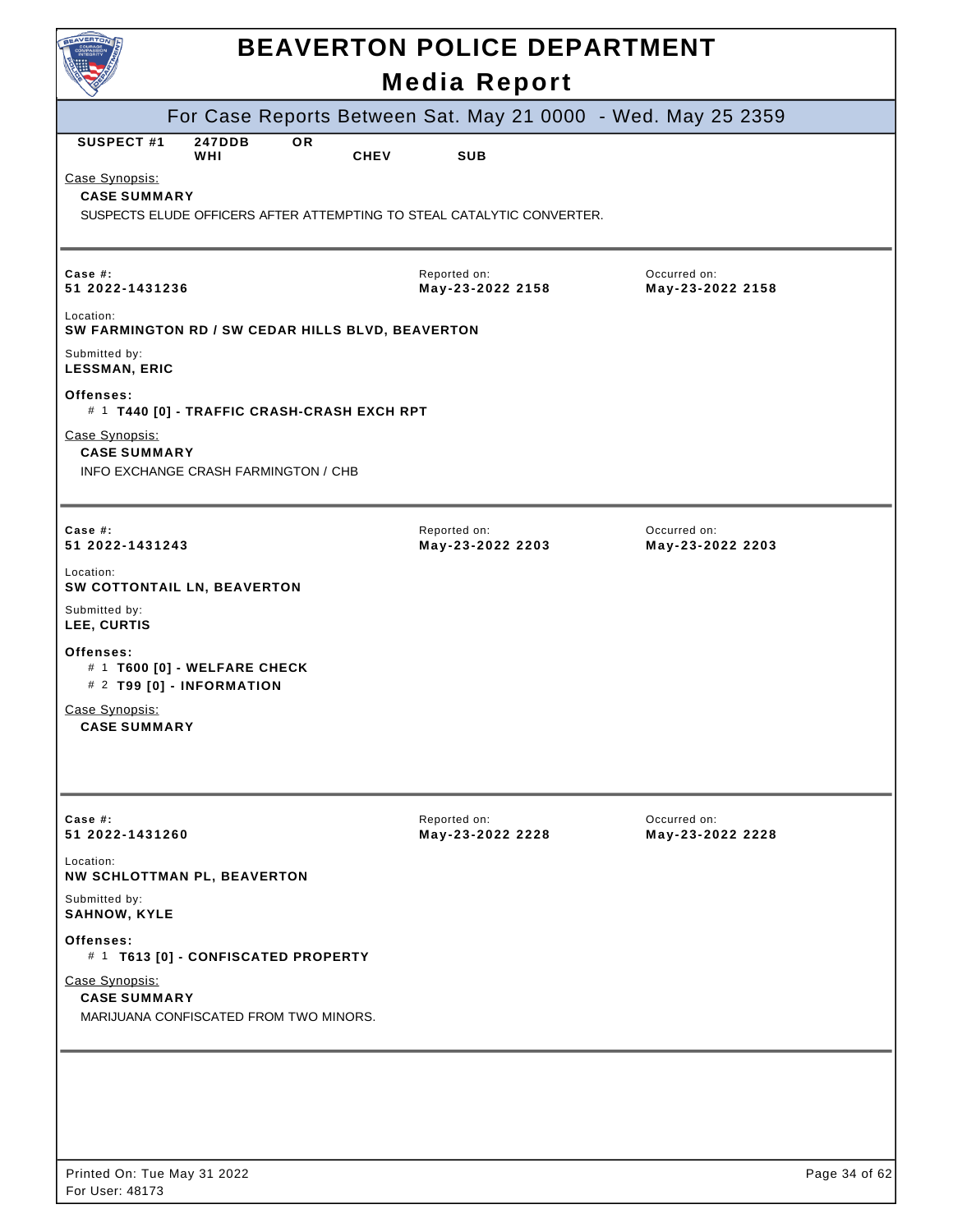# BEAVERTON POLICE DEPARTMENT

## Media Report

### For Case Reports Between Sat. May 21 0000 - Wed. May 25 2359

| SUSPECT #1 | 247DDB | OR | | |
|---|---|---|---|---|
| | WHI | | CHEV | SUB |

Case Synopsis:

**CASE SUMMARY**

SUSPECTS ELUDE OFFICERS AFTER ATTEMPTING TO STEAL CATALYTIC CONVERTER.

---

**Case #:** 51 2022-1431236 | Reported on: **May-23-2022 2158** | Occurred on: **May-23-2022 2158**

Location:
**SW FARMINGTON RD / SW CEDAR HILLS BLVD, BEAVERTON**

Submitted by:
**LESSMAN, ERIC**

**Offenses:**
- # 1 **T440 [0] - TRAFFIC CRASH-CRASH EXCH RPT**

Case Synopsis:

**CASE SUMMARY**

INFO EXCHANGE CRASH FARMINGTON / CHB

---

**Case #:** 51 2022-1431243 | Reported on: **May-23-2022 2203** | Occurred on: **May-23-2022 2203**

Location:
**SW COTTONTAIL LN, BEAVERTON**

Submitted by:
**LEE, CURTIS**

**Offenses:**
- # 1 **T600 [0] - WELFARE CHECK**
- # 2 **T99 [0] - INFORMATION**

Case Synopsis:

**CASE SUMMARY**

---

**Case #:** 51 2022-1431260 | Reported on: **May-23-2022 2228** | Occurred on: **May-23-2022 2228**

Location:
**NW SCHLOTTMAN PL, BEAVERTON**

Submitted by:
**SAHNOW, KYLE**

**Offenses:**
- # 1 **T613 [0] - CONFISCATED PROPERTY**

Case Synopsis:

**CASE SUMMARY**

MARIJUANA CONFISCATED FROM TWO MINORS.

---

Printed On: Tue May 31 2022
For User: 48173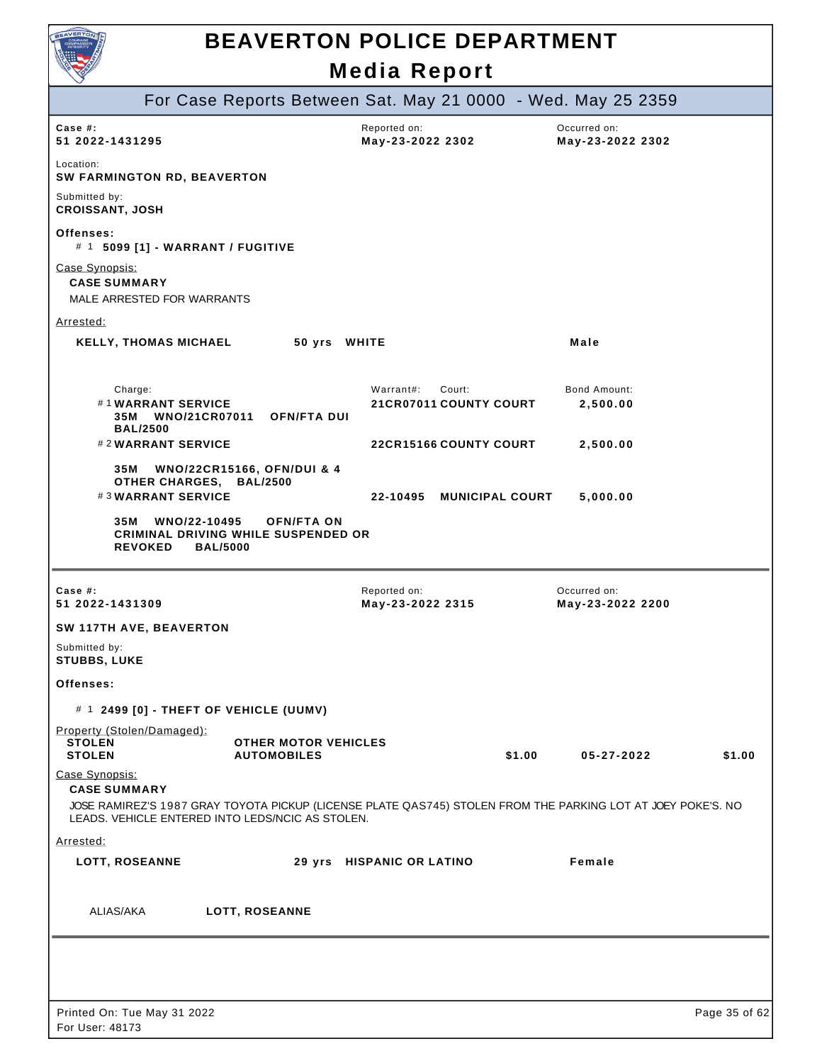# BEAVERTON POLICE DEPARTMENT

## Media Report

### For Case Reports Between Sat. May 21 0000 - Wed. May 25 2359

| Case #: | Reported on: | Occurred on: |
|---|---|---|
| **51 2022-1431295** | **May-23-2022 2302** | **May-23-2022 2302** |

Location:
**SW FARMINGTON RD, BEAVERTON**

Submitted by:
**CROISSANT, JOSH**

**Offenses:**

# 1 **5099 [1] - WARRANT / FUGITIVE**

Case Synopsis:

**CASE SUMMARY**

MALE ARRESTED FOR WARRANTS

Arrested:

**KELLY, THOMAS MICHAEL** **50 yrs** **WHITE** **Male**

| Charge: | Warrant#: | Court: | Bond Amount: |
|---|---|---|---|
| # 1 **WARRANT SERVICE** **35M WNO/21CR07011 OFN/FTA DUI BAL/2500** | **21CR07011** | **COUNTY COURT** | **2,500.00** |
| # 2 **WARRANT SERVICE** **35M WNO/22CR15166, OFN/DUI & 4 OTHER CHARGES, BAL/2500** | **22CR15166** | **COUNTY COURT** | **2,500.00** |
| # 3 **WARRANT SERVICE** **35M WNO/22-10495 OFN/FTA ON CRIMINAL DRIVING WHILE SUSPENDED OR REVOKED BAL/5000** | **22-10495** | **MUNICIPAL COURT** | **5,000.00** |

---

| Case #: | Reported on: | Occurred on: |
|---|---|---|
| **51 2022-1431309** | **May-23-2022 2315** | **May-23-2022 2200** |

**SW 117TH AVE, BEAVERTON**

Submitted by:
**STUBBS, LUKE**

**Offenses:**

# 1 **2499 [0] - THEFT OF VEHICLE (UUMV)**

Property (Stolen/Damaged):

| | | | | |
|---|---|---|---|---|
| **STOLEN** | **OTHER MOTOR VEHICLES** | | | |
| **STOLEN** | **AUTOMOBILES** | **$1.00** | **05-27-2022** | **$1.00** |

Case Synopsis:

**CASE SUMMARY**

JOSE RAMIREZ'S 1987 GRAY TOYOTA PICKUP (LICENSE PLATE QAS745) STOLEN FROM THE PARKING LOT AT JOEY POKE'S. NO LEADS. VEHICLE ENTERED INTO LEDS/NCIC AS STOLEN.

Arrested:

**LOTT, ROSEANNE** **29 yrs** **HISPANIC OR LATINO** **Female**

ALIAS/AKA **LOTT, ROSEANNE**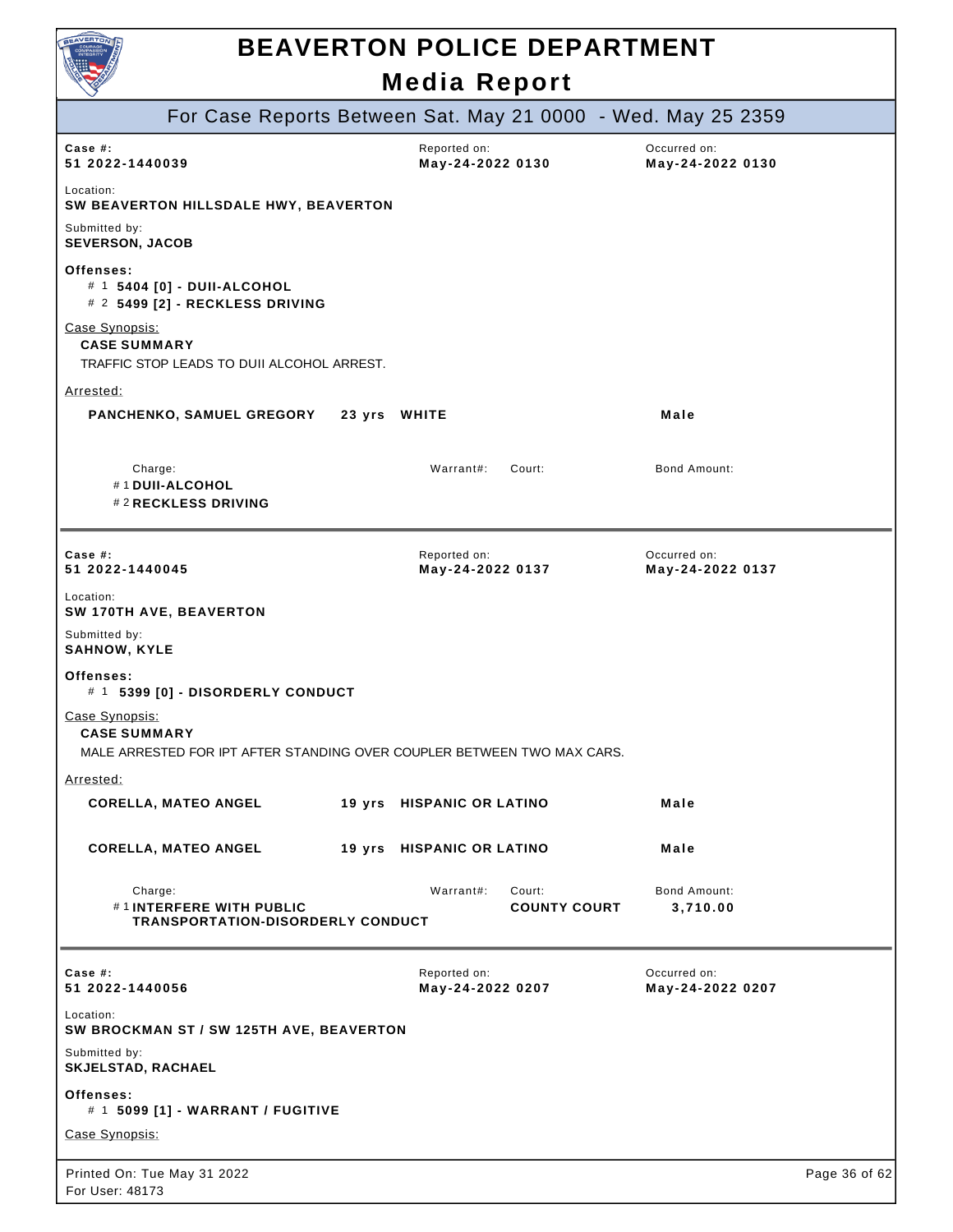# BEAVERTON POLICE DEPARTMENT

## Media Report

### For Case Reports Between Sat. May 21 0000 - Wed. May 25 2359

| Case #: | Reported on: | Occurred on: |
|---|---|---|
| **51 2022-1440039** | **May-24-2022 0130** | **May-24-2022 0130** |

Location:
**SW BEAVERTON HILLSDALE HWY, BEAVERTON**

Submitted by:
**SEVERSON, JACOB**

**Offenses:**
- # 1 **5404 [0] - DUII-ALCOHOL**
- # 2 **5499 [2] - RECKLESS DRIVING**

Case Synopsis:
**CASE SUMMARY**
TRAFFIC STOP LEADS TO DUII ALCOHOL ARREST.

Arrested:

| Name | Age | Race | Sex |
|---|---|---|---|
| **PANCHENKO, SAMUEL GREGORY** | **23 yrs** | **WHITE** | **Male** |

| Charge: | Warrant#: | Court: | Bond Amount: |
|---|---|---|---|
| # 1 **DUII-ALCOHOL** | | | |
| # 2 **RECKLESS DRIVING** | | | |

---

| Case #: | Reported on: | Occurred on: |
|---|---|---|
| **51 2022-1440045** | **May-24-2022 0137** | **May-24-2022 0137** |

Location:
**SW 170TH AVE, BEAVERTON**

Submitted by:
**SAHNOW, KYLE**

**Offenses:**
- # 1 **5399 [0] - DISORDERLY CONDUCT**

Case Synopsis:
**CASE SUMMARY**
MALE ARRESTED FOR IPT AFTER STANDING OVER COUPLER BETWEEN TWO MAX CARS.

Arrested:

| Name | Age | Race | Sex |
|---|---|---|---|
| **CORELLA, MATEO ANGEL** | **19 yrs** | **HISPANIC OR LATINO** | **Male** |
| **CORELLA, MATEO ANGEL** | **19 yrs** | **HISPANIC OR LATINO** | **Male** |

| Charge: | Warrant#: | Court: | Bond Amount: |
|---|---|---|---|
| # 1 **INTERFERE WITH PUBLIC TRANSPORTATION-DISORDERLY CONDUCT** | | **COUNTY COURT** | **3,710.00** |

---

| Case #: | Reported on: | Occurred on: |
|---|---|---|
| **51 2022-1440056** | **May-24-2022 0207** | **May-24-2022 0207** |

Location:
**SW BROCKMAN ST / SW 125TH AVE, BEAVERTON**

Submitted by:
**SKJELSTAD, RACHAEL**

**Offenses:**
- # 1 **5099 [1] - WARRANT / FUGITIVE**

Case Synopsis: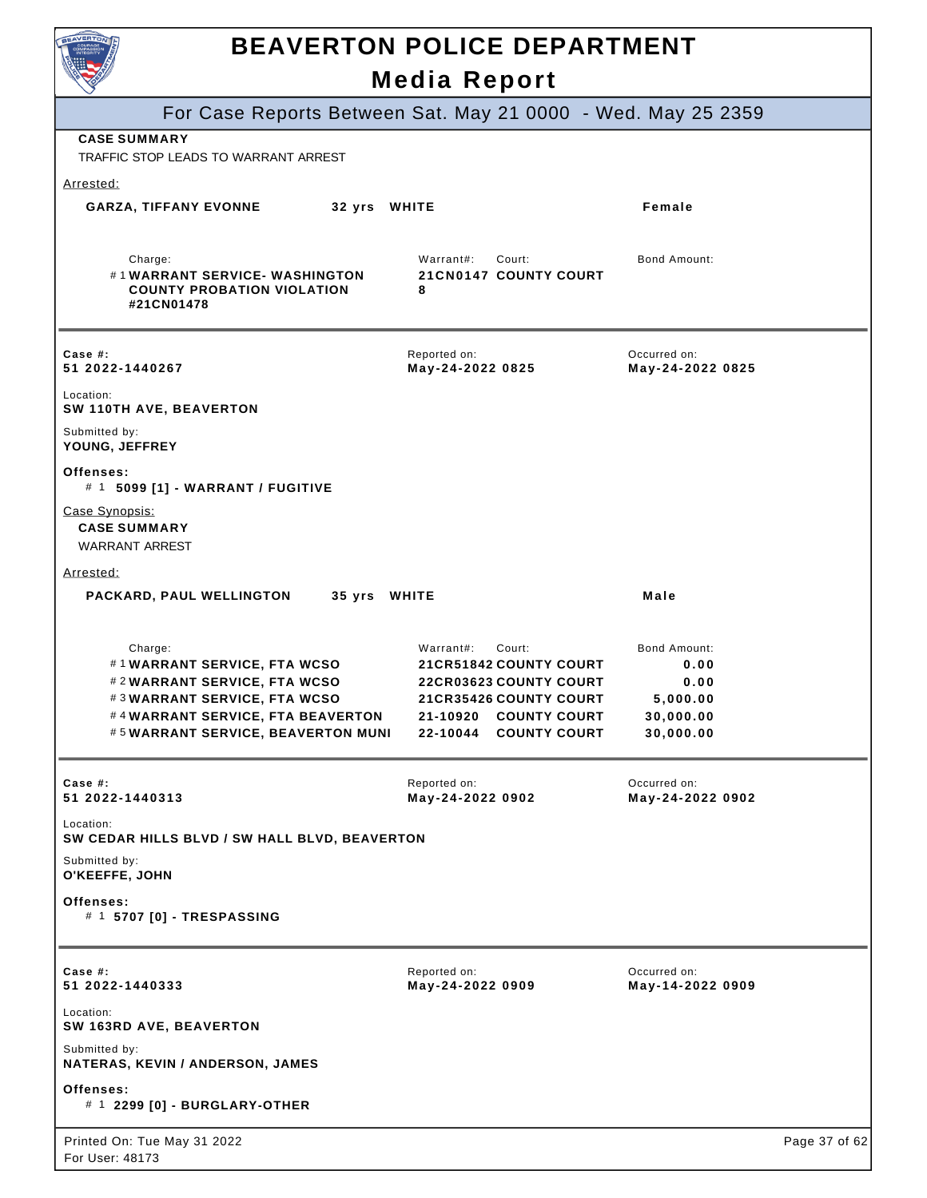# BEAVERTON POLICE DEPARTMENT

## Media Report

For Case Reports Between Sat. May 21 0000 - Wed. May 25 2359

**CASE SUMMARY**

TRAFFIC STOP LEADS TO WARRANT ARREST

Arrested:

**GARZA, TIFFANY EVONNE** 32 yrs **WHITE** **Female**

| Charge: | Warrant#: | Court: | Bond Amount: |
|---|---|---|---|
| # 1 **WARRANT SERVICE- WASHINGTON COUNTY PROBATION VIOLATION #21CN01478** | **21CN01478** | **COUNTY COURT** | |

---

**Case #:** 51 2022-1440267

Reported on: **May-24-2022 0825**

Occurred on: **May-24-2022 0825**

Location:
**SW 110TH AVE, BEAVERTON**

Submitted by:
**YOUNG, JEFFREY**

**Offenses:**
# 1 **5099 [1] - WARRANT / FUGITIVE**

Case Synopsis:

**CASE SUMMARY**

WARRANT ARREST

Arrested:

**PACKARD, PAUL WELLINGTON** 35 yrs **WHITE** **Male**

| Charge: | Warrant#: | Court: | Bond Amount: |
|---|---|---|---|
| # 1 **WARRANT SERVICE, FTA WCSO** | **21CR51842** | **COUNTY COURT** | **0.00** |
| # 2 **WARRANT SERVICE, FTA WCSO** | **22CR03623** | **COUNTY COURT** | **0.00** |
| # 3 **WARRANT SERVICE, FTA WCSO** | **21CR35426** | **COUNTY COURT** | **5,000.00** |
| # 4 **WARRANT SERVICE, FTA BEAVERTON** | **21-10920** | **COUNTY COURT** | **30,000.00** |
| # 5 **WARRANT SERVICE, BEAVERTON MUNI** | **22-10044** | **COUNTY COURT** | **30,000.00** |

---

**Case #:** 51 2022-1440313

Reported on: **May-24-2022 0902**

Occurred on: **May-24-2022 0902**

Location:
**SW CEDAR HILLS BLVD / SW HALL BLVD, BEAVERTON**

Submitted by:
**O'KEEFFE, JOHN**

**Offenses:**
# 1 **5707 [0] - TRESPASSING**

---

**Case #:** 51 2022-1440333

Reported on: **May-24-2022 0909**

Occurred on: **May-14-2022 0909**

Location:
**SW 163RD AVE, BEAVERTON**

Submitted by:
**NATERAS, KEVIN / ANDERSON, JAMES**

**Offenses:**
# 1 **2299 [0] - BURGLARY-OTHER**

Printed On: Tue May 31 2022
For User: 48173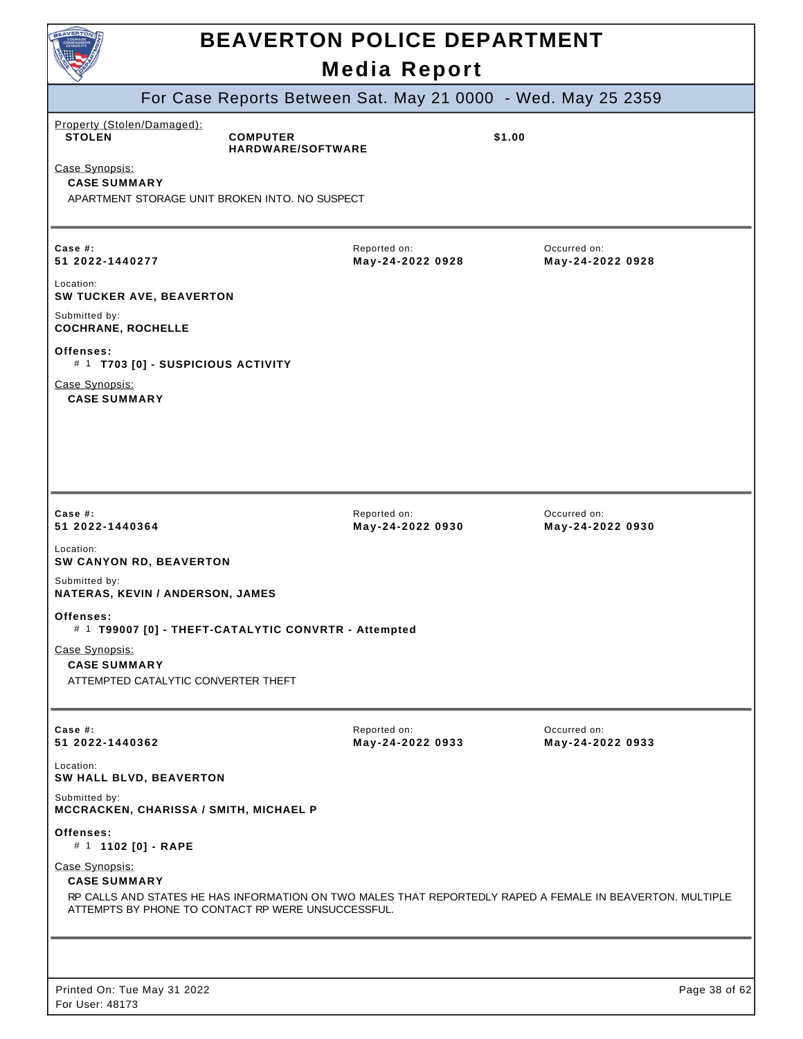# BEAVERTON POLICE DEPARTMENT

## Media Report

For Case Reports Between Sat. May 21 0000 - Wed. May 25 2359

Property (Stolen/Damaged):

| STOLEN | COMPUTER HARDWARE/SOFTWARE | $1.00 |
|---|---|---|

Case Synopsis:

**CASE SUMMARY**

APARTMENT STORAGE UNIT BROKEN INTO. NO SUSPECT

---

| Case #: | Reported on: | Occurred on: |
|---|---|---|
| **51 2022-1440277** | **May-24-2022 0928** | **May-24-2022 0928** |

Location:
**SW TUCKER AVE, BEAVERTON**

Submitted by:
**COCHRANE, ROCHELLE**

**Offenses:**
\# 1 **T703 [0] - SUSPICIOUS ACTIVITY**

Case Synopsis:

**CASE SUMMARY**

---

| Case #: | Reported on: | Occurred on: |
|---|---|---|
| **51 2022-1440364** | **May-24-2022 0930** | **May-24-2022 0930** |

Location:
**SW CANYON RD, BEAVERTON**

Submitted by:
**NATERAS, KEVIN / ANDERSON, JAMES**

**Offenses:**
\# 1 **T99007 [0] - THEFT-CATALYTIC CONVRTR - Attempted**

Case Synopsis:

**CASE SUMMARY**

ATTEMPTED CATALYTIC CONVERTER THEFT

---

| Case #: | Reported on: | Occurred on: |
|---|---|---|
| **51 2022-1440362** | **May-24-2022 0933** | **May-24-2022 0933** |

Location:
**SW HALL BLVD, BEAVERTON**

Submitted by:
**MCCRACKEN, CHARISSA / SMITH, MICHAEL P**

**Offenses:**
\# 1 **1102 [0] - RAPE**

Case Synopsis:

**CASE SUMMARY**

RP CALLS AND STATES HE HAS INFORMATION ON TWO MALES THAT REPORTEDLY RAPED A FEMALE IN BEAVERTON. MULTIPLE ATTEMPTS BY PHONE TO CONTACT RP WERE UNSUCCESSFUL.

---

Printed On: Tue May 31 2022
For User: 48173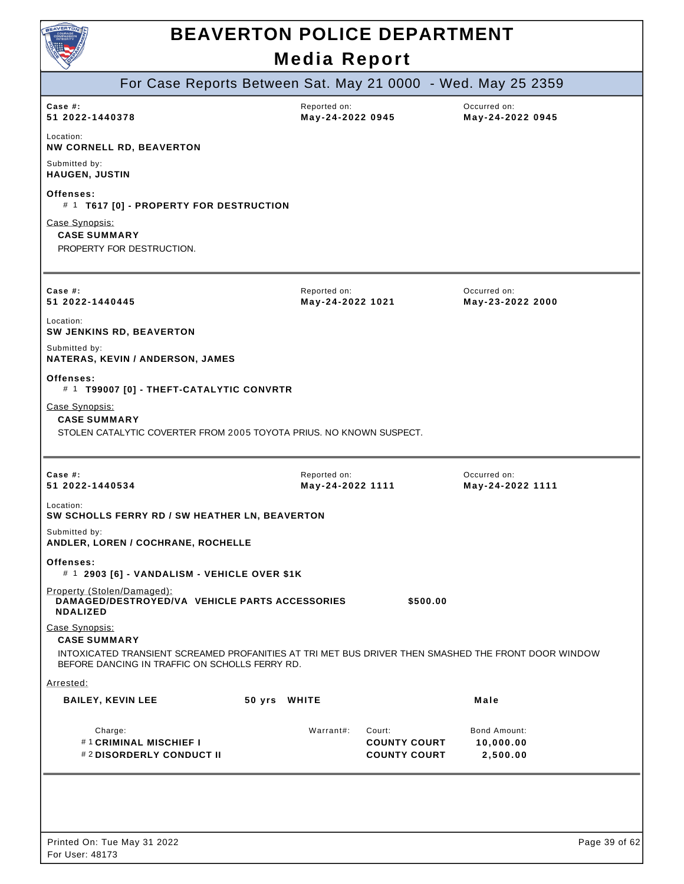# BEAVERTON POLICE DEPARTMENT

## Media Report

### For Case Reports Between Sat. May 21 0000 - Wed. May 25 2359

---

**Case #:** 51 2022-1440378
**Reported on:** May-24-2022 0945
**Occurred on:** May-24-2022 0945

**Location:**
NW CORNELL RD, BEAVERTON

**Submitted by:**
HAUGEN, JUSTIN

**Offenses:**
# 1 **T617 [0] - PROPERTY FOR DESTRUCTION**

Case Synopsis:
**CASE SUMMARY**
PROPERTY FOR DESTRUCTION.

---

**Case #:** 51 2022-1440445
**Reported on:** May-24-2022 1021
**Occurred on:** May-23-2022 2000

**Location:**
SW JENKINS RD, BEAVERTON

**Submitted by:**
NATERAS, KEVIN / ANDERSON, JAMES

**Offenses:**
# 1 **T99007 [0] - THEFT-CATALYTIC CONVRTR**

Case Synopsis:
**CASE SUMMARY**
STOLEN CATALYTIC COVERTER FROM 2005 TOYOTA PRIUS. NO KNOWN SUSPECT.

---

**Case #:** 51 2022-1440534
**Reported on:** May-24-2022 1111
**Occurred on:** May-24-2022 1111

**Location:**
SW SCHOLLS FERRY RD / SW HEATHER LN, BEAVERTON

**Submitted by:**
ANDLER, LOREN / COCHRANE, ROCHELLE

**Offenses:**
# 1 **2903 [6] - VANDALISM - VEHICLE OVER $1K**

Property (Stolen/Damaged):

| | | |
|---|---|---|
| DAMAGED/DESTROYED/VANDALIZED | VEHICLE PARTS ACCESSORIES | $500.00 |

Case Synopsis:
**CASE SUMMARY**
INTOXICATED TRANSIENT SCREAMED PROFANITIES AT TRI MET BUS DRIVER THEN SMASHED THE FRONT DOOR WINDOW BEFORE DANCING IN TRAFFIC ON SCHOLLS FERRY RD.

Arrested:

**BAILEY, KEVIN LEE** 50 yrs WHITE Male

| Charge: | Warrant#: | Court: | Bond Amount: |
|---|---|---|---|
| # 1 CRIMINAL MISCHIEF I | | COUNTY COURT | 10,000.00 |
| # 2 DISORDERLY CONDUCT II | | COUNTY COURT | 2,500.00 |

---

Printed On: Tue May 31 2022
For User: 48173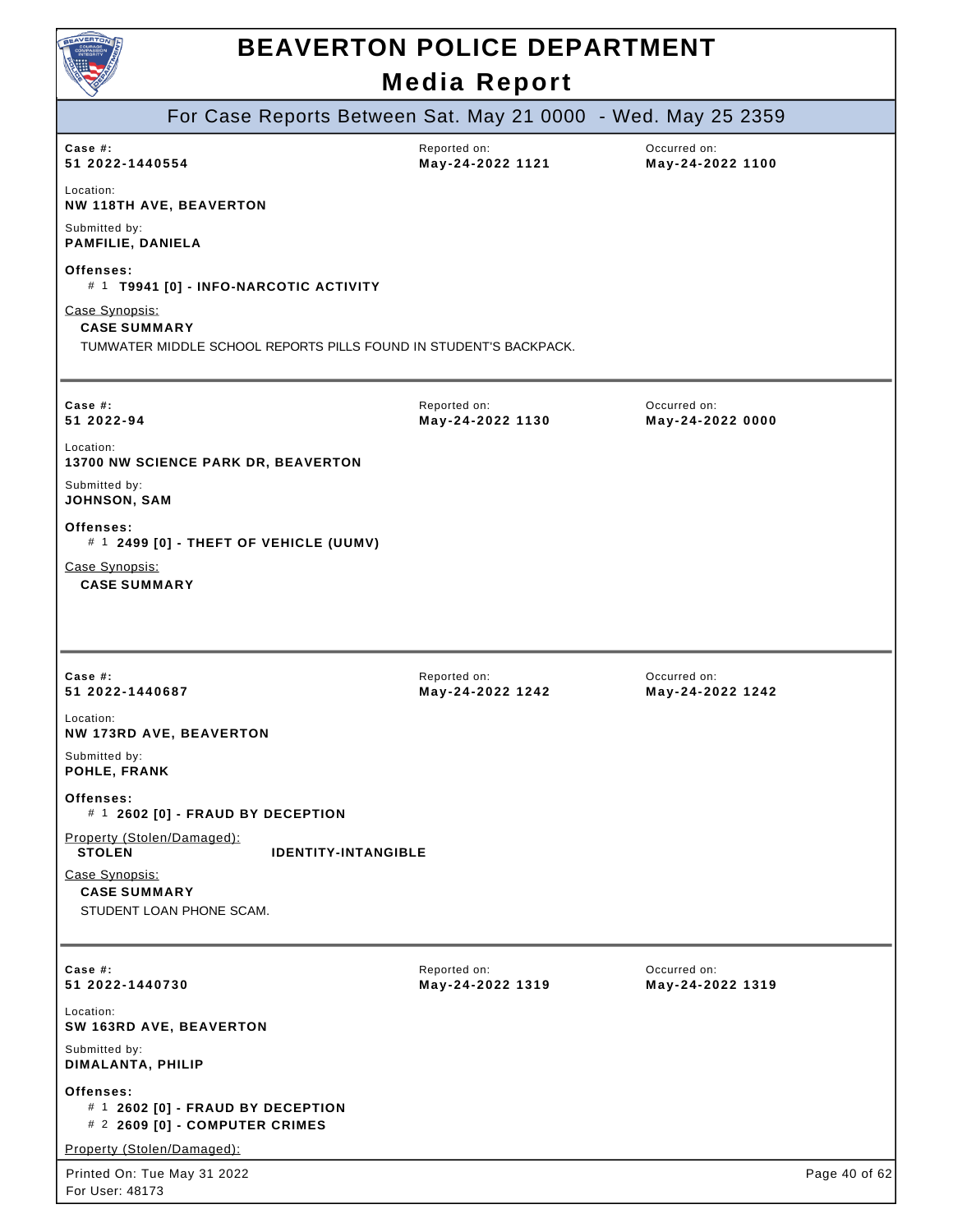# BEAVERTON POLICE DEPARTMENT

## Media Report

### For Case Reports Between Sat. May 21 0000 - Wed. May 25 2359

---

**Case #:** 51 2022-1440554
**Reported on:** May-24-2022 1121
**Occurred on:** May-24-2022 1100

**Location:**
NW 118TH AVE, BEAVERTON

**Submitted by:**
PAMFILIE, DANIELA

**Offenses:**
- # 1 **T9941 [0] - INFO-NARCOTIC ACTIVITY**

Case Synopsis:
**CASE SUMMARY**
TUMWATER MIDDLE SCHOOL REPORTS PILLS FOUND IN STUDENT'S BACKPACK.

---

**Case #:** 51 2022-94
**Reported on:** May-24-2022 1130
**Occurred on:** May-24-2022 0000

**Location:**
13700 NW SCIENCE PARK DR, BEAVERTON

**Submitted by:**
JOHNSON, SAM

**Offenses:**
- # 1 **2499 [0] - THEFT OF VEHICLE (UUMV)**

Case Synopsis:
**CASE SUMMARY**

---

**Case #:** 51 2022-1440687
**Reported on:** May-24-2022 1242
**Occurred on:** May-24-2022 1242

**Location:**
NW 173RD AVE, BEAVERTON

**Submitted by:**
POHLE, FRANK

**Offenses:**
- # 1 **2602 [0] - FRAUD BY DECEPTION**

Property (Stolen/Damaged):
**STOLEN** **IDENTITY-INTANGIBLE**

Case Synopsis:
**CASE SUMMARY**
STUDENT LOAN PHONE SCAM.

---

**Case #:** 51 2022-1440730
**Reported on:** May-24-2022 1319
**Occurred on:** May-24-2022 1319

**Location:**
SW 163RD AVE, BEAVERTON

**Submitted by:**
DIMALANTA, PHILIP

**Offenses:**
- # 1 **2602 [0] - FRAUD BY DECEPTION**
- # 2 **2609 [0] - COMPUTER CRIMES**

Property (Stolen/Damaged):

Printed On: Tue May 31 2022
For User: 48173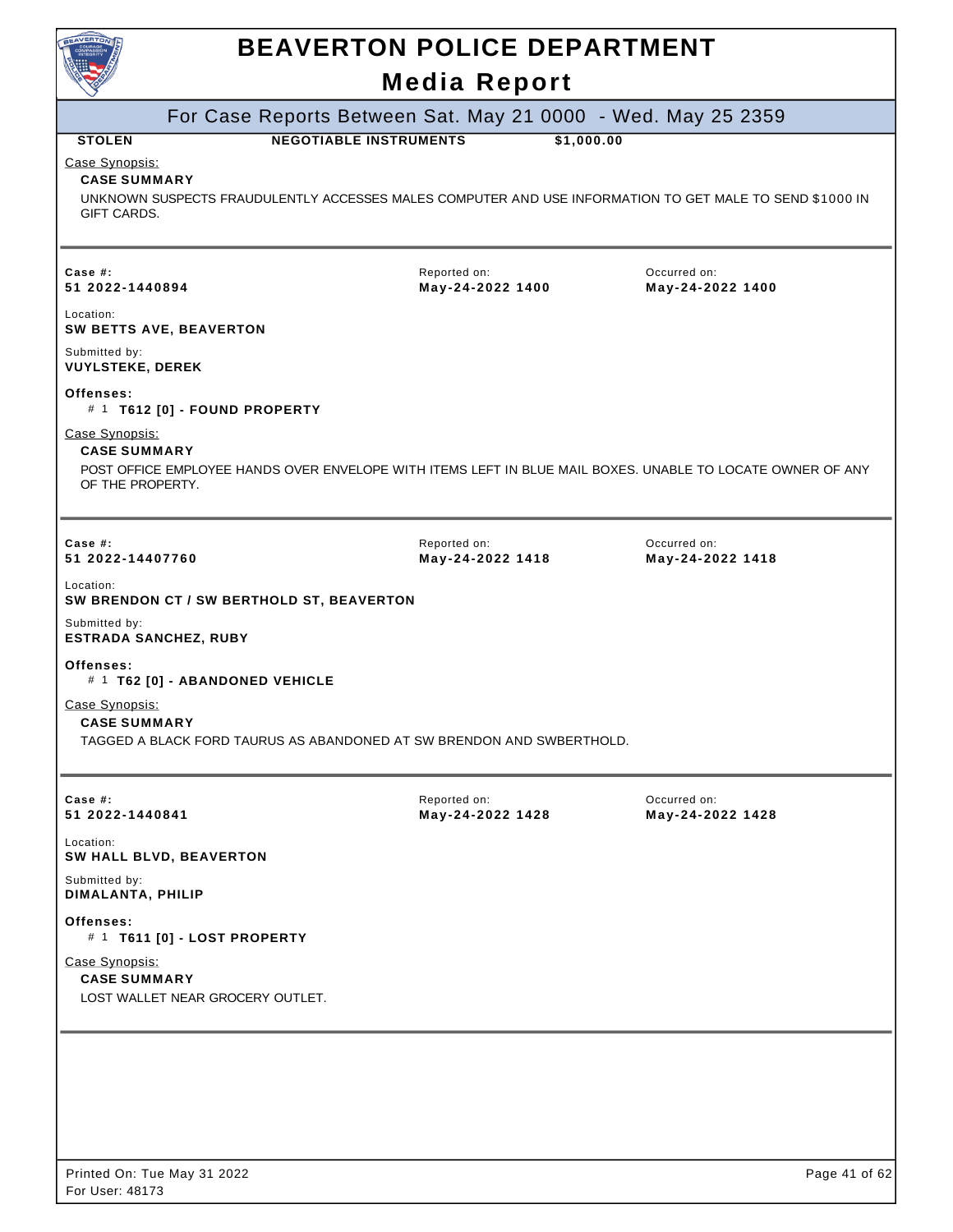# BEAVERTON POLICE DEPARTMENT

## Media Report

### For Case Reports Between Sat. May 21 0000 - Wed. May 25 2359

| STOLEN | NEGOTIABLE INSTRUMENTS | $1,000.00 |
|---|---|---|

Case Synopsis:

**CASE SUMMARY**

UNKNOWN SUSPECTS FRAUDULENTLY ACCESSES MALES COMPUTER AND USE INFORMATION TO GET MALE TO SEND $1000 IN GIFT CARDS.

---

| Case #: | Reported on: | Occurred on: |
|---|---|---|
| **51 2022-1440894** | **May-24-2022 1400** | **May-24-2022 1400** |

Location:
**SW BETTS AVE, BEAVERTON**

Submitted by:
**VUYLSTEKE, DEREK**

**Offenses:**

# 1 **T612 [0] - FOUND PROPERTY**

Case Synopsis:

**CASE SUMMARY**

POST OFFICE EMPLOYEE HANDS OVER ENVELOPE WITH ITEMS LEFT IN BLUE MAIL BOXES. UNABLE TO LOCATE OWNER OF ANY OF THE PROPERTY.

---

| Case #: | Reported on: | Occurred on: |
|---|---|---|
| **51 2022-14407760** | **May-24-2022 1418** | **May-24-2022 1418** |

Location:
**SW BRENDON CT / SW BERTHOLD ST, BEAVERTON**

Submitted by:
**ESTRADA SANCHEZ, RUBY**

**Offenses:**

# 1 **T62 [0] - ABANDONED VEHICLE**

Case Synopsis:

**CASE SUMMARY**

TAGGED A BLACK FORD TAURUS AS ABANDONED AT SW BRENDON AND SWBERTHOLD.

---

| Case #: | Reported on: | Occurred on: |
|---|---|---|
| **51 2022-1440841** | **May-24-2022 1428** | **May-24-2022 1428** |

Location:
**SW HALL BLVD, BEAVERTON**

Submitted by:
**DIMALANTA, PHILIP**

**Offenses:**

# 1 **T611 [0] - LOST PROPERTY**

Case Synopsis:

**CASE SUMMARY**

LOST WALLET NEAR GROCERY OUTLET.

---

Printed On: Tue May 31 2022
For User: 48173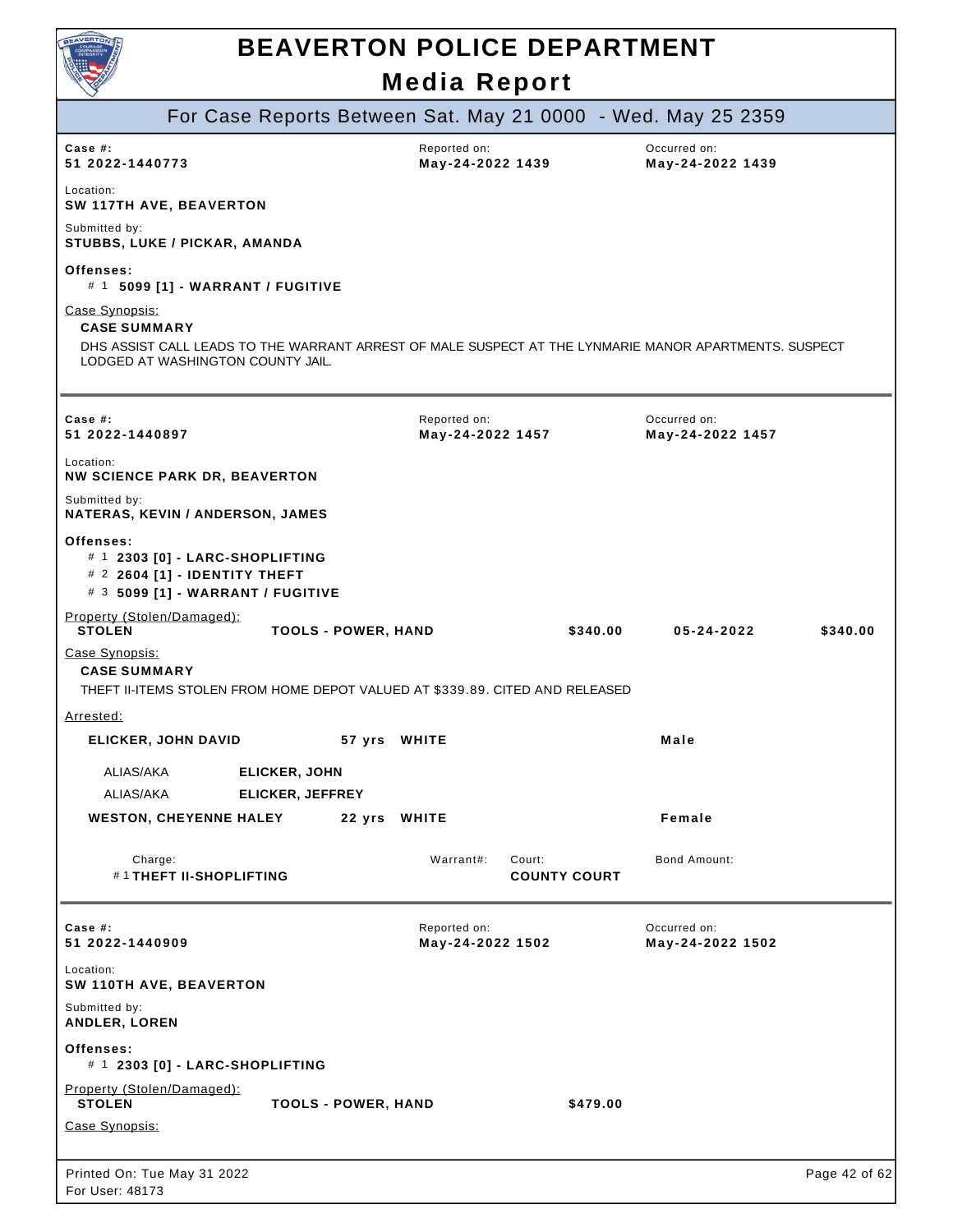# BEAVERTON POLICE DEPARTMENT

## Media Report

### For Case Reports Between Sat. May 21 0000 - Wed. May 25 2359

---

**Case #:** 51 2022-1440773
**Reported on:** May-24-2022 1439
**Occurred on:** May-24-2022 1439

**Location:**
SW 117TH AVE, BEAVERTON

**Submitted by:**
STUBBS, LUKE / PICKAR, AMANDA

**Offenses:**
- # 1 **5099 [1] - WARRANT / FUGITIVE**

Case Synopsis:

**CASE SUMMARY**

DHS ASSIST CALL LEADS TO THE WARRANT ARREST OF MALE SUSPECT AT THE LYNMARIE MANOR APARTMENTS. SUSPECT LODGED AT WASHINGTON COUNTY JAIL.

---

**Case #:** 51 2022-1440897
**Reported on:** May-24-2022 1457
**Occurred on:** May-24-2022 1457

**Location:**
NW SCIENCE PARK DR, BEAVERTON

**Submitted by:**
NATERAS, KEVIN / ANDERSON, JAMES

**Offenses:**
- # 1 **2303 [0] - LARC-SHOPLIFTING**
- # 2 **2604 [1] - IDENTITY THEFT**
- # 3 **5099 [1] - WARRANT / FUGITIVE**

Property (Stolen/Damaged):

| | | | | |
|---|---|---|---|---|
| STOLEN | TOOLS - POWER, HAND | $340.00 | 05-24-2022 | $340.00 |

Case Synopsis:

**CASE SUMMARY**

THEFT II-ITEMS STOLEN FROM HOME DEPOT VALUED AT $339.89. CITED AND RELEASED

Arrested:

| | | | |
|---|---|---|---|
| **ELICKER, JOHN DAVID** | 57 yrs | WHITE | Male |
| ALIAS/AKA | ELICKER, JOHN | | |
| ALIAS/AKA | ELICKER, JEFFREY | | |
| **WESTON, CHEYENNE HALEY** | 22 yrs | WHITE | Female |

| Charge: | Warrant#: | Court: | Bond Amount: |
|---|---|---|---|
| # 1 THEFT II-SHOPLIFTING | | COUNTY COURT | |

---

**Case #:** 51 2022-1440909
**Reported on:** May-24-2022 1502
**Occurred on:** May-24-2022 1502

**Location:**
SW 110TH AVE, BEAVERTON

**Submitted by:**
ANDLER, LOREN

**Offenses:**
- # 1 **2303 [0] - LARC-SHOPLIFTING**

Property (Stolen/Damaged):

| | | |
|---|---|---|
| STOLEN | TOOLS - POWER, HAND | $479.00 |

Case Synopsis:

Printed On: Tue May 31 2022
For User: 48173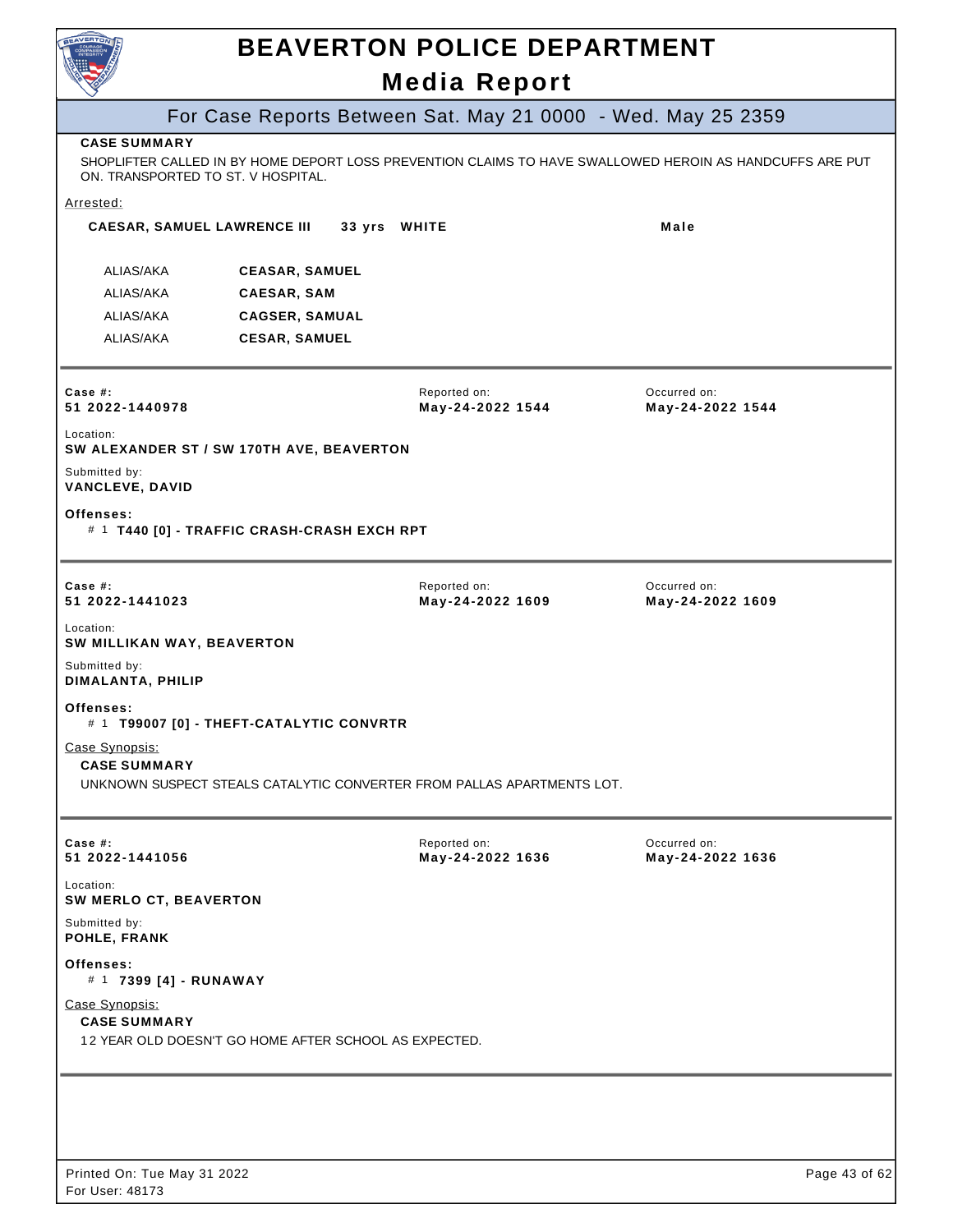# BEAVERTON POLICE DEPARTMENT

## Media Report

### For Case Reports Between Sat. May 21 0000 - Wed. May 25 2359

**CASE SUMMARY**

SHOPLIFTER CALLED IN BY HOME DEPORT LOSS PREVENTION CLAIMS TO HAVE SWALLOWED HEROIN AS HANDCUFFS ARE PUT ON. TRANSPORTED TO ST. V HOSPITAL.

Arrested:

**CAESAR, SAMUEL LAWRENCE III** **33 yrs** **WHITE** **Male**

| | |
|---|---|
| ALIAS/AKA | **CEASAR, SAMUEL** |
| ALIAS/AKA | **CAESAR, SAM** |
| ALIAS/AKA | **CAGSER, SAMUAL** |
| ALIAS/AKA | **CESAR, SAMUEL** |

---

| Case #: | Reported on: | Occurred on: |
|---|---|---|
| **51 2022-1440978** | **May-24-2022 1544** | **May-24-2022 1544** |

Location:
**SW ALEXANDER ST / SW 170TH AVE, BEAVERTON**

Submitted by:
**VANCLEVE, DAVID**

**Offenses:**
\# 1 **T440 [0] - TRAFFIC CRASH-CRASH EXCH RPT**

---

| Case #: | Reported on: | Occurred on: |
|---|---|---|
| **51 2022-1441023** | **May-24-2022 1609** | **May-24-2022 1609** |

Location:
**SW MILLIKAN WAY, BEAVERTON**

Submitted by:
**DIMALANTA, PHILIP**

**Offenses:**
\# 1 **T99007 [0] - THEFT-CATALYTIC CONVRTR**

Case Synopsis:

**CASE SUMMARY**

UNKNOWN SUSPECT STEALS CATALYTIC CONVERTER FROM PALLAS APARTMENTS LOT.

---

| Case #: | Reported on: | Occurred on: |
|---|---|---|
| **51 2022-1441056** | **May-24-2022 1636** | **May-24-2022 1636** |

Location:
**SW MERLO CT, BEAVERTON**

Submitted by:
**POHLE, FRANK**

**Offenses:**
\# 1 **7399 [4] - RUNAWAY**

Case Synopsis:

**CASE SUMMARY**

12 YEAR OLD DOESN'T GO HOME AFTER SCHOOL AS EXPECTED.

---

Printed On: Tue May 31 2022
For User: 48173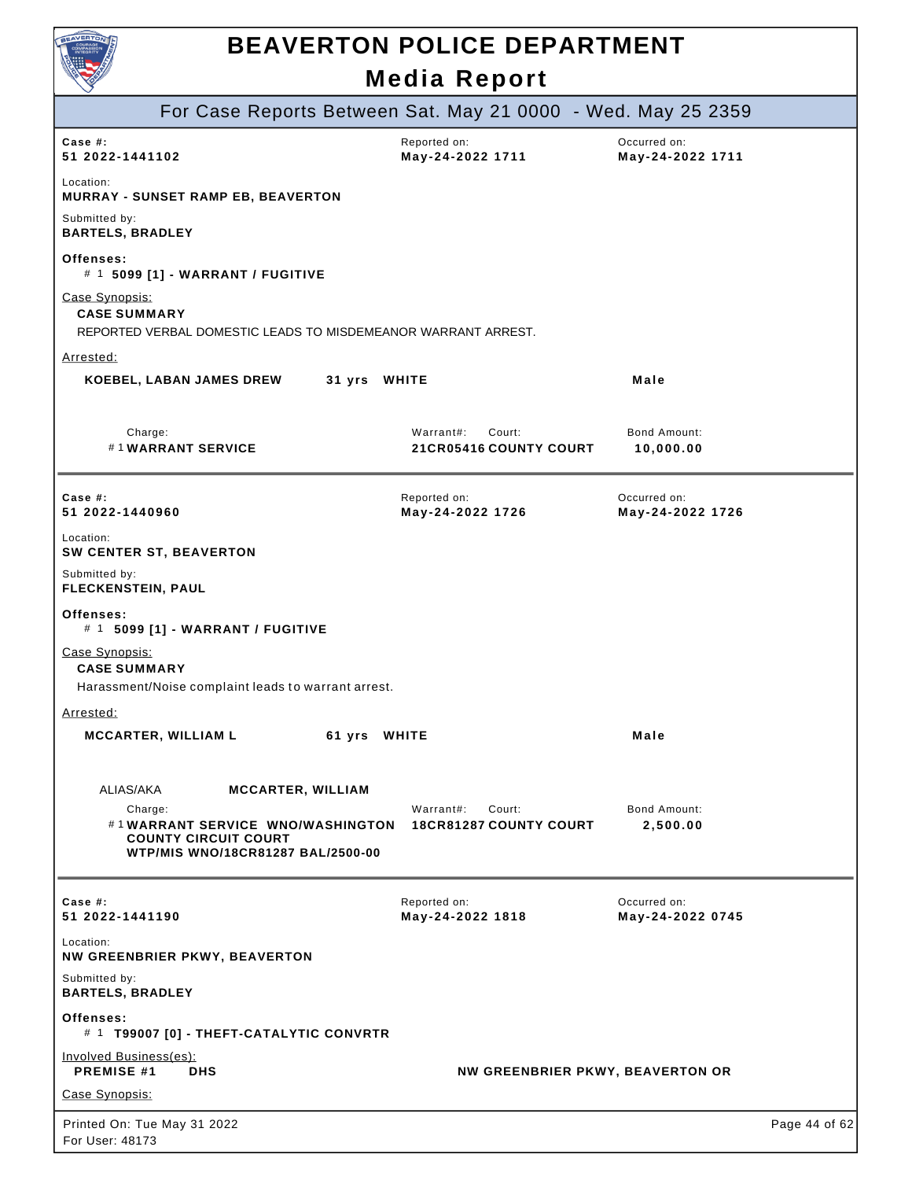# BEAVERTON POLICE DEPARTMENT

## Media Report

### For Case Reports Between Sat. May 21 0000 - Wed. May 25 2359

| Case #: | Reported on: | Occurred on: |
|---|---|---|
| **51 2022-1441102** | **May-24-2022 1711** | **May-24-2022 1711** |

Location:
**MURRAY - SUNSET RAMP EB, BEAVERTON**

Submitted by:
**BARTELS, BRADLEY**

**Offenses:**
\# 1 **5099 [1] - WARRANT / FUGITIVE**

Case Synopsis:
**CASE SUMMARY**
REPORTED VERBAL DOMESTIC LEADS TO MISDEMEANOR WARRANT ARREST.

Arrested:

**KOEBEL, LABAN JAMES DREW** **31 yrs** **WHITE** **Male**

| Charge: | Warrant#: | Court: | Bond Amount: |
|---|---|---|---|
| #1 **WARRANT SERVICE** | **21CR05416** | **COUNTY COURT** | **10,000.00** |

---

| Case #: | Reported on: | Occurred on: |
|---|---|---|
| **51 2022-1440960** | **May-24-2022 1726** | **May-24-2022 1726** |

Location:
**SW CENTER ST, BEAVERTON**

Submitted by:
**FLECKENSTEIN, PAUL**

**Offenses:**
\# 1 **5099 [1] - WARRANT / FUGITIVE**

Case Synopsis:
**CASE SUMMARY**
Harassment/Noise complaint leads to warrant arrest.

Arrested:

**MCCARTER, WILLIAM L** **61 yrs** **WHITE** **Male**

ALIAS/AKA **MCCARTER, WILLIAM**

| Charge: | Warrant#: | Court: | Bond Amount: |
|---|---|---|---|
| #1 **WARRANT SERVICE WNO/WASHINGTON COUNTY CIRCUIT COURT WTP/MIS WNO/18CR81287 BAL/2500-00** | **18CR81287** | **COUNTY COURT** | **2,500.00** |

---

| Case #: | Reported on: | Occurred on: |
|---|---|---|
| **51 2022-1441190** | **May-24-2022 1818** | **May-24-2022 0745** |

Location:
**NW GREENBRIER PKWY, BEAVERTON**

Submitted by:
**BARTELS, BRADLEY**

**Offenses:**
\# 1 **T99007 [0] - THEFT-CATALYTIC CONVRTR**

Involved Business(es):
**PREMISE #1** **DHS** **NW GREENBRIER PKWY, BEAVERTON OR**

Case Synopsis: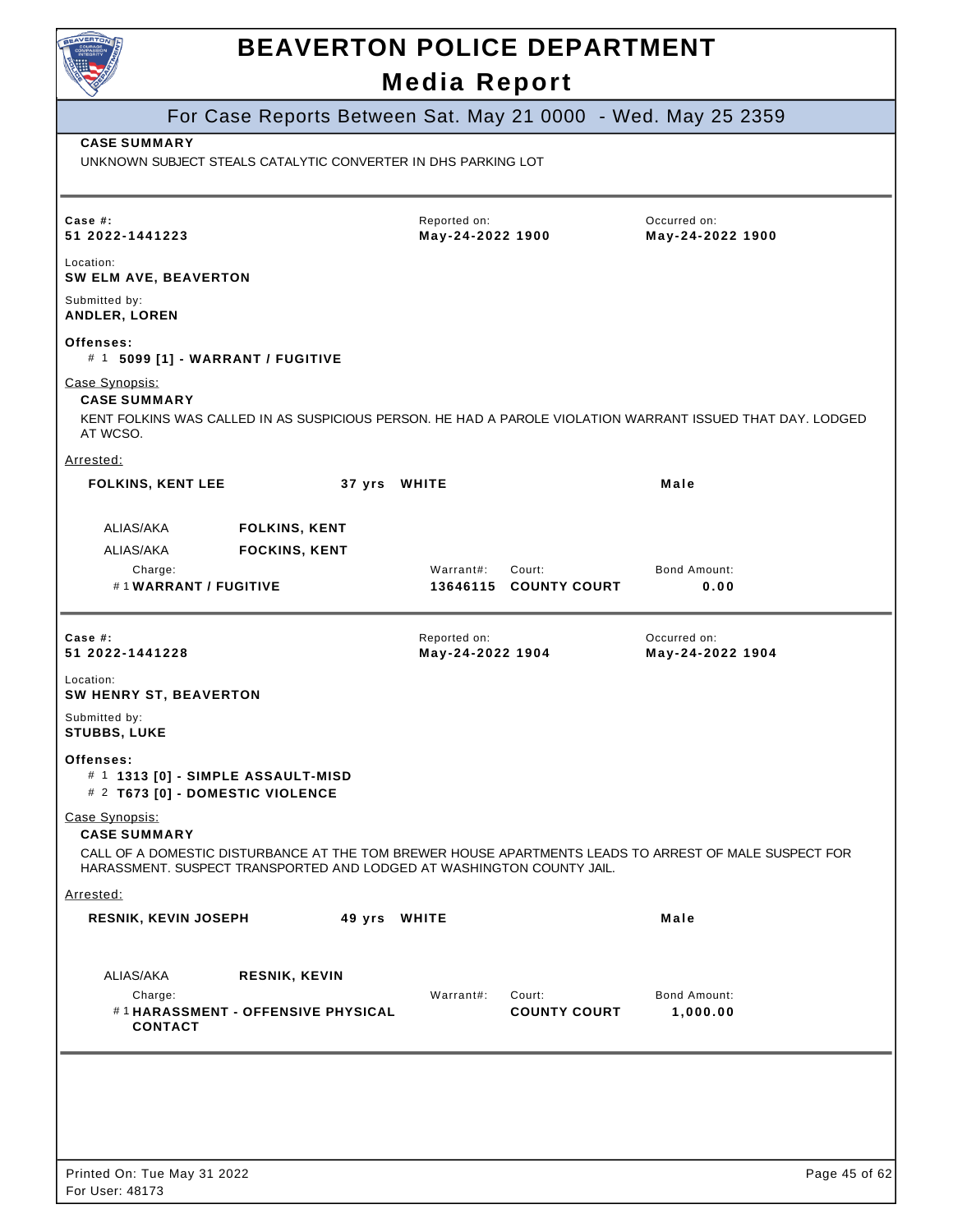**CASE SUMMARY**

UNKNOWN SUBJECT STEALS CATALYTIC CONVERTER IN DHS PARKING LOT

---

| Case #: | Reported on: | Occurred on: |
|---|---|---|
| **51 2022-1441223** | **May-24-2022 1900** | **May-24-2022 1900** |

Location:
**SW ELM AVE, BEAVERTON**

Submitted by:
**ANDLER, LOREN**

**Offenses:**

\# 1 **5099 [1] - WARRANT / FUGITIVE**

Case Synopsis:

**CASE SUMMARY**

KENT FOLKINS WAS CALLED IN AS SUSPICIOUS PERSON. HE HAD A PAROLE VIOLATION WARRANT ISSUED THAT DAY. LODGED AT WCSO.

Arrested:

**FOLKINS, KENT LEE** — **37 yrs WHITE** — **Male**

ALIAS/AKA **FOLKINS, KENT**
ALIAS/AKA **FOCKINS, KENT**

| Charge: | Warrant#: | Court: | Bond Amount: |
|---|---|---|---|
| #1 **WARRANT / FUGITIVE** | **13646115** | **COUNTY COURT** | **0.00** |

---

| Case #: | Reported on: | Occurred on: |
|---|---|---|
| **51 2022-1441228** | **May-24-2022 1904** | **May-24-2022 1904** |

Location:
**SW HENRY ST, BEAVERTON**

Submitted by:
**STUBBS, LUKE**

**Offenses:**

\# 1 **1313 [0] - SIMPLE ASSAULT-MISD**
\# 2 **T673 [0] - DOMESTIC VIOLENCE**

Case Synopsis:

**CASE SUMMARY**

CALL OF A DOMESTIC DISTURBANCE AT THE TOM BREWER HOUSE APARTMENTS LEADS TO ARREST OF MALE SUSPECT FOR HARASSMENT. SUSPECT TRANSPORTED AND LODGED AT WASHINGTON COUNTY JAIL.

Arrested:

**RESNIK, KEVIN JOSEPH** — **49 yrs WHITE** — **Male**

ALIAS/AKA **RESNIK, KEVIN**

| Charge: | Warrant#: | Court: | Bond Amount: |
|---|---|---|---|
| #1 **HARASSMENT - OFFENSIVE PHYSICAL CONTACT** | | **COUNTY COURT** | **1,000.00** |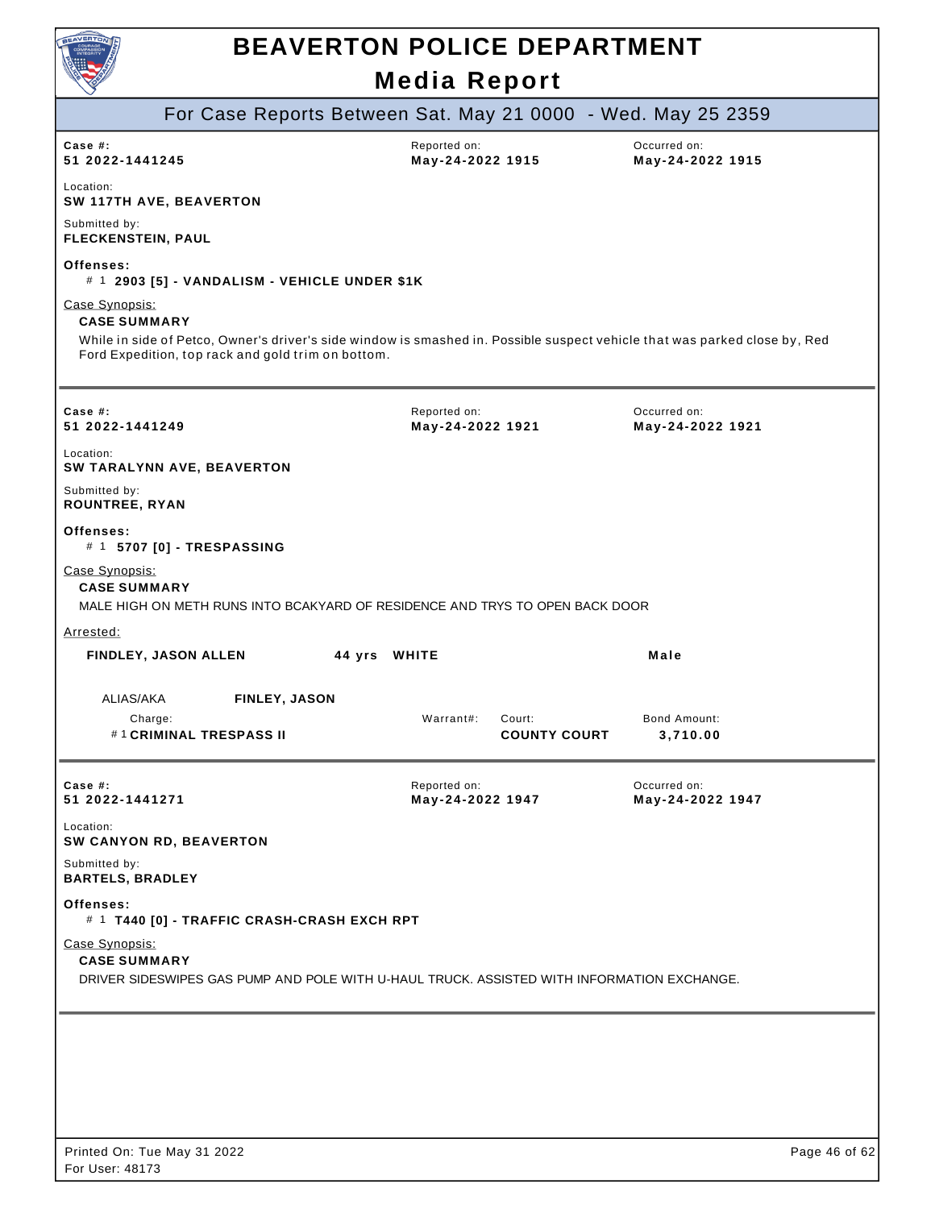# BEAVERTON POLICE DEPARTMENT

## Media Report

### For Case Reports Between Sat. May 21 0000 - Wed. May 25 2359

---

**Case #:** 51 2022-1441245
**Reported on:** May-24-2022 1915
**Occurred on:** May-24-2022 1915

**Location:** SW 117TH AVE, BEAVERTON

**Submitted by:** FLECKENSTEIN, PAUL

**Offenses:**
# 1 **2903 [5] - VANDALISM - VEHICLE UNDER $1K**

Case Synopsis:
**CASE SUMMARY**
While in side of Petco, Owner's driver's side window is smashed in. Possible suspect vehicle that was parked close by, Red Ford Expedition, top rack and gold trim on bottom.

---

**Case #:** 51 2022-1441249
**Reported on:** May-24-2022 1921
**Occurred on:** May-24-2022 1921

**Location:** SW TARALYNN AVE, BEAVERTON

**Submitted by:** ROUNTREE, RYAN

**Offenses:**
# 1 **5707 [0] - TRESPASSING**

Case Synopsis:
**CASE SUMMARY**
MALE HIGH ON METH RUNS INTO BCAKYARD OF RESIDENCE AND TRYS TO OPEN BACK DOOR

Arrested:

**FINDLEY, JASON ALLEN** — 44 yrs — WHITE — Male

ALIAS/AKA: **FINLEY, JASON**

| Charge | Warrant#: | Court: | Bond Amount: |
|---|---|---|---|
| # 1 **CRIMINAL TRESPASS II** | | **COUNTY COURT** | **3,710.00** |

---

**Case #:** 51 2022-1441271
**Reported on:** May-24-2022 1947
**Occurred on:** May-24-2022 1947

**Location:** SW CANYON RD, BEAVERTON

**Submitted by:** BARTELS, BRADLEY

**Offenses:**
# 1 **T440 [0] - TRAFFIC CRASH-CRASH EXCH RPT**

Case Synopsis:
**CASE SUMMARY**
DRIVER SIDESWIPES GAS PUMP AND POLE WITH U-HAUL TRUCK. ASSISTED WITH INFORMATION EXCHANGE.

---

Printed On: Tue May 31 2022
For User: 48173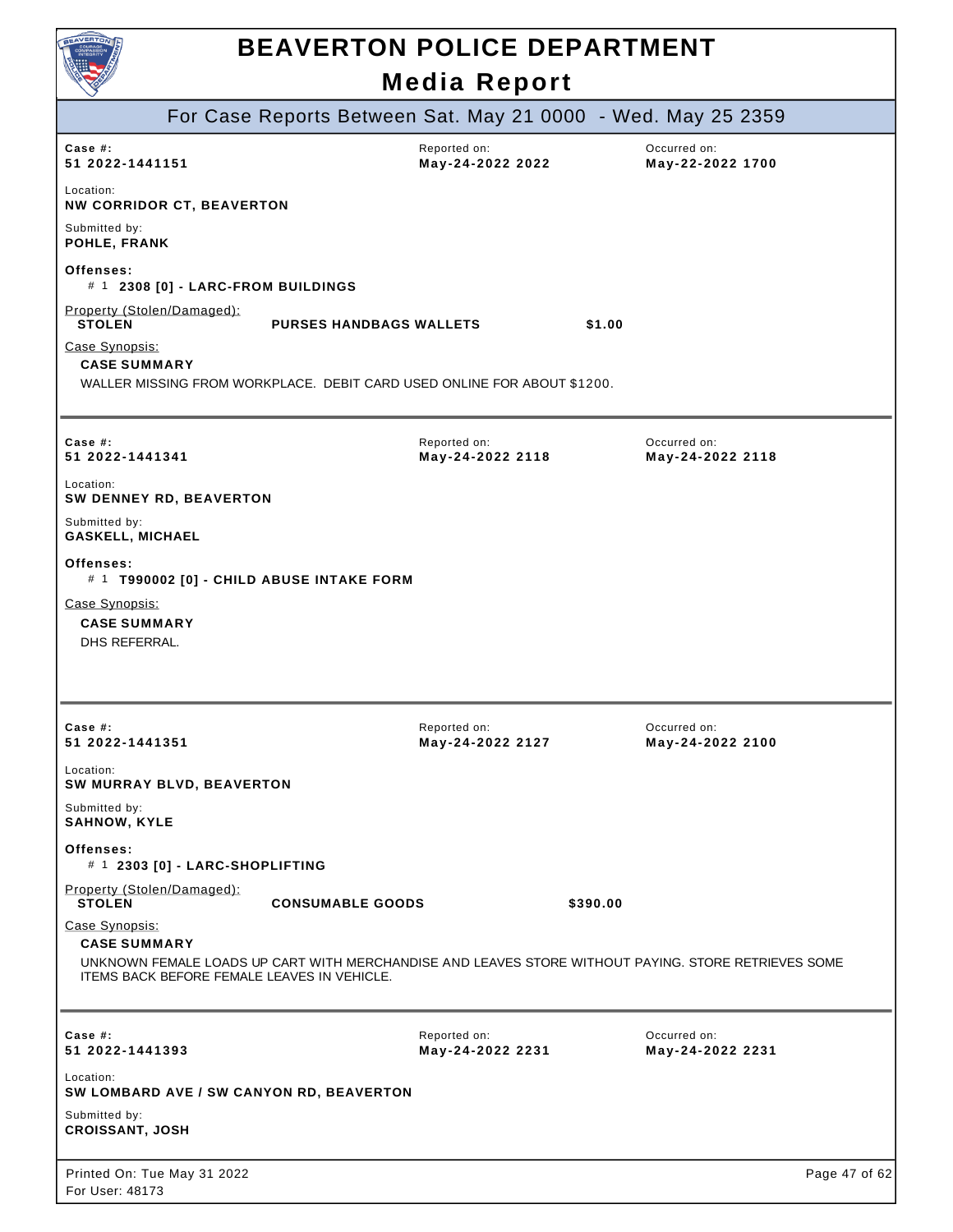# BEAVERTON POLICE DEPARTMENT

## Media Report

### For Case Reports Between Sat. May 21 0000 - Wed. May 25 2359

---

**Case #:** 51 2022-1441151
**Reported on:** May-24-2022 2022
**Occurred on:** May-22-2022 1700

**Location:**
NW CORRIDOR CT, BEAVERTON

**Submitted by:**
POHLE, FRANK

**Offenses:**
# 1 **2308 [0] - LARC-FROM BUILDINGS**

**Property (Stolen/Damaged):**

| | | |
|---|---|---|
| STOLEN | PURSES HANDBAGS WALLETS | $1.00 |

**Case Synopsis:**

**CASE SUMMARY**

WALLER MISSING FROM WORKPLACE. DEBIT CARD USED ONLINE FOR ABOUT $1200.

---

**Case #:** 51 2022-1441341
**Reported on:** May-24-2022 2118
**Occurred on:** May-24-2022 2118

**Location:**
SW DENNEY RD, BEAVERTON

**Submitted by:**
GASKELL, MICHAEL

**Offenses:**
# 1 **T990002 [0] - CHILD ABUSE INTAKE FORM**

**Case Synopsis:**

**CASE SUMMARY**

DHS REFERRAL.

---

**Case #:** 51 2022-1441351
**Reported on:** May-24-2022 2127
**Occurred on:** May-24-2022 2100

**Location:**
SW MURRAY BLVD, BEAVERTON

**Submitted by:**
SAHNOW, KYLE

**Offenses:**
# 1 **2303 [0] - LARC-SHOPLIFTING**

**Property (Stolen/Damaged):**

| | | |
|---|---|---|
| STOLEN | CONSUMABLE GOODS | $390.00 |

**Case Synopsis:**

**CASE SUMMARY**

UNKNOWN FEMALE LOADS UP CART WITH MERCHANDISE AND LEAVES STORE WITHOUT PAYING. STORE RETRIEVES SOME ITEMS BACK BEFORE FEMALE LEAVES IN VEHICLE.

---

**Case #:** 51 2022-1441393
**Reported on:** May-24-2022 2231
**Occurred on:** May-24-2022 2231

**Location:**
SW LOMBARD AVE / SW CANYON RD, BEAVERTON

**Submitted by:**
CROISSANT, JOSH

Printed On: Tue May 31 2022
For User: 48173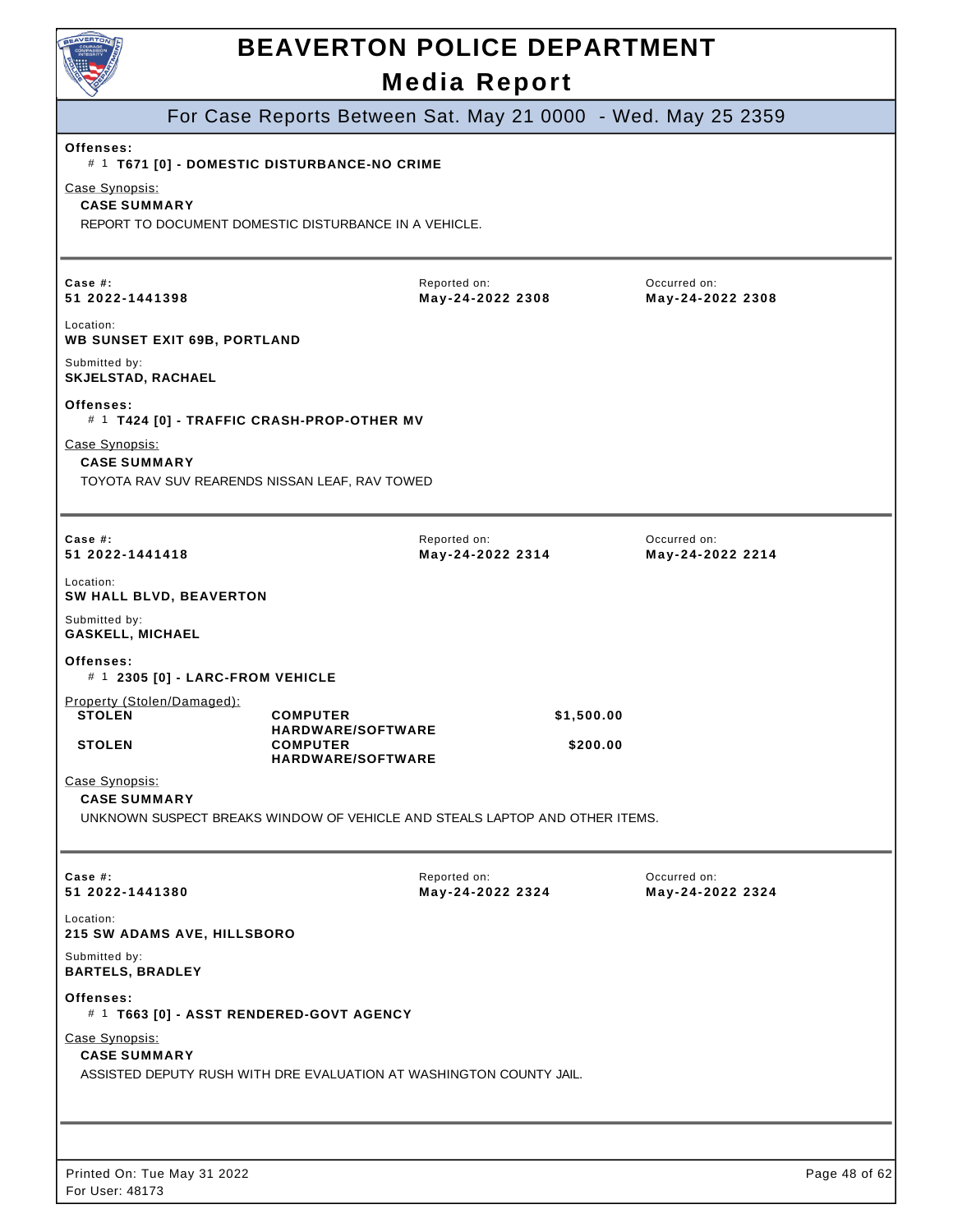**Offenses:**
# 1 **T671 [0] - DOMESTIC DISTURBANCE-NO CRIME**

Case Synopsis:
**CASE SUMMARY**
REPORT TO DOCUMENT DOMESTIC DISTURBANCE IN A VEHICLE.

---

**Case #:** 51 2022-1441398
Reported on: **May-24-2022 2308**
Occurred on: **May-24-2022 2308**

Location:
**WB SUNSET EXIT 69B, PORTLAND**

Submitted by:
**SKJELSTAD, RACHAEL**

**Offenses:**
# 1 **T424 [0] - TRAFFIC CRASH-PROP-OTHER MV**

Case Synopsis:
**CASE SUMMARY**
TOYOTA RAV SUV REARENDS NISSAN LEAF, RAV TOWED

---

**Case #:** 51 2022-1441418
Reported on: **May-24-2022 2314**
Occurred on: **May-24-2022 2214**

Location:
**SW HALL BLVD, BEAVERTON**

Submitted by:
**GASKELL, MICHAEL**

**Offenses:**
# 1 **2305 [0] - LARC-FROM VEHICLE**

Property (Stolen/Damaged):

| | | |
|---|---|---|
| **STOLEN** | **COMPUTER HARDWARE/SOFTWARE** | **$1,500.00** |
| **STOLEN** | **COMPUTER HARDWARE/SOFTWARE** | **$200.00** |

Case Synopsis:
**CASE SUMMARY**
UNKNOWN SUSPECT BREAKS WINDOW OF VEHICLE AND STEALS LAPTOP AND OTHER ITEMS.

---

**Case #:** 51 2022-1441380
Reported on: **May-24-2022 2324**
Occurred on: **May-24-2022 2324**

Location:
**215 SW ADAMS AVE, HILLSBORO**

Submitted by:
**BARTELS, BRADLEY**

**Offenses:**
# 1 **T663 [0] - ASST RENDERED-GOVT AGENCY**

Case Synopsis:
**CASE SUMMARY**
ASSISTED DEPUTY RUSH WITH DRE EVALUATION AT WASHINGTON COUNTY JAIL.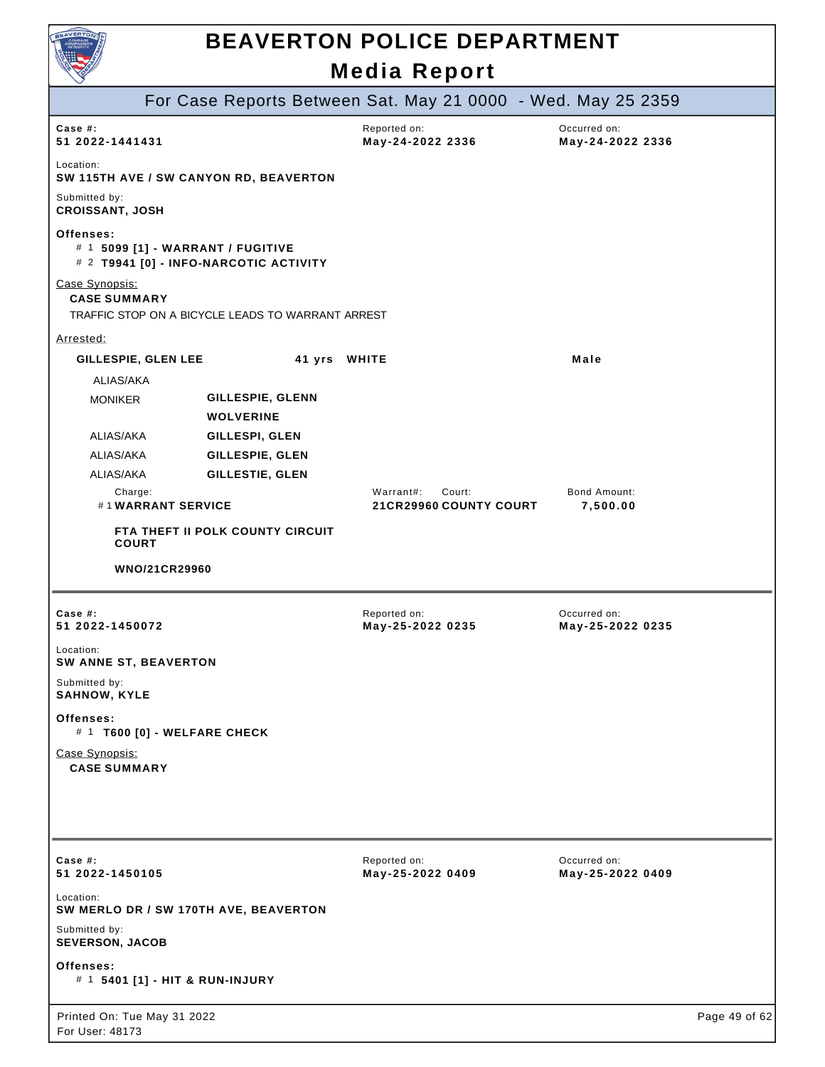# BEAVERTON POLICE DEPARTMENT

## Media Report

### For Case Reports Between Sat. May 21 0000 - Wed. May 25 2359

---

**Case #:** 51 2022-1441431
**Reported on:** May-24-2022 2336
**Occurred on:** May-24-2022 2336

**Location:**
**SW 115TH AVE / SW CANYON RD, BEAVERTON**

**Submitted by:**
**CROISSANT, JOSH**

**Offenses:**
- # 1 **5099 [1] - WARRANT / FUGITIVE**
- # 2 **T9941 [0] - INFO-NARCOTIC ACTIVITY**

Case Synopsis:

**CASE SUMMARY**

TRAFFIC STOP ON A BICYCLE LEADS TO WARRANT ARREST

Arrested:

**GILLESPIE, GLEN LEE** | **41 yrs** | **WHITE** | **Male**

| ALIAS/AKA | |
|---|---|
| MONIKER | **GILLESPIE, GLENN** |
| | **WOLVERINE** |
| ALIAS/AKA | **GILLESPI, GLEN** |
| ALIAS/AKA | **GILLESPIE, GLEN** |
| ALIAS/AKA | **GILLESTIE, GLEN** |

| Charge: | Warrant#: | Court: | Bond Amount: |
|---|---|---|---|
| # 1 **WARRANT SERVICE** | **21CR29960** | **COUNTY COURT** | **7,500.00** |

**FTA THEFT II POLK COUNTY CIRCUIT COURT**

**WNO/21CR29960**

---

**Case #:** 51 2022-1450072
**Reported on:** May-25-2022 0235
**Occurred on:** May-25-2022 0235

**Location:**
**SW ANNE ST, BEAVERTON**

**Submitted by:**
**SAHNOW, KYLE**

**Offenses:**
- # 1 **T600 [0] - WELFARE CHECK**

Case Synopsis:

**CASE SUMMARY**

---

**Case #:** 51 2022-1450105
**Reported on:** May-25-2022 0409
**Occurred on:** May-25-2022 0409

**Location:**
**SW MERLO DR / SW 170TH AVE, BEAVERTON**

**Submitted by:**
**SEVERSON, JACOB**

**Offenses:**
- # 1 **5401 [1] - HIT & RUN-INJURY**

Printed On: Tue May 31 2022
For User: 48173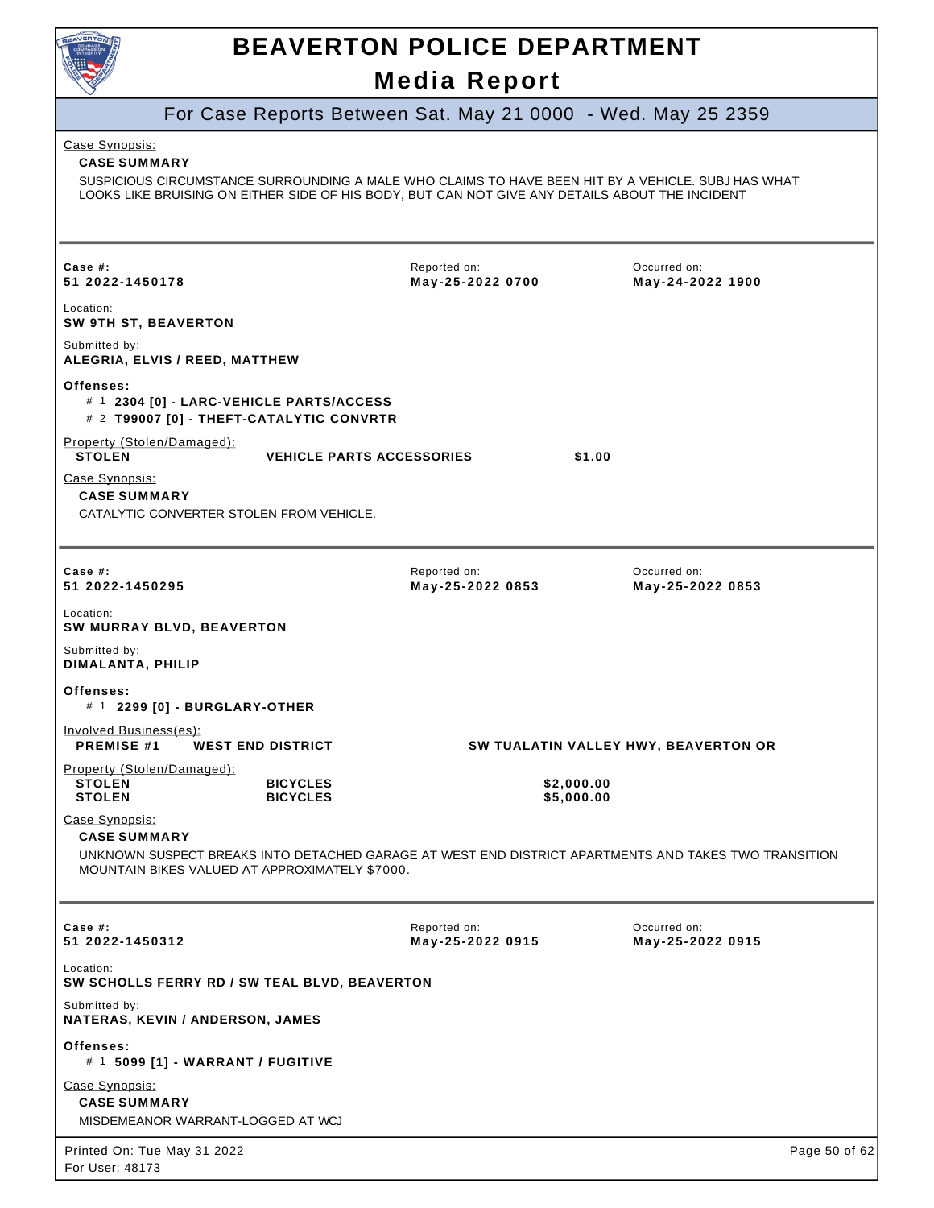# BEAVERTON POLICE DEPARTMENT

## Media Report

### For Case Reports Between Sat. May 21 0000 - Wed. May 25 2359

Case Synopsis:

**CASE SUMMARY**

SUSPICIOUS CIRCUMSTANCE SURROUNDING A MALE WHO CLAIMS TO HAVE BEEN HIT BY A VEHICLE. SUBJ HAS WHAT LOOKS LIKE BRUISING ON EITHER SIDE OF HIS BODY, BUT CAN NOT GIVE ANY DETAILS ABOUT THE INCIDENT

---

| Case #: | Reported on: | Occurred on: |
|---|---|---|
| **51 2022-1450178** | **May-25-2022 0700** | **May-24-2022 1900** |

Location:
**SW 9TH ST, BEAVERTON**

Submitted by:
**ALEGRIA, ELVIS / REED, MATTHEW**

**Offenses:**

- \# 1 **2304 [0] - LARC-VEHICLE PARTS/ACCESS**
- \# 2 **T99007 [0] - THEFT-CATALYTIC CONVRTR**

Property (Stolen/Damaged):

| | | |
|---|---|---|
| **STOLEN** | **VEHICLE PARTS ACCESSORIES** | **$1.00** |

Case Synopsis:

**CASE SUMMARY**

CATALYTIC CONVERTER STOLEN FROM VEHICLE.

---

| Case #: | Reported on: | Occurred on: |
|---|---|---|
| **51 2022-1450295** | **May-25-2022 0853** | **May-25-2022 0853** |

Location:
**SW MURRAY BLVD, BEAVERTON**

Submitted by:
**DIMALANTA, PHILIP**

**Offenses:**

- \# 1 **2299 [0] - BURGLARY-OTHER**

Involved Business(es):

| | | |
|---|---|---|
| **PREMISE #1** | **WEST END DISTRICT** | **SW TUALATIN VALLEY HWY, BEAVERTON OR** |

Property (Stolen/Damaged):

| | | |
|---|---|---|
| **STOLEN** | **BICYCLES** | **$2,000.00** |
| **STOLEN** | **BICYCLES** | **$5,000.00** |

Case Synopsis:

**CASE SUMMARY**

UNKNOWN SUSPECT BREAKS INTO DETACHED GARAGE AT WEST END DISTRICT APARTMENTS AND TAKES TWO TRANSITION MOUNTAIN BIKES VALUED AT APPROXIMATELY $7000.

---

| Case #: | Reported on: | Occurred on: |
|---|---|---|
| **51 2022-1450312** | **May-25-2022 0915** | **May-25-2022 0915** |

Location:
**SW SCHOLLS FERRY RD / SW TEAL BLVD, BEAVERTON**

Submitted by:
**NATERAS, KEVIN / ANDERSON, JAMES**

**Offenses:**

- \# 1 **5099 [1] - WARRANT / FUGITIVE**

Case Synopsis:

**CASE SUMMARY**

MISDEMEANOR WARRANT-LOGGED AT WCJ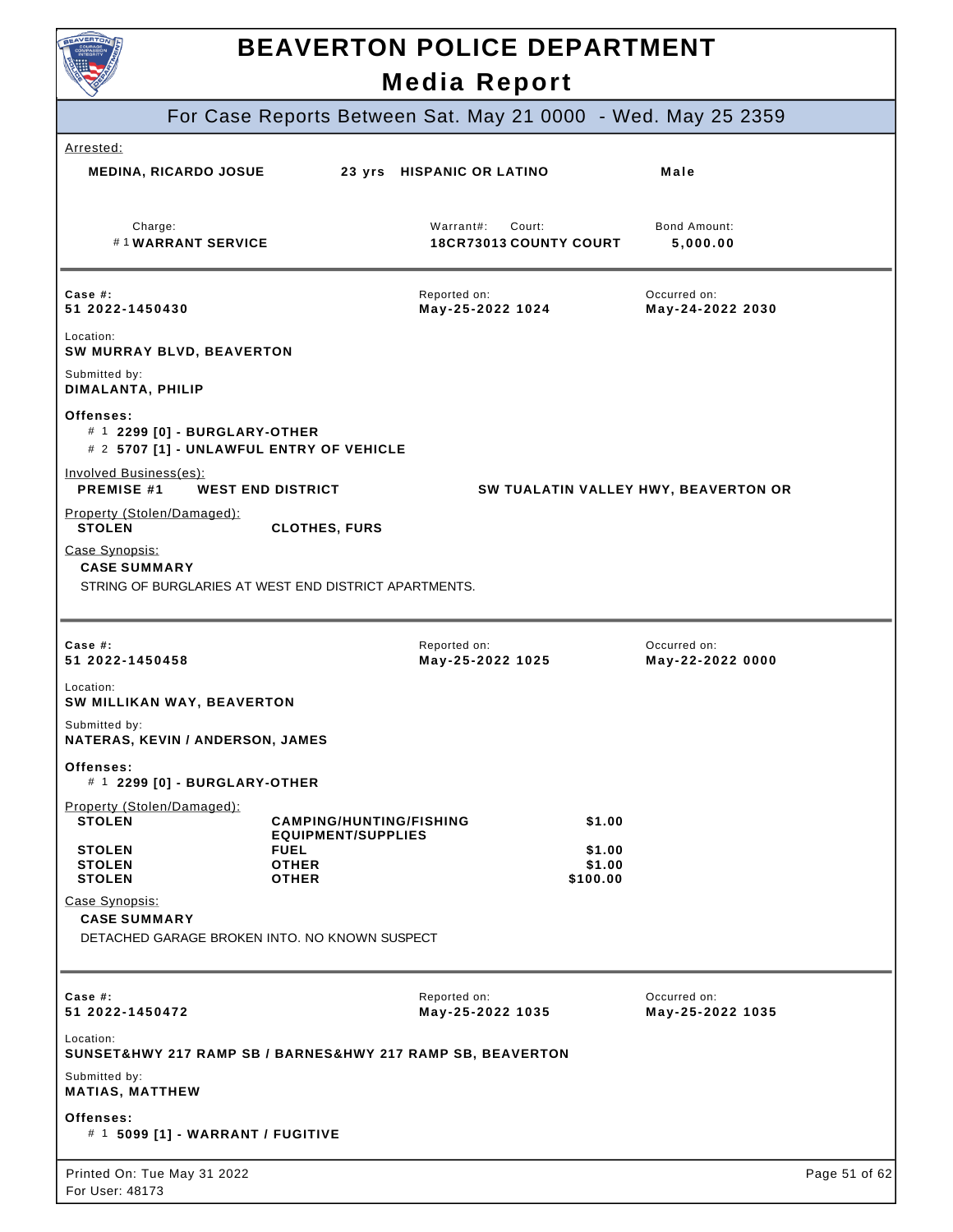# BEAVERTON POLICE DEPARTMENT

## Media Report

### For Case Reports Between Sat. May 21 0000 - Wed. May 25 2359

Arrested:

| | | | |
|---|---|---|---|
| **MEDINA, RICARDO JOSUE** | **23 yrs** | **HISPANIC OR LATINO** | **Male** |

| Charge: | Warrant#: | Court: | Bond Amount: |
|---|---|---|---|
| # 1 **WARRANT SERVICE** | **18CR73013** | **COUNTY COURT** | **5,000.00** |

---

| Case #: | Reported on: | Occurred on: |
|---|---|---|
| **51 2022-1450430** | **May-25-2022 1024** | **May-24-2022 2030** |

Location:
**SW MURRAY BLVD, BEAVERTON**

Submitted by:
**DIMALANTA, PHILIP**

**Offenses:**

- # 1 **2299 [0] - BURGLARY-OTHER**
- # 2 **5707 [1] - UNLAWFUL ENTRY OF VEHICLE**

Involved Business(es):

**PREMISE #1** **WEST END DISTRICT** **SW TUALATIN VALLEY HWY, BEAVERTON OR**

Property (Stolen/Damaged):

| | |
|---|---|
| **STOLEN** | **CLOTHES, FURS** |

Case Synopsis:

**CASE SUMMARY**

STRING OF BURGLARIES AT WEST END DISTRICT APARTMENTS.

---

| Case #: | Reported on: | Occurred on: |
|---|---|---|
| **51 2022-1450458** | **May-25-2022 1025** | **May-22-2022 0000** |

Location:
**SW MILLIKAN WAY, BEAVERTON**

Submitted by:
**NATERAS, KEVIN / ANDERSON, JAMES**

**Offenses:**

- # 1 **2299 [0] - BURGLARY-OTHER**

Property (Stolen/Damaged):

| | | |
|---|---|---|
| **STOLEN** | **CAMPING/HUNTING/FISHING EQUIPMENT/SUPPLIES** | **$1.00** |
| **STOLEN** | **FUEL** | **$1.00** |
| **STOLEN** | **OTHER** | **$1.00** |
| **STOLEN** | **OTHER** | **$100.00** |

Case Synopsis:

**CASE SUMMARY**

DETACHED GARAGE BROKEN INTO. NO KNOWN SUSPECT

---

| Case #: | Reported on: | Occurred on: |
|---|---|---|
| **51 2022-1450472** | **May-25-2022 1035** | **May-25-2022 1035** |

Location:
**SUNSET&HWY 217 RAMP SB / BARNES&HWY 217 RAMP SB, BEAVERTON**

Submitted by:
**MATIAS, MATTHEW**

**Offenses:**

- # 1 **5099 [1] - WARRANT / FUGITIVE**

Printed On: Tue May 31 2022
For User: 48173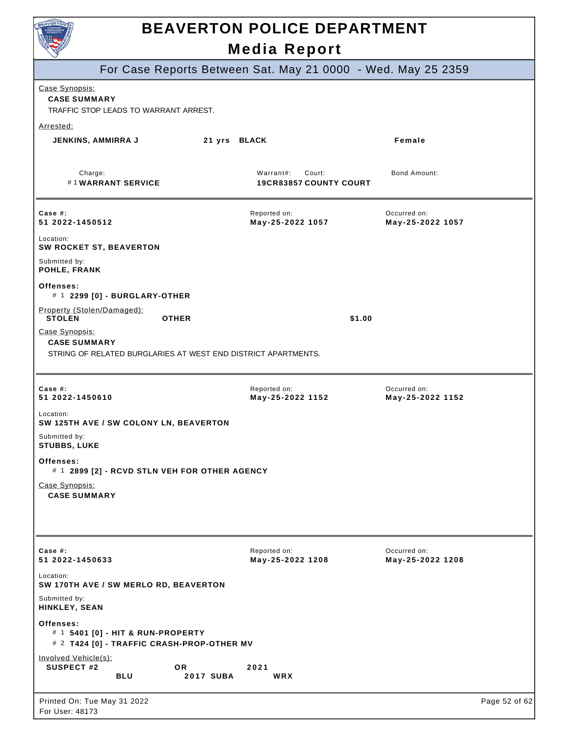# BEAVERTON POLICE DEPARTMENT

## Media Report

### For Case Reports Between Sat. May 21 0000 - Wed. May 25 2359

Case Synopsis:

**CASE SUMMARY**

TRAFFIC STOP LEADS TO WARRANT ARREST.

Arrested:

| Name | Age | Race | Sex |
|---|---|---|---|
| **JENKINS, AMMIRRA J** | **21 yrs** | **BLACK** | **Female** |

| Charge: | Warrant#: | Court: | Bond Amount: |
|---|---|---|---|
| # 1 **WARRANT SERVICE** | **19CR83857** | **COUNTY COURT** | |

---

| Case #: | Reported on: | Occurred on: |
|---|---|---|
| **51 2022-1450512** | **May-25-2022 1057** | **May-25-2022 1057** |

Location:
**SW ROCKET ST, BEAVERTON**

Submitted by:
**POHLE, FRANK**

**Offenses:**

# 1 **2299 [0] - BURGLARY-OTHER**

Property (Stolen/Damaged):

| | | |
|---|---|---|
| **STOLEN** | **OTHER** | **$1.00** |

Case Synopsis:

**CASE SUMMARY**

STRING OF RELATED BURGLARIES AT WEST END DISTRICT APARTMENTS.

---

| Case #: | Reported on: | Occurred on: |
|---|---|---|
| **51 2022-1450610** | **May-25-2022 1152** | **May-25-2022 1152** |

Location:
**SW 125TH AVE / SW COLONY LN, BEAVERTON**

Submitted by:
**STUBBS, LUKE**

**Offenses:**

# 1 **2899 [2] - RCVD STLN VEH FOR OTHER AGENCY**

Case Synopsis:

**CASE SUMMARY**

---

| Case #: | Reported on: | Occurred on: |
|---|---|---|
| **51 2022-1450633** | **May-25-2022 1208** | **May-25-2022 1208** |

Location:
**SW 170TH AVE / SW MERLO RD, BEAVERTON**

Submitted by:
**HINKLEY, SEAN**

**Offenses:**

# 1 **5401 [0] - HIT & RUN-PROPERTY**
# 2 **T424 [0] - TRAFFIC CRASH-PROP-OTHER MV**

Involved Vehicle(s):

| | | | |
|---|---|---|---|
| **SUSPECT #2** | **OR** | **2021** | |
| **BLU** | **2017 SUBA** | **WRX** | |

Printed On: Tue May 31 2022
For User: 48173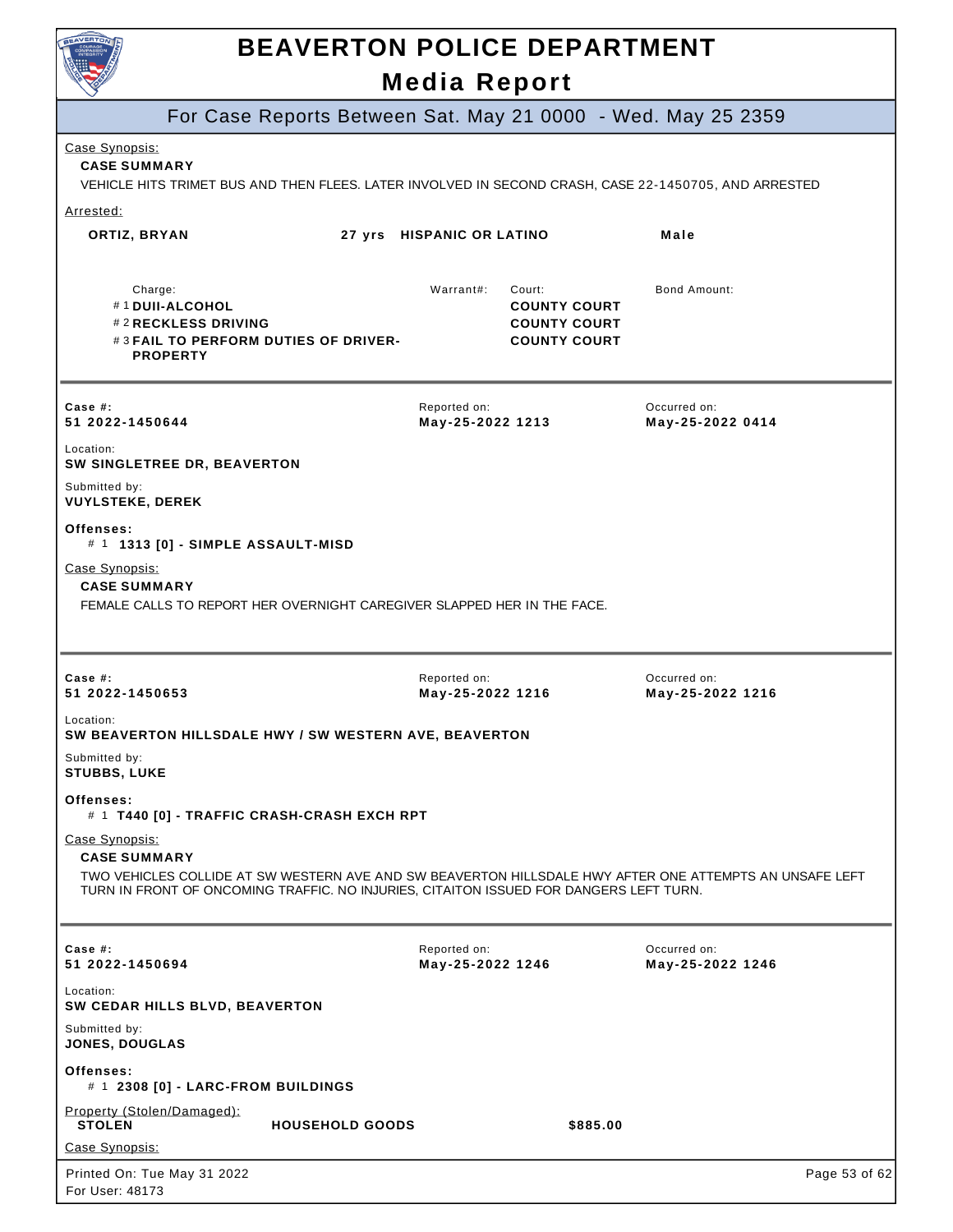Case Synopsis:

**CASE SUMMARY**

VEHICLE HITS TRIMET BUS AND THEN FLEES. LATER INVOLVED IN SECOND CRASH, CASE 22-1450705, AND ARRESTED

Arrested:

| Name | Age | Ethnicity | Sex |
|---|---|---|---|
| **ORTIZ, BRYAN** | **27 yrs** | **HISPANIC OR LATINO** | **Male** |

| Charge: | Warrant#: | Court: | Bond Amount: |
|---|---|---|---|
| # 1 **DUII-ALCOHOL** | | **COUNTY COURT** | |
| # 2 **RECKLESS DRIVING** | | **COUNTY COURT** | |
| # 3 **FAIL TO PERFORM DUTIES OF DRIVER-PROPERTY** | | **COUNTY COURT** | |

---

| Case #: | Reported on: | Occurred on: |
|---|---|---|
| **51 2022-1450644** | **May-25-2022 1213** | **May-25-2022 0414** |

Location:
**SW SINGLETREE DR, BEAVERTON**

Submitted by:
**VUYLSTEKE, DEREK**

**Offenses:**
# 1 **1313 [0] - SIMPLE ASSAULT-MISD**

Case Synopsis:

**CASE SUMMARY**

FEMALE CALLS TO REPORT HER OVERNIGHT CAREGIVER SLAPPED HER IN THE FACE.

---

| Case #: | Reported on: | Occurred on: |
|---|---|---|
| **51 2022-1450653** | **May-25-2022 1216** | **May-25-2022 1216** |

Location:
**SW BEAVERTON HILLSDALE HWY / SW WESTERN AVE, BEAVERTON**

Submitted by:
**STUBBS, LUKE**

**Offenses:**
# 1 **T440 [0] - TRAFFIC CRASH-CRASH EXCH RPT**

Case Synopsis:

**CASE SUMMARY**

TWO VEHICLES COLLIDE AT SW WESTERN AVE AND SW BEAVERTON HILLSDALE HWY AFTER ONE ATTEMPTS AN UNSAFE LEFT TURN IN FRONT OF ONCOMING TRAFFIC. NO INJURIES, CITAITON ISSUED FOR DANGERS LEFT TURN.

---

| Case #: | Reported on: | Occurred on: |
|---|---|---|
| **51 2022-1450694** | **May-25-2022 1246** | **May-25-2022 1246** |

Location:
**SW CEDAR HILLS BLVD, BEAVERTON**

Submitted by:
**JONES, DOUGLAS**

**Offenses:**
# 1 **2308 [0] - LARC-FROM BUILDINGS**

Property (Stolen/Damaged):

| | | |
|---|---|---|
| **STOLEN** | **HOUSEHOLD GOODS** | **$885.00** |

Case Synopsis: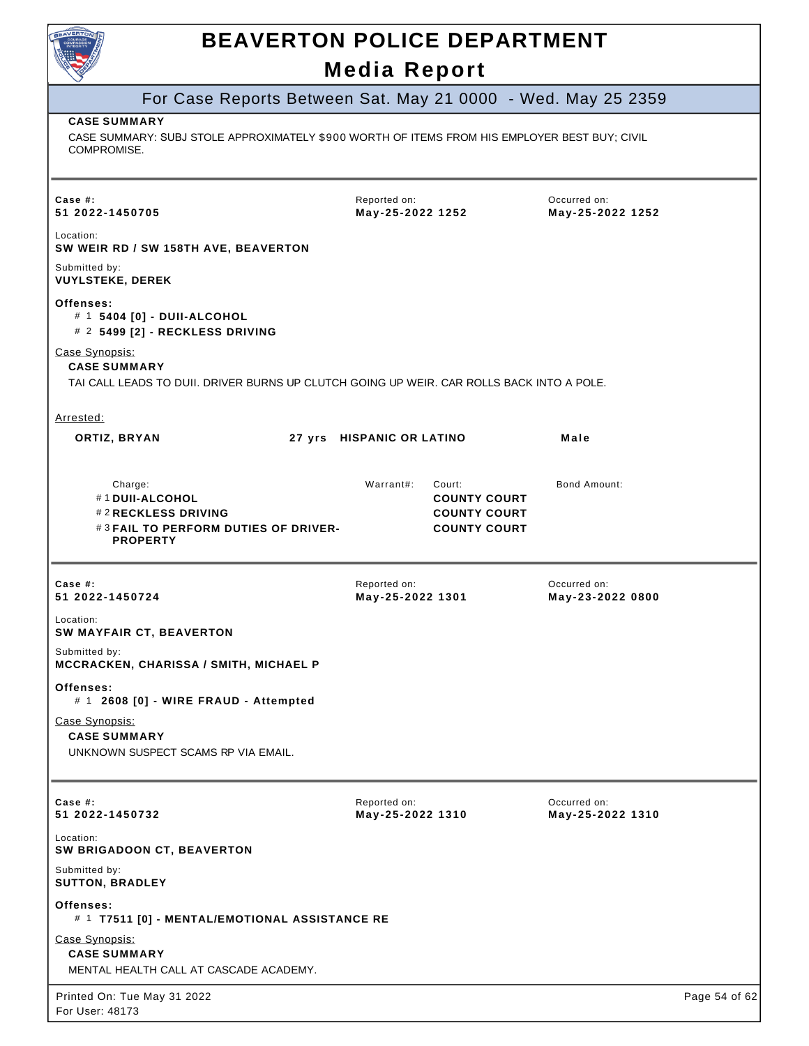**CASE SUMMARY**

CASE SUMMARY: SUBJ STOLE APPROXIMATELY $900 WORTH OF ITEMS FROM HIS EMPLOYER BEST BUY; CIVIL COMPROMISE.

---

| Case #: | Reported on: | Occurred on: |
|---|---|---|
| **51 2022-1450705** | **May-25-2022 1252** | **May-25-2022 1252** |

Location:
**SW WEIR RD / SW 158TH AVE, BEAVERTON**

Submitted by:
**VUYLSTEKE, DEREK**

**Offenses:**

- # 1 **5404 [0] - DUII-ALCOHOL**
- # 2 **5499 [2] - RECKLESS DRIVING**

Case Synopsis:

**CASE SUMMARY**

TAI CALL LEADS TO DUII. DRIVER BURNS UP CLUTCH GOING UP WEIR. CAR ROLLS BACK INTO A POLE.

Arrested:

**ORTIZ, BRYAN** — **27 yrs** — **HISPANIC OR LATINO** — **Male**

| Charge: | Warrant#: | Court: | Bond Amount: |
|---|---|---|---|
| # 1 **DUII-ALCOHOL** | | **COUNTY COURT** | |
| # 2 **RECKLESS DRIVING** | | **COUNTY COURT** | |
| # 3 **FAIL TO PERFORM DUTIES OF DRIVER-PROPERTY** | | **COUNTY COURT** | |

---

| Case #: | Reported on: | Occurred on: |
|---|---|---|
| **51 2022-1450724** | **May-25-2022 1301** | **May-23-2022 0800** |

Location:
**SW MAYFAIR CT, BEAVERTON**

Submitted by:
**MCCRACKEN, CHARISSA / SMITH, MICHAEL P**

**Offenses:**

- # 1 **2608 [0] - WIRE FRAUD - Attempted**

Case Synopsis:

**CASE SUMMARY**

UNKNOWN SUSPECT SCAMS RP VIA EMAIL.

---

| Case #: | Reported on: | Occurred on: |
|---|---|---|
| **51 2022-1450732** | **May-25-2022 1310** | **May-25-2022 1310** |

Location:
**SW BRIGADOON CT, BEAVERTON**

Submitted by:
**SUTTON, BRADLEY**

**Offenses:**

- # 1 **T7511 [0] - MENTAL/EMOTIONAL ASSISTANCE RE**

Case Synopsis:

**CASE SUMMARY**

MENTAL HEALTH CALL AT CASCADE ACADEMY.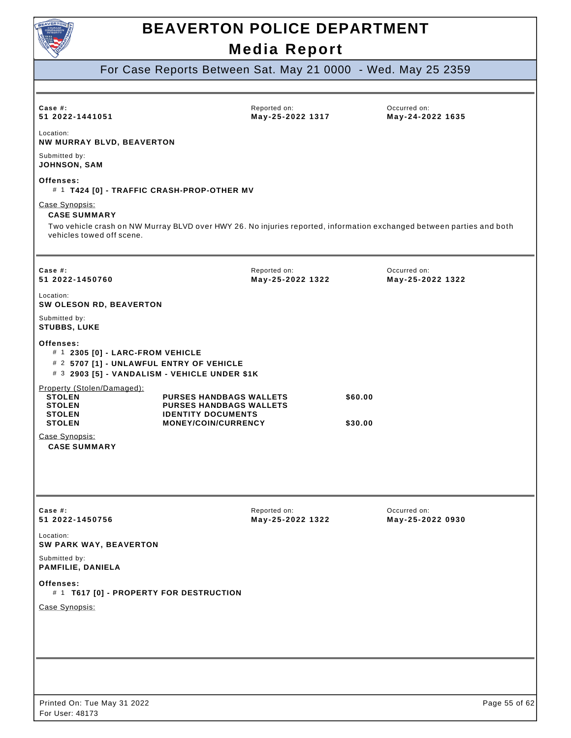# BEAVERTON POLICE DEPARTMENT

## Media Report

### For Case Reports Between Sat. May 21 0000 - Wed. May 25 2359

---

**Case #:** 51 2022-1441051
**Reported on:** May-25-2022 1317
**Occurred on:** May-24-2022 1635

Location:
**NW MURRAY BLVD, BEAVERTON**

Submitted by:
**JOHNSON, SAM**

**Offenses:**
- # 1 **T424 [0] - TRAFFIC CRASH-PROP-OTHER MV**

Case Synopsis:

**CASE SUMMARY**

Two vehicle crash on NW Murray BLVD over HWY 26. No injuries reported, information exchanged between parties and both vehicles towed off scene.

---

**Case #:** 51 2022-1450760
**Reported on:** May-25-2022 1322
**Occurred on:** May-25-2022 1322

Location:
**SW OLESON RD, BEAVERTON**

Submitted by:
**STUBBS, LUKE**

**Offenses:**
- # 1 **2305 [0] - LARC-FROM VEHICLE**
- # 2 **5707 [1] - UNLAWFUL ENTRY OF VEHICLE**
- # 3 **2903 [5] - VANDALISM - VEHICLE UNDER $1K**

Property (Stolen/Damaged):

| | | |
|---|---|---|
| STOLEN | PURSES HANDBAGS WALLETS | $60.00 |
| STOLEN | PURSES HANDBAGS WALLETS | |
| STOLEN | IDENTITY DOCUMENTS | |
| STOLEN | MONEY/COIN/CURRENCY | $30.00 |

Case Synopsis:

**CASE SUMMARY**

---

**Case #:** 51 2022-1450756
**Reported on:** May-25-2022 1322
**Occurred on:** May-25-2022 0930

Location:
**SW PARK WAY, BEAVERTON**

Submitted by:
**PAMFILIE, DANIELA**

**Offenses:**
- # 1 **T617 [0] - PROPERTY FOR DESTRUCTION**

Case Synopsis:

---

Printed On: Tue May 31 2022
For User: 48173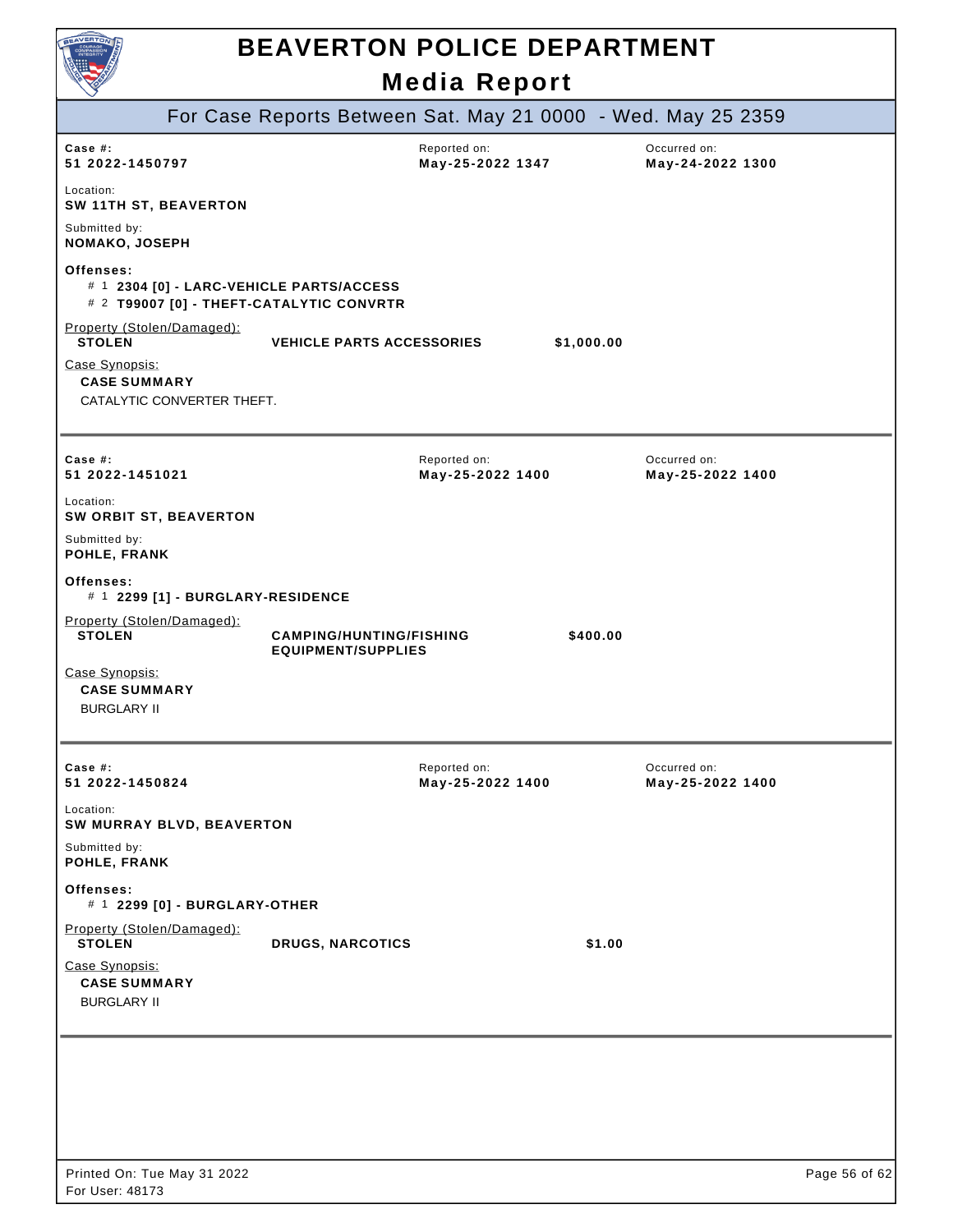# BEAVERTON POLICE DEPARTMENT

## Media Report

### For Case Reports Between Sat. May 21 0000 - Wed. May 25 2359

---

**Case #:** 51 2022-1450797
**Reported on:** May-25-2022 1347
**Occurred on:** May-24-2022 1300

**Location:**
SW 11TH ST, BEAVERTON

**Submitted by:**
NOMAKO, JOSEPH

**Offenses:**
- # 1 **2304 [0] - LARC-VEHICLE PARTS/ACCESS**
- # 2 **T99007 [0] - THEFT-CATALYTIC CONVRTR**

Property (Stolen/Damaged):

| | | |
|---|---|---|
| **STOLEN** | **VEHICLE PARTS ACCESSORIES** | **$1,000.00** |

Case Synopsis:

**CASE SUMMARY**

CATALYTIC CONVERTER THEFT.

---

**Case #:** 51 2022-1451021
**Reported on:** May-25-2022 1400
**Occurred on:** May-25-2022 1400

**Location:**
SW ORBIT ST, BEAVERTON

**Submitted by:**
POHLE, FRANK

**Offenses:**
- # 1 **2299 [1] - BURGLARY-RESIDENCE**

Property (Stolen/Damaged):

| | | |
|---|---|---|
| **STOLEN** | **CAMPING/HUNTING/FISHING EQUIPMENT/SUPPLIES** | **$400.00** |

Case Synopsis:

**CASE SUMMARY**

BURGLARY II

---

**Case #:** 51 2022-1450824
**Reported on:** May-25-2022 1400
**Occurred on:** May-25-2022 1400

**Location:**
SW MURRAY BLVD, BEAVERTON

**Submitted by:**
POHLE, FRANK

**Offenses:**
- # 1 **2299 [0] - BURGLARY-OTHER**

Property (Stolen/Damaged):

| | | |
|---|---|---|
| **STOLEN** | **DRUGS, NARCOTICS** | **$1.00** |

Case Synopsis:

**CASE SUMMARY**

BURGLARY II

---

Printed On: Tue May 31 2022
For User: 48173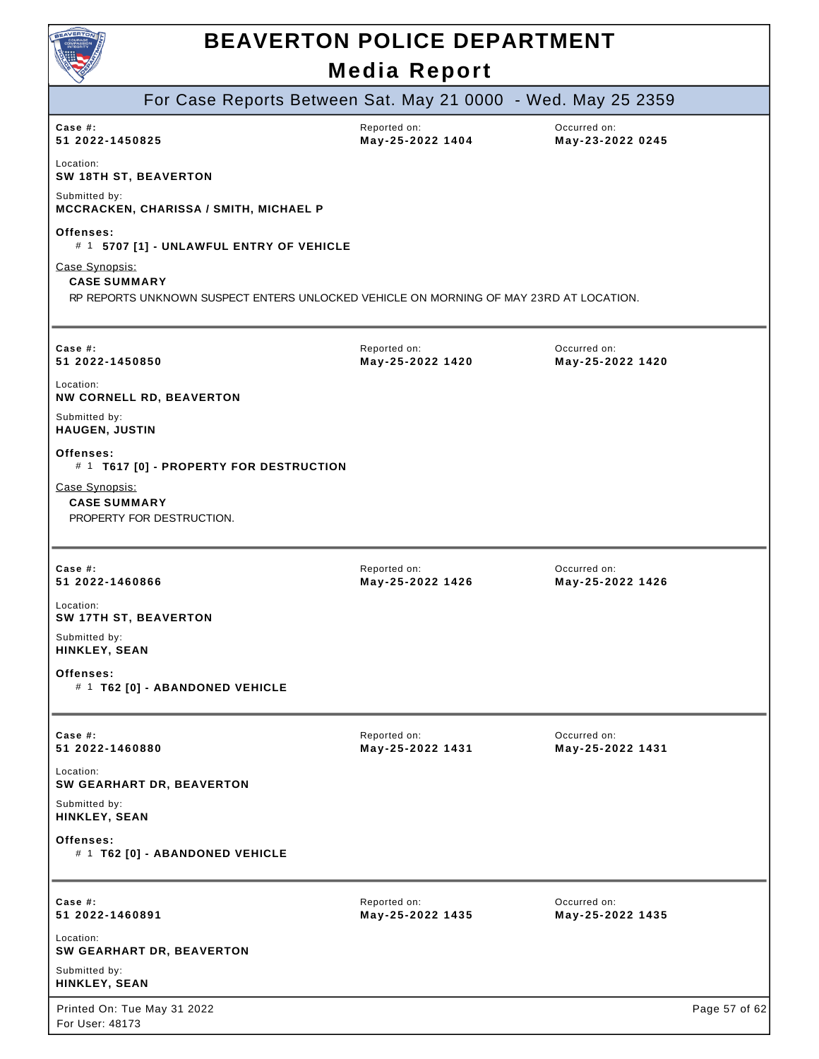# BEAVERTON POLICE DEPARTMENT

## Media Report

### For Case Reports Between Sat. May 21 0000 - Wed. May 25 2359

---

**Case #:** 51 2022-1450825
**Reported on:** May-25-2022 1404
**Occurred on:** May-23-2022 0245

Location:
**SW 18TH ST, BEAVERTON**

Submitted by:
**MCCRACKEN, CHARISSA / SMITH, MICHAEL P**

**Offenses:**
# 1 **5707 [1] - UNLAWFUL ENTRY OF VEHICLE**

Case Synopsis:
**CASE SUMMARY**
RP REPORTS UNKNOWN SUSPECT ENTERS UNLOCKED VEHICLE ON MORNING OF MAY 23RD AT LOCATION.

---

**Case #:** 51 2022-1450850
**Reported on:** May-25-2022 1420
**Occurred on:** May-25-2022 1420

Location:
**NW CORNELL RD, BEAVERTON**

Submitted by:
**HAUGEN, JUSTIN**

**Offenses:**
# 1 **T617 [0] - PROPERTY FOR DESTRUCTION**

Case Synopsis:
**CASE SUMMARY**
PROPERTY FOR DESTRUCTION.

---

**Case #:** 51 2022-1460866
**Reported on:** May-25-2022 1426
**Occurred on:** May-25-2022 1426

Location:
**SW 17TH ST, BEAVERTON**

Submitted by:
**HINKLEY, SEAN**

**Offenses:**
# 1 **T62 [0] - ABANDONED VEHICLE**

---

**Case #:** 51 2022-1460880
**Reported on:** May-25-2022 1431
**Occurred on:** May-25-2022 1431

Location:
**SW GEARHART DR, BEAVERTON**

Submitted by:
**HINKLEY, SEAN**

**Offenses:**
# 1 **T62 [0] - ABANDONED VEHICLE**

---

**Case #:** 51 2022-1460891
**Reported on:** May-25-2022 1435
**Occurred on:** May-25-2022 1435

Location:
**SW GEARHART DR, BEAVERTON**

Submitted by:
**HINKLEY, SEAN**

Printed On: Tue May 31 2022
For User: 48173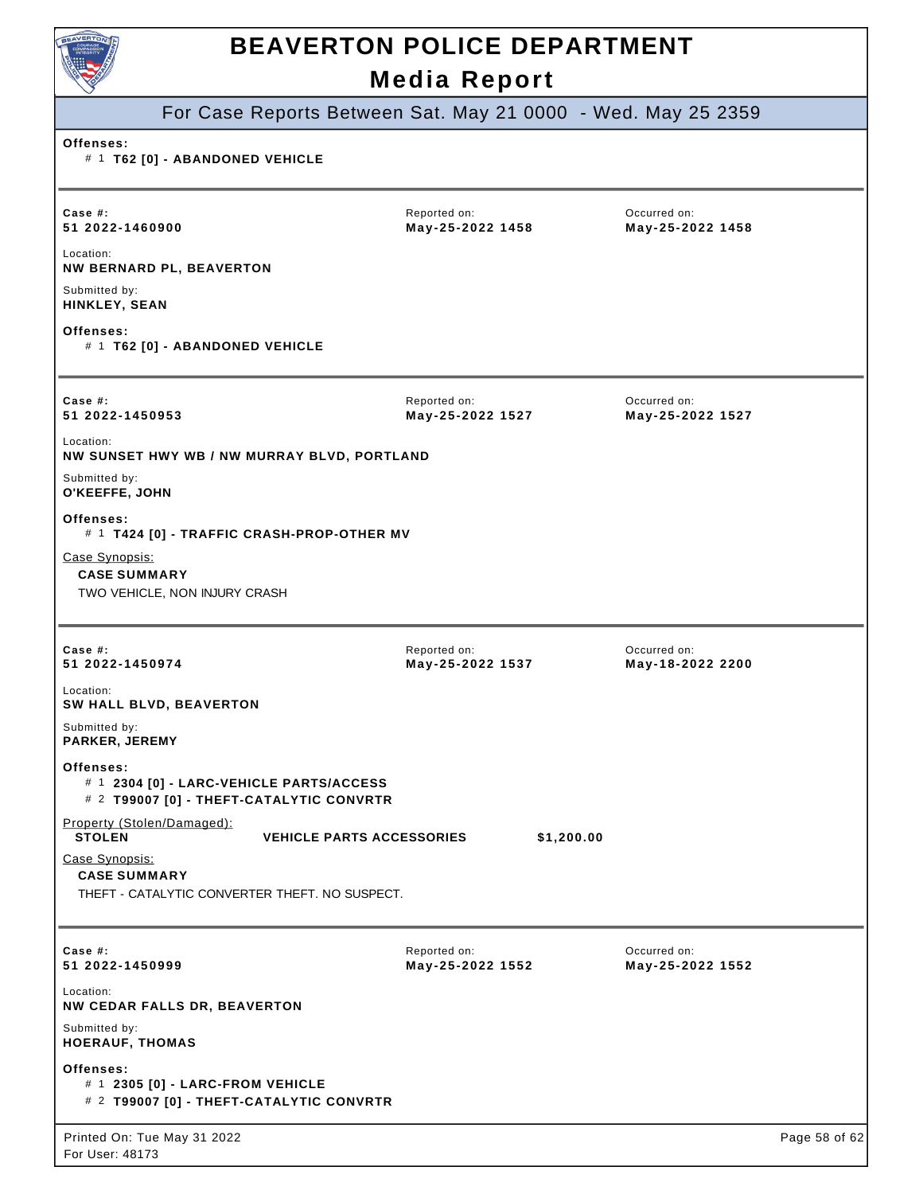**Offences:**

\# 1 **T62 [0] - ABANDONED VEHICLE**

---

| Case #: | Reported on: | Occurred on: |
|---|---|---|
| **51 2022-1460900** | **May-25-2022 1458** | **May-25-2022 1458** |

Location:
**NW BERNARD PL, BEAVERTON**

Submitted by:
**HINKLEY, SEAN**

**Offenses:**

\# 1 **T62 [0] - ABANDONED VEHICLE**

---

| Case #: | Reported on: | Occurred on: |
|---|---|---|
| **51 2022-1450953** | **May-25-2022 1527** | **May-25-2022 1527** |

Location:
**NW SUNSET HWY WB / NW MURRAY BLVD, PORTLAND**

Submitted by:
**O'KEEFFE, JOHN**

**Offenses:**

\# 1 **T424 [0] - TRAFFIC CRASH-PROP-OTHER MV**

Case Synopsis:

**CASE SUMMARY**

TWO VEHICLE, NON INJURY CRASH

---

| Case #: | Reported on: | Occurred on: |
|---|---|---|
| **51 2022-1450974** | **May-25-2022 1537** | **May-18-2022 2200** |

Location:
**SW HALL BLVD, BEAVERTON**

Submitted by:
**PARKER, JEREMY**

**Offenses:**

\# 1 **2304 [0] - LARC-VEHICLE PARTS/ACCESS**

\# 2 **T99007 [0] - THEFT-CATALYTIC CONVRTR**

Property (Stolen/Damaged):

| | | |
|---|---|---|
| **STOLEN** | **VEHICLE PARTS ACCESSORIES** | **$1,200.00** |

Case Synopsis:

**CASE SUMMARY**

THEFT - CATALYTIC CONVERTER THEFT. NO SUSPECT.

---

| Case #: | Reported on: | Occurred on: |
|---|---|---|
| **51 2022-1450999** | **May-25-2022 1552** | **May-25-2022 1552** |

Location:
**NW CEDAR FALLS DR, BEAVERTON**

Submitted by:
**HOERAUF, THOMAS**

**Offenses:**

\# 1 **2305 [0] - LARC-FROM VEHICLE**

\# 2 **T99007 [0] - THEFT-CATALYTIC CONVRTR**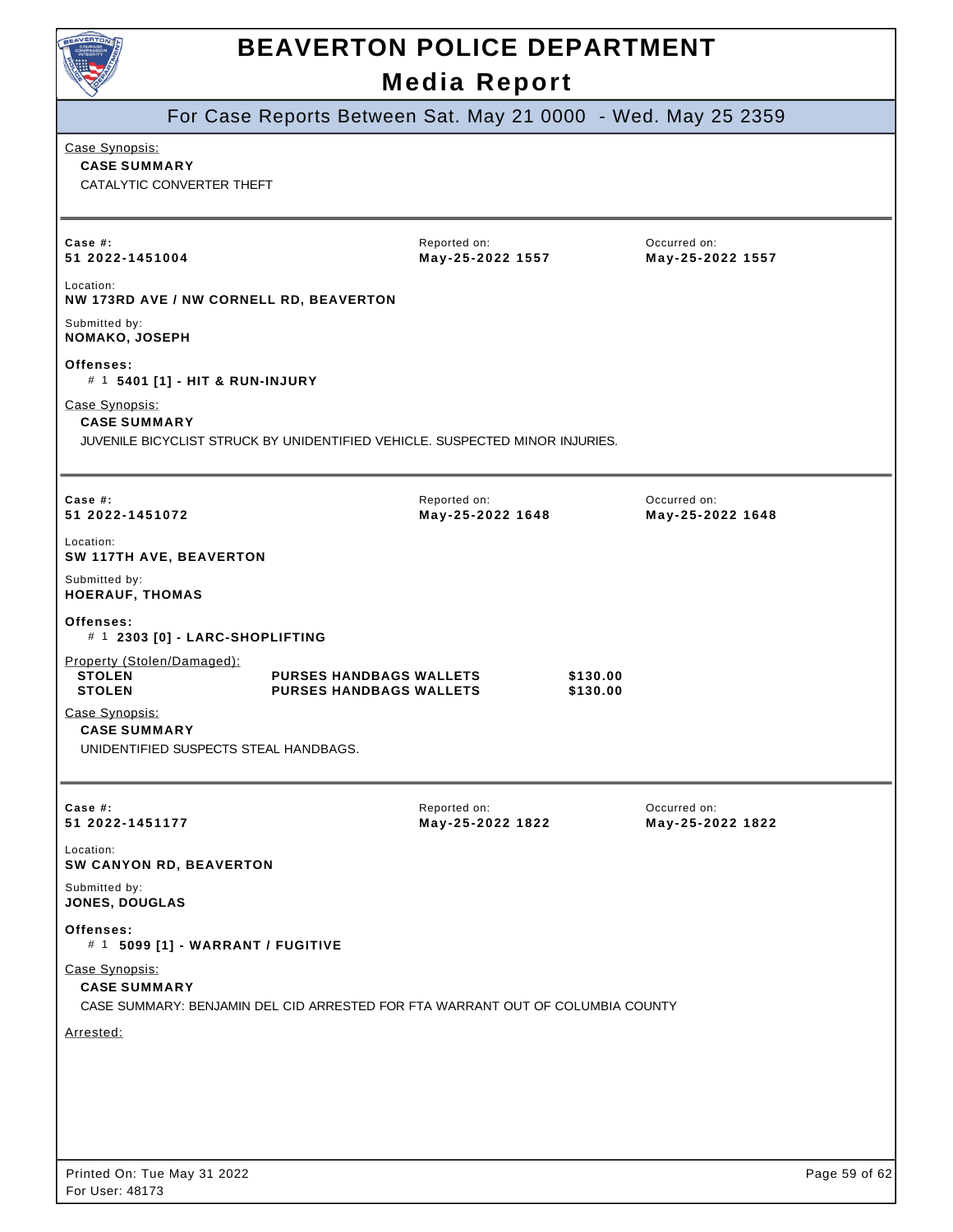# BEAVERTON POLICE DEPARTMENT

## Media Report

### For Case Reports Between Sat. May 21 0000 - Wed. May 25 2359

Case Synopsis:

**CASE SUMMARY**

CATALYTIC CONVERTER THEFT

---

| Case #: | Reported on: | Occurred on: |
|---|---|---|
| **51 2022-1451004** | **May-25-2022 1557** | **May-25-2022 1557** |

Location:
**NW 173RD AVE / NW CORNELL RD, BEAVERTON**

Submitted by:
**NOMAKO, JOSEPH**

**Offenses:**

# 1 **5401 [1] - HIT & RUN-INJURY**

Case Synopsis:

**CASE SUMMARY**

JUVENILE BICYCLIST STRUCK BY UNIDENTIFIED VEHICLE. SUSPECTED MINOR INJURIES.

---

| Case #: | Reported on: | Occurred on: |
|---|---|---|
| **51 2022-1451072** | **May-25-2022 1648** | **May-25-2022 1648** |

Location:
**SW 117TH AVE, BEAVERTON**

Submitted by:
**HOERAUF, THOMAS**

**Offenses:**

# 1 **2303 [0] - LARC-SHOPLIFTING**

Property (Stolen/Damaged):

| | | |
|---|---|---|
| **STOLEN** | **PURSES HANDBAGS WALLETS** | **$130.00** |
| **STOLEN** | **PURSES HANDBAGS WALLETS** | **$130.00** |

Case Synopsis:

**CASE SUMMARY**

UNIDENTIFIED SUSPECTS STEAL HANDBAGS.

---

| Case #: | Reported on: | Occurred on: |
|---|---|---|
| **51 2022-1451177** | **May-25-2022 1822** | **May-25-2022 1822** |

Location:
**SW CANYON RD, BEAVERTON**

Submitted by:
**JONES, DOUGLAS**

**Offenses:**

# 1 **5099 [1] - WARRANT / FUGITIVE**

Case Synopsis:

**CASE SUMMARY**

CASE SUMMARY: BENJAMIN DEL CID ARRESTED FOR FTA WARRANT OUT OF COLUMBIA COUNTY

Arrested:

Printed On: Tue May 31 2022
For User: 48173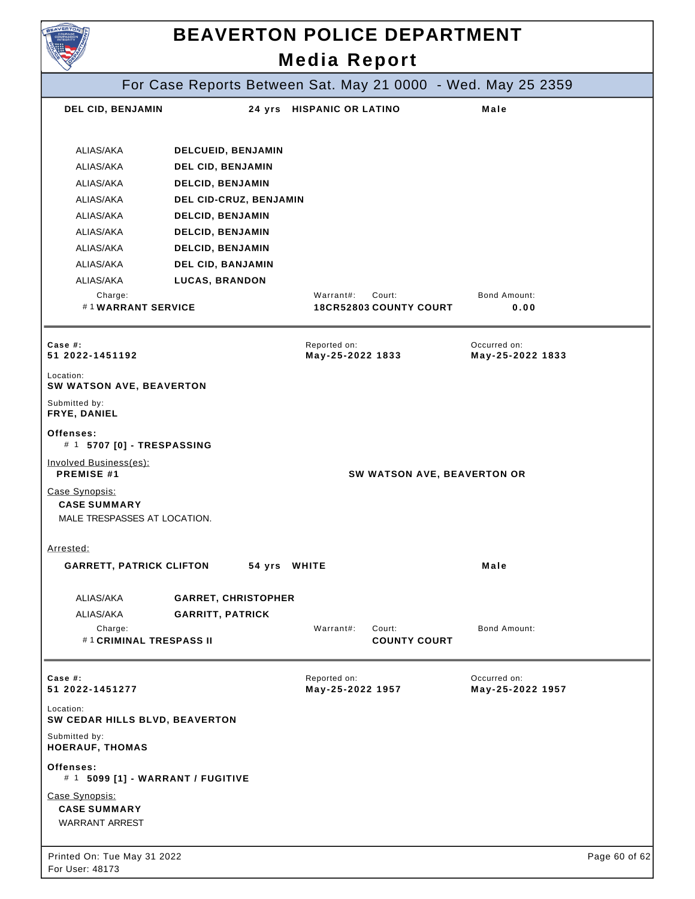# BEAVERTON POLICE DEPARTMENT
## Media Report

For Case Reports Between Sat. May 21 0000 - Wed. May 25 2359

**DEL CID, BENJAMIN** | **24 yrs** | **HISPANIC OR LATINO** | **Male**

| | |
|---|---|
| ALIAS/AKA | **DELCUEID, BENJAMIN** |
| ALIAS/AKA | **DEL CID, BENJAMIN** |
| ALIAS/AKA | **DELCID, BENJAMIN** |
| ALIAS/AKA | **DEL CID-CRUZ, BENJAMIN** |
| ALIAS/AKA | **DELCID, BENJAMIN** |
| ALIAS/AKA | **DELCID, BENJAMIN** |
| ALIAS/AKA | **DELCID, BENJAMIN** |
| ALIAS/AKA | **DEL CID, BANJAMIN** |
| ALIAS/AKA | **LUCAS, BRANDON** |

| Charge: | Warrant#: | Court: | Bond Amount: |
|---|---|---|---|
| # 1 **WARRANT SERVICE** | **18CR52803** | **COUNTY COURT** | **0.00** |

---

**Case #:** 51 2022-1451192
**Reported on:** May-25-2022 1833
**Occurred on:** May-25-2022 1833

Location:
**SW WATSON AVE, BEAVERTON**

Submitted by:
**FRYE, DANIEL**

**Offenses:**
# 1 **5707 [0] - TRESPASSING**

Involved Business(es):
**PREMISE #1** — **SW WATSON AVE, BEAVERTON OR**

Case Synopsis:
**CASE SUMMARY**
MALE TRESPASSES AT LOCATION.

Arrested:

**GARRETT, PATRICK CLIFTON** | **54 yrs** | **WHITE** | **Male**

| | |
|---|---|
| ALIAS/AKA | **GARRET, CHRISTOPHER** |
| ALIAS/AKA | **GARRITT, PATRICK** |

| Charge: | Warrant#: | Court: | Bond Amount: |
|---|---|---|---|
| # 1 **CRIMINAL TRESPASS II** | | **COUNTY COURT** | |

---

**Case #:** 51 2022-1451277
**Reported on:** May-25-2022 1957
**Occurred on:** May-25-2022 1957

Location:
**SW CEDAR HILLS BLVD, BEAVERTON**

Submitted by:
**HOERAUF, THOMAS**

**Offenses:**
# 1 **5099 [1] - WARRANT / FUGITIVE**

Case Synopsis:
**CASE SUMMARY**
WARRANT ARREST

Printed On: Tue May 31 2022
For User: 48173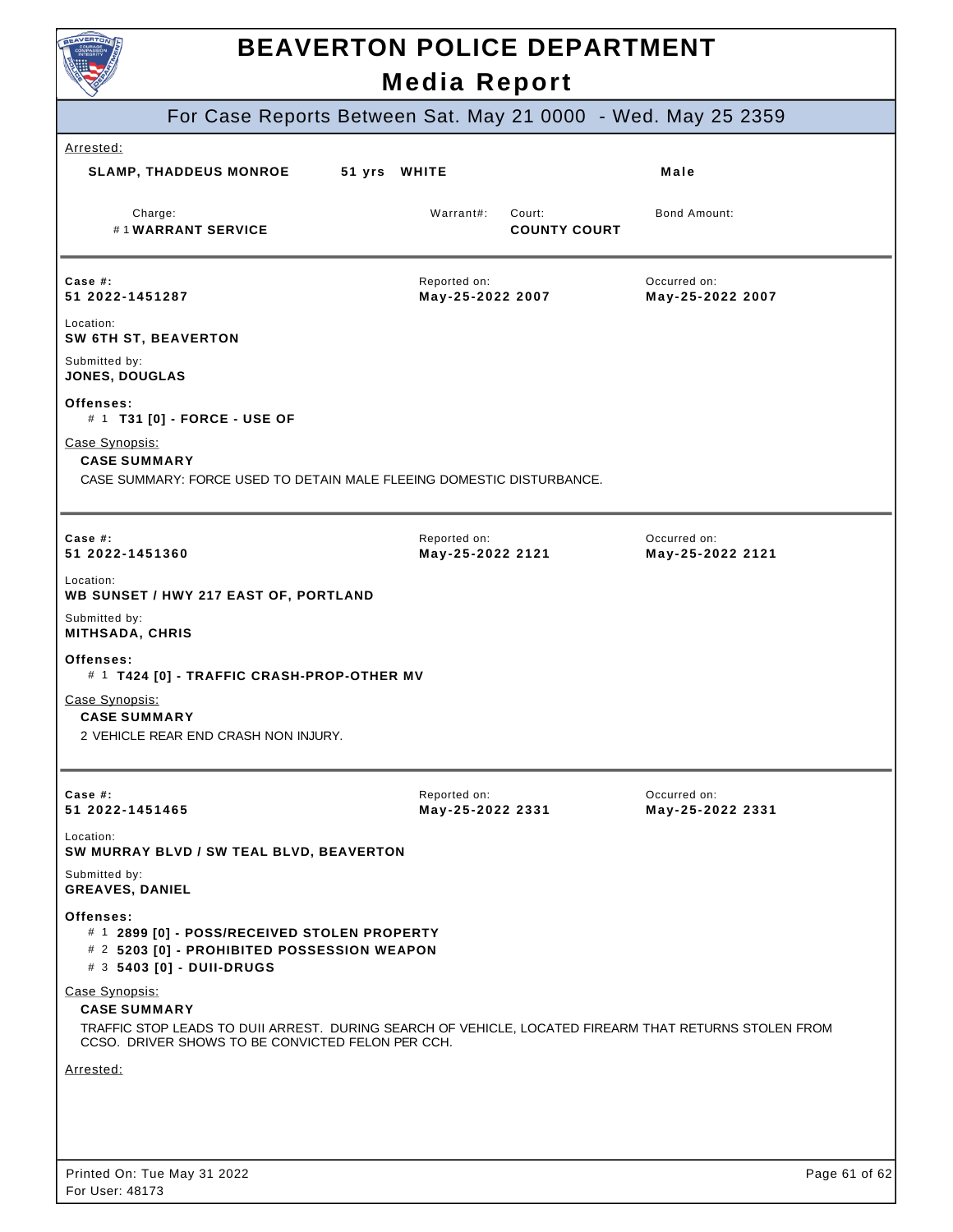# BEAVERTON POLICE DEPARTMENT

## Media Report

### For Case Reports Between Sat. May 21 0000 - Wed. May 25 2359

Arrested:

| Name | Age | Race | Sex |
|---|---|---|---|
| **SLAMP, THADDEUS MONROE** | **51 yrs** | **WHITE** | **Male** |

| Charge: | Warrant#: | Court: | Bond Amount: |
|---|---|---|---|
| # 1 **WARRANT SERVICE** | | **COUNTY COURT** | |

---

| Case #: | Reported on: | Occurred on: |
|---|---|---|
| **51 2022-1451287** | **May-25-2022 2007** | **May-25-2022 2007** |

Location:
**SW 6TH ST, BEAVERTON**

Submitted by:
**JONES, DOUGLAS**

**Offenses:**
- # 1 **T31 [0] - FORCE - USE OF**

Case Synopsis:
**CASE SUMMARY**
CASE SUMMARY: FORCE USED TO DETAIN MALE FLEEING DOMESTIC DISTURBANCE.

---

| Case #: | Reported on: | Occurred on: |
|---|---|---|
| **51 2022-1451360** | **May-25-2022 2121** | **May-25-2022 2121** |

Location:
**WB SUNSET / HWY 217 EAST OF, PORTLAND**

Submitted by:
**MITHSADA, CHRIS**

**Offenses:**
- # 1 **T424 [0] - TRAFFIC CRASH-PROP-OTHER MV**

Case Synopsis:
**CASE SUMMARY**
2 VEHICLE REAR END CRASH NON INJURY.

---

| Case #: | Reported on: | Occurred on: |
|---|---|---|
| **51 2022-1451465** | **May-25-2022 2331** | **May-25-2022 2331** |

Location:
**SW MURRAY BLVD / SW TEAL BLVD, BEAVERTON**

Submitted by:
**GREAVES, DANIEL**

**Offenses:**
- # 1 **2899 [0] - POSS/RECEIVED STOLEN PROPERTY**
- # 2 **5203 [0] - PROHIBITED POSSESSION WEAPON**
- # 3 **5403 [0] - DUII-DRUGS**

Case Synopsis:
**CASE SUMMARY**
TRAFFIC STOP LEADS TO DUII ARREST. DURING SEARCH OF VEHICLE, LOCATED FIREARM THAT RETURNS STOLEN FROM CCSO. DRIVER SHOWS TO BE CONVICTED FELON PER CCH.

Arrested:

Printed On: Tue May 31 2022
For User: 48173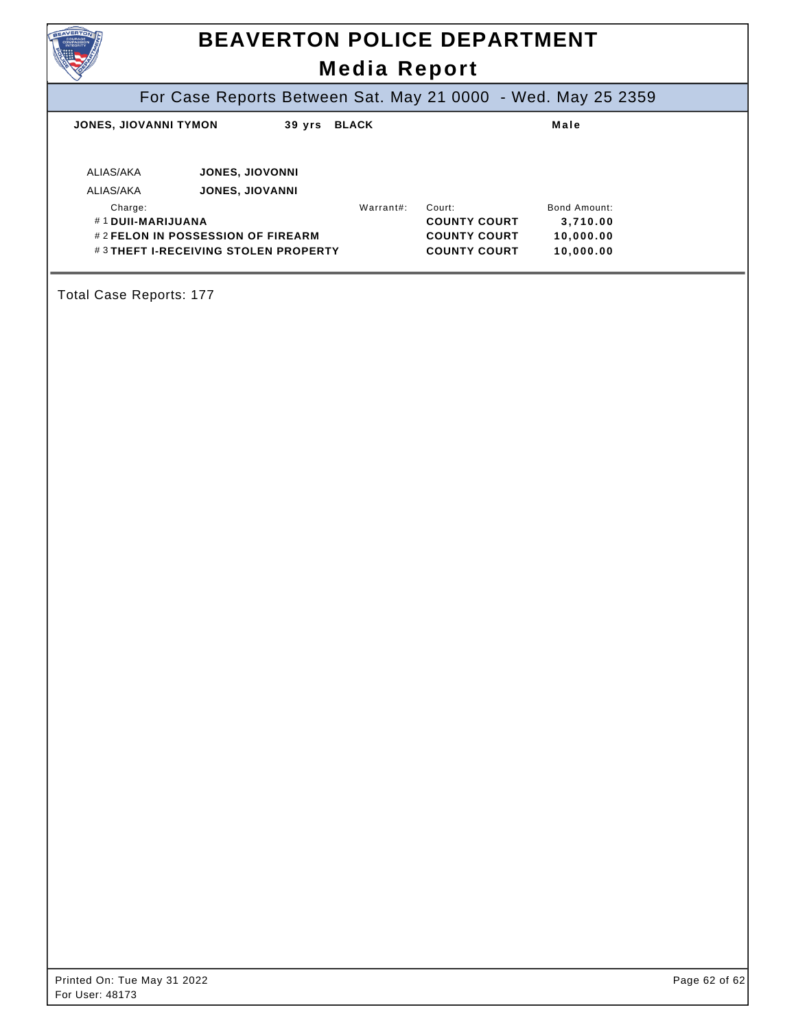# BEAVERTON POLICE DEPARTMENT

## Media Report

### For Case Reports Between Sat. May 21 0000 - Wed. May 25 2359

**JONES, JIOVANNI TYMON** **39 yrs** **BLACK** **Male**

ALIAS/AKA **JONES, JIOVONNI**

ALIAS/AKA **JONES, JIOVANNI**

| Charge: | Warrant#: | Court: | Bond Amount: |
|---|---|---|---|
| # 1 **DUII-MARIJUANA** | | **COUNTY COURT** | **3,710.00** |
| # 2 **FELON IN POSSESSION OF FIREARM** | | **COUNTY COURT** | **10,000.00** |
| # 3 **THEFT I-RECEIVING STOLEN PROPERTY** | | **COUNTY COURT** | **10,000.00** |

Total Case Reports: 177

Printed On: Tue May 31 2022
For User: 48173